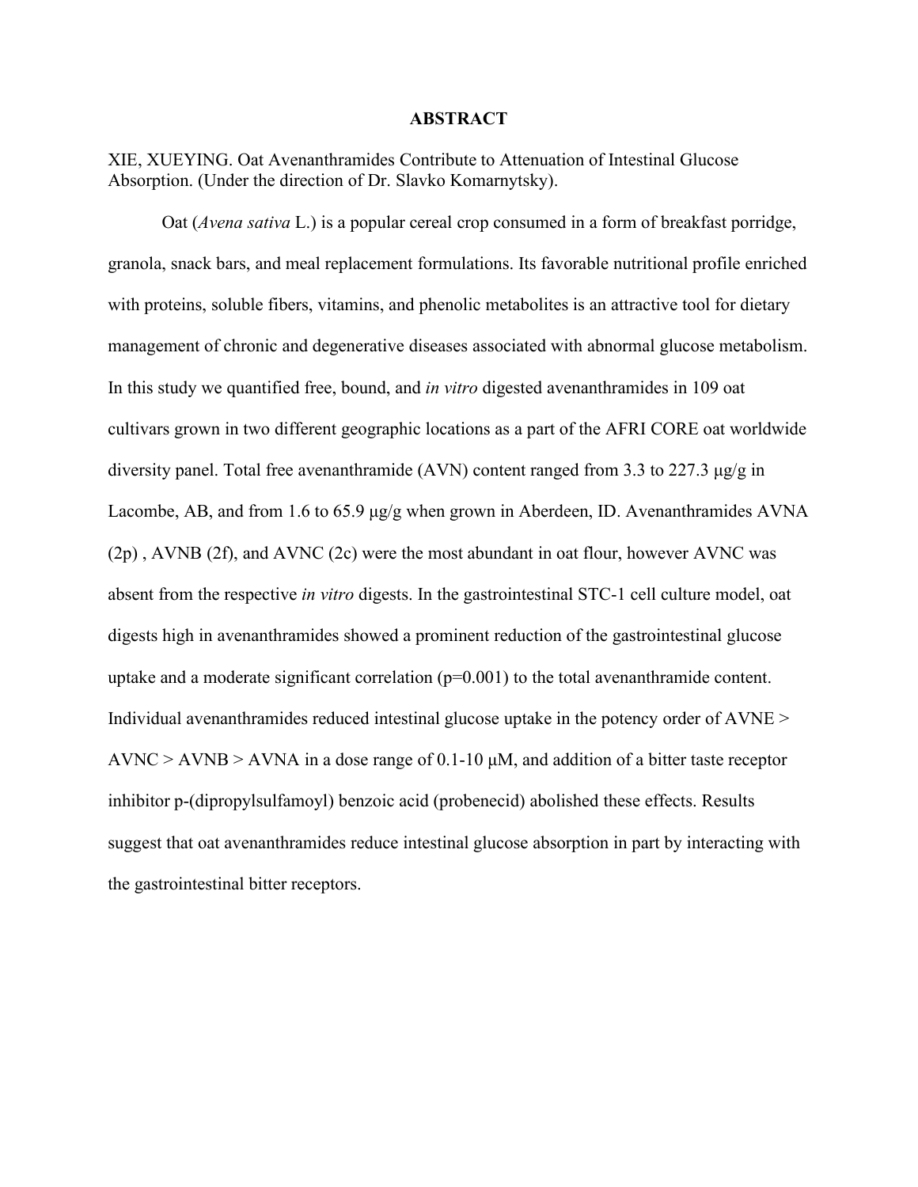# ABSTRACT

XIE, XUEYING. Oat Avenanthramides Contribute to Attenuation of Intestinal Glucose Absorption. (Under the direction of Dr. Slavko Komarnytsky).

Oat (*Avena sativa* L.) is a popular cereal crop consumed in a form of breakfast porridge, granola, snack bars, and meal replacement formulations. Its favorable nutritional profile enriched with proteins, soluble fibers, vitamins, and phenolic metabolites is an attractive tool for dietary management of chronic and degenerative diseases associated with abnormal glucose metabolism. In this study we quantified free, bound, and *in vitro* digested avenanthramides in 109 oat cultivars grown in two different geographic locations as a part of the AFRI CORE oat worldwide diversity panel. Total free avenanthramide (AVN) content ranged from 3.3 to 227.3 μg/g in Lacombe, AB, and from 1.6 to 65.9 μg/g when grown in Aberdeen, ID. Avenanthramides AVNA (2p) , AVNB (2f), and AVNC (2c) were the most abundant in oat flour, however AVNC was absent from the respective *in vitro* digests. In the gastrointestinal STC-1 cell culture model, oat digests high in avenanthramides showed a prominent reduction of the gastrointestinal glucose uptake and a moderate significant correlation ($p=0.001$) to the total avenanthramide content. Individual avenanthramides reduced intestinal glucose uptake in the potency order of AVNE > AVNC > AVNB > AVNA in a dose range of 0.1-10 μM, and addition of a bitter taste receptor inhibitor p-(dipropylsulfamoyl) benzoic acid (probenecid) abolished these effects. Results suggest that oat avenanthramides reduce intestinal glucose absorption in part by interacting with the gastrointestinal bitter receptors.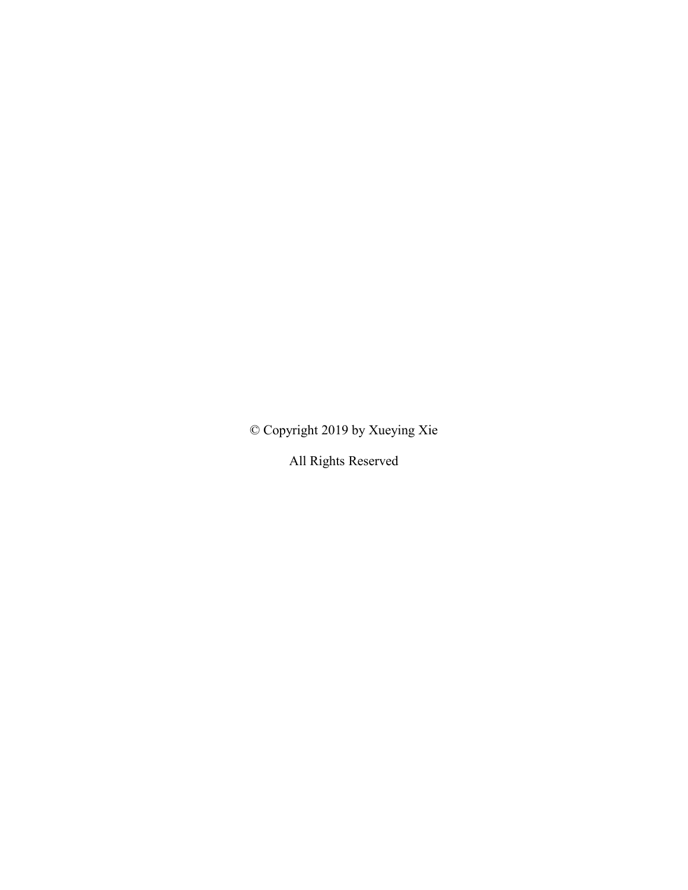© Copyright 2019 by Xueying Xie

All Rights Reserved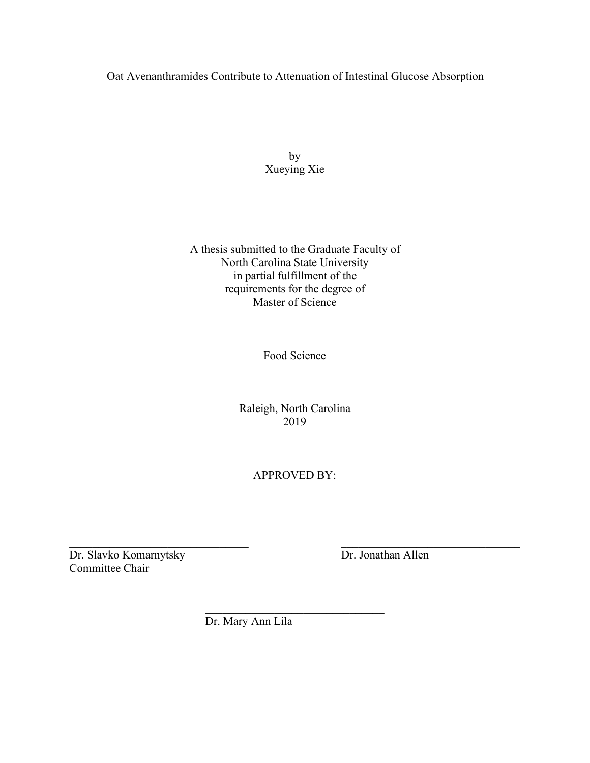Oat Avenanthramides Contribute to Attenuation of Intestinal Glucose Absorption

by
Xueying Xie

A thesis submitted to the Graduate Faculty of
North Carolina State University
in partial fulfillment of the
requirements for the degree of
Master of Science

Food Science

Raleigh, North Carolina
2019

APPROVED BY:

_______________________________
Dr. Slavko Komarnytsky
Committee Chair

_______________________________
Dr. Jonathan Allen

_______________________________
Dr. Mary Ann Lila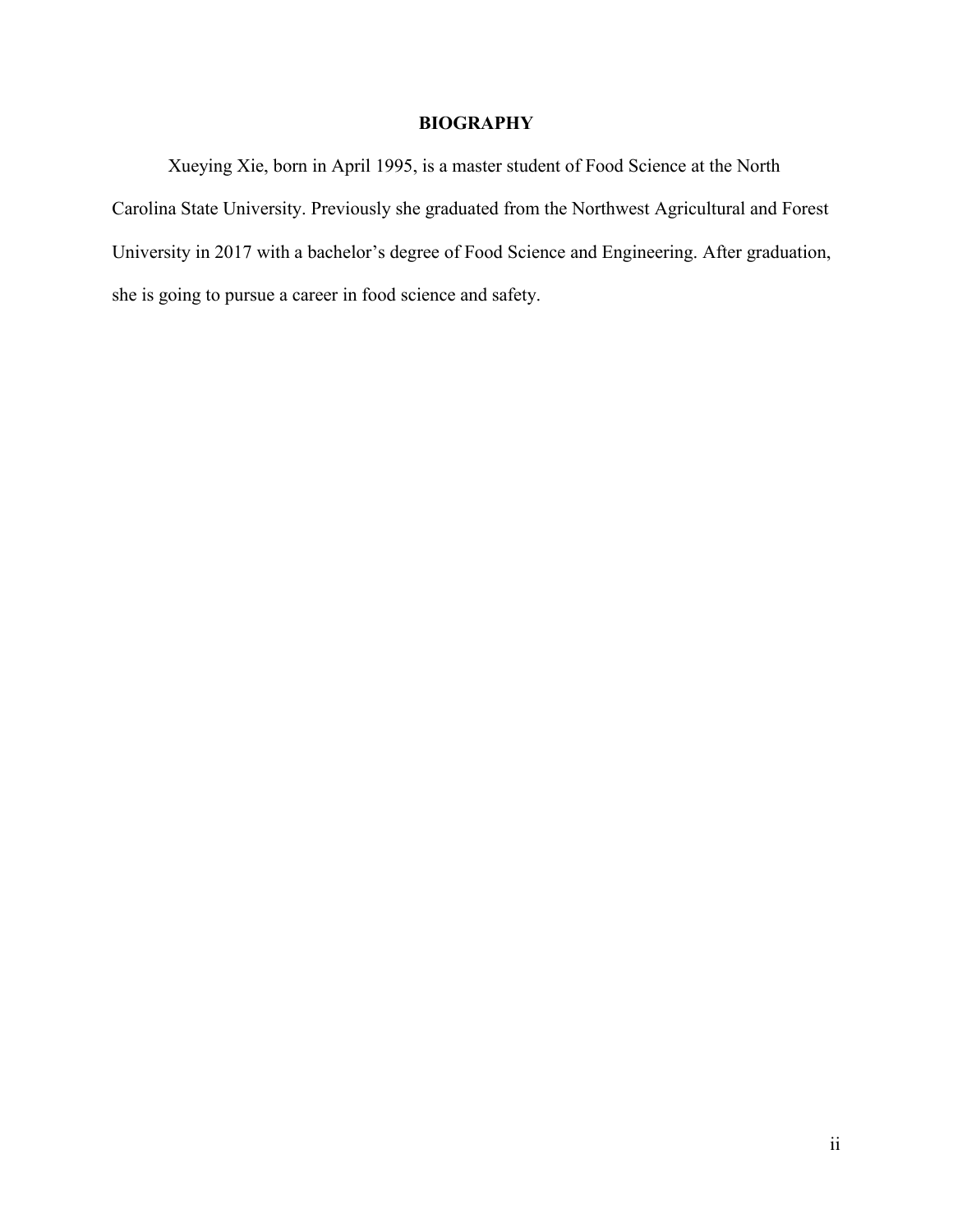# BIOGRAPHY

Xueying Xie, born in April 1995, is a master student of Food Science at the North Carolina State University. Previously she graduated from the Northwest Agricultural and Forest University in 2017 with a bachelor's degree of Food Science and Engineering. After graduation, she is going to pursue a career in food science and safety.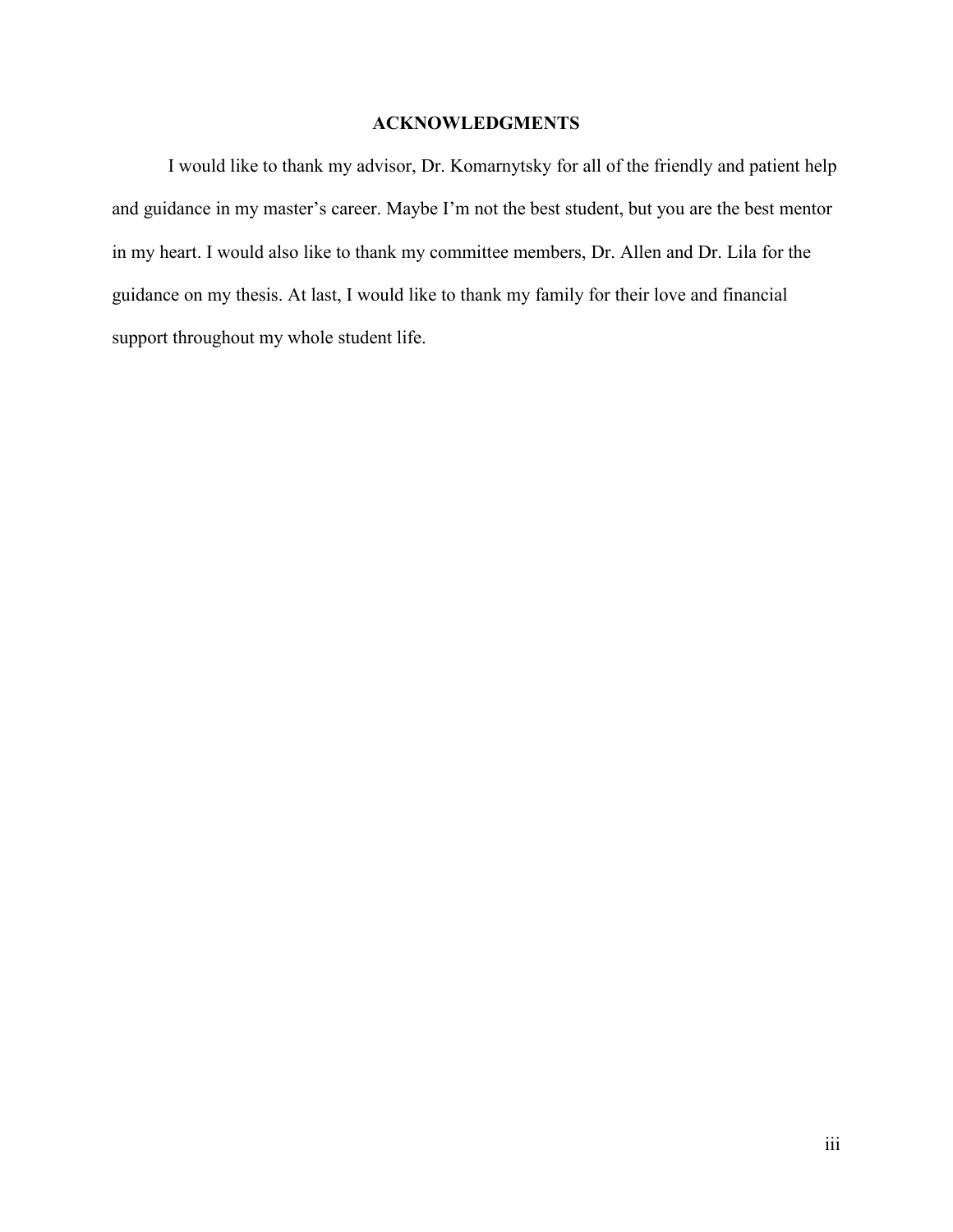## ACKNOWLEDGMENTS

I would like to thank my advisor, Dr. Komarnytsky for all of the friendly and patient help and guidance in my master's career. Maybe I'm not the best student, but you are the best mentor in my heart. I would also like to thank my committee members, Dr. Allen and Dr. Lila for the guidance on my thesis. At last, I would like to thank my family for their love and financial support throughout my whole student life.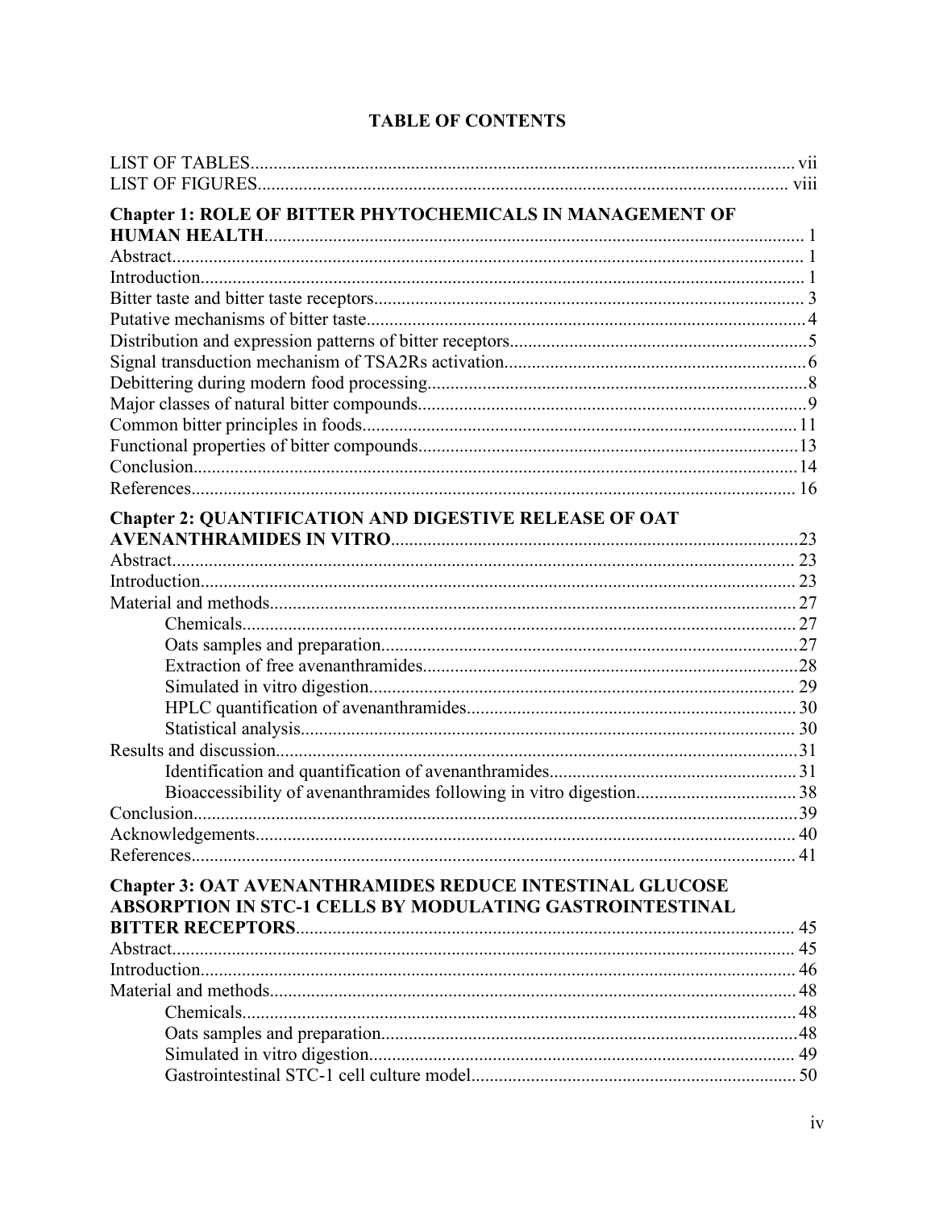# TABLE OF CONTENTS

LIST OF TABLES.................................................................................................................. vii
LIST OF FIGURES................................................................................................................ viii

**Chapter 1: ROLE OF BITTER PHYTOCHEMICALS IN MANAGEMENT OF HUMAN HEALTH**.................................................................................................................. 1
Abstract.................................................................................................................................. 1
Introduction........................................................................................................................... 1
Bitter taste and bitter taste receptors..................................................................................... 3
Putative mechanisms of bitter taste....................................................................................... 4
Distribution and expression patterns of bitter receptors........................................................ 5
Signal transduction mechanism of TSA2Rs activation......................................................... 6
Debittering during modern food processing.......................................................................... 8
Major classes of natural bitter compounds............................................................................ 9
Common bitter principles in foods........................................................................................ 11
Functional properties of bitter compounds........................................................................... 13
Conclusion............................................................................................................................. 14
References............................................................................................................................. 16

**Chapter 2: QUANTIFICATION AND DIGESTIVE RELEASE OF OAT AVENANTHRAMIDES IN VITRO**.................................................................................. 23
Abstract.................................................................................................................................. 23
Introduction........................................................................................................................... 23
Material and methods........................................................................................................... 27
- Chemicals.......................................................................................................................... 27
- Oats samples and preparation........................................................................................... 27
- Extraction of free avenanthramides.................................................................................. 28
- Simulated in vitro digestion............................................................................................... 29
- HPLC quantification of avenanthramides......................................................................... 30
- Statistical analysis............................................................................................................. 30

Results and discussion.......................................................................................................... 31
- Identification and quantification of avenanthramides...................................................... 31
- Bioaccessibility of avenanthramides following in vitro digestion.................................... 38

Conclusion............................................................................................................................. 39
Acknowledgements............................................................................................................... 40
References............................................................................................................................. 41

**Chapter 3: OAT AVENANTHRAMIDES REDUCE INTESTINAL GLUCOSE ABSORPTION IN STC-1 CELLS BY MODULATING GASTROINTESTINAL BITTER RECEPTORS**........................................................................................................ 45
Abstract.................................................................................................................................. 45
Introduction........................................................................................................................... 46
Material and methods........................................................................................................... 48
- Chemicals.......................................................................................................................... 48
- Oats samples and preparation........................................................................................... 48
- Simulated in vitro digestion............................................................................................... 49
- Gastrointestinal STC-1 cell culture model........................................................................ 50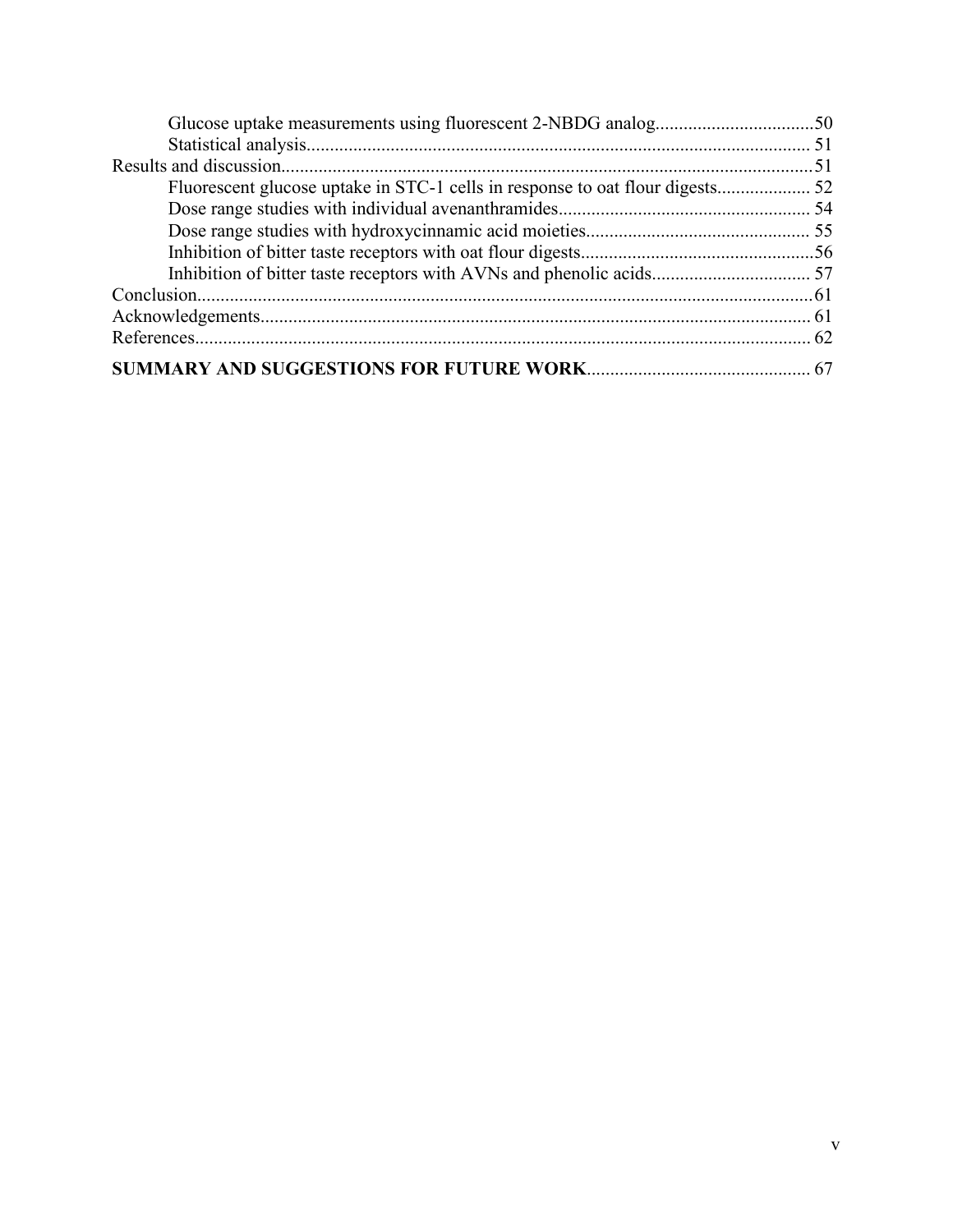Glucose uptake measurements using fluorescent 2-NBDG analog..................................50
Statistical analysis............................................................................................................ 51
Results and discussion..................................................................................................................51
Fluorescent glucose uptake in STC-1 cells in response to oat flour digests.................... 52
Dose range studies with individual avenanthramides...................................................... 54
Dose range studies with hydroxycinnamic acid moieties................................................ 55
Inhibition of bitter taste receptors with oat flour digests..................................................56
Inhibition of bitter taste receptors with AVNs and phenolic acids.................................. 57
Conclusion....................................................................................................................................61
Acknowledgements..................................................................................................................... 61
References.................................................................................................................................... 62

**SUMMARY AND SUGGESTIONS FOR FUTURE WORK**................................................ 67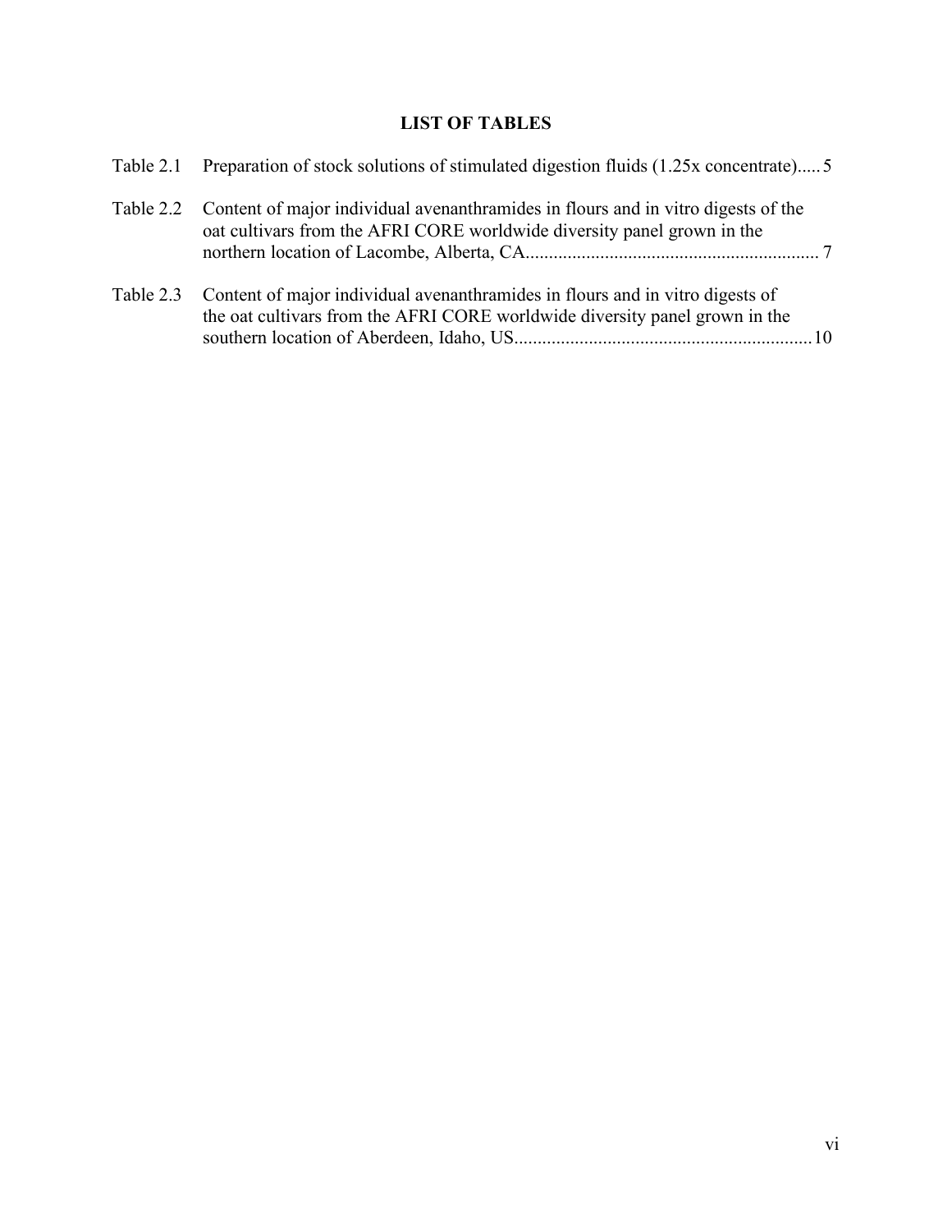# LIST OF TABLES

Table 2.1 Preparation of stock solutions of stimulated digestion fluids (1.25x concentrate)..... 5

Table 2.2 Content of major individual avenanthramides in flours and in vitro digests of the oat cultivars from the AFRI CORE worldwide diversity panel grown in the northern location of Lacombe, Alberta, CA............................................................... 7

Table 2.3 Content of major individual avenanthramides in flours and in vitro digests of the oat cultivars from the AFRI CORE worldwide diversity panel grown in the southern location of Aberdeen, Idaho, US...............................................................10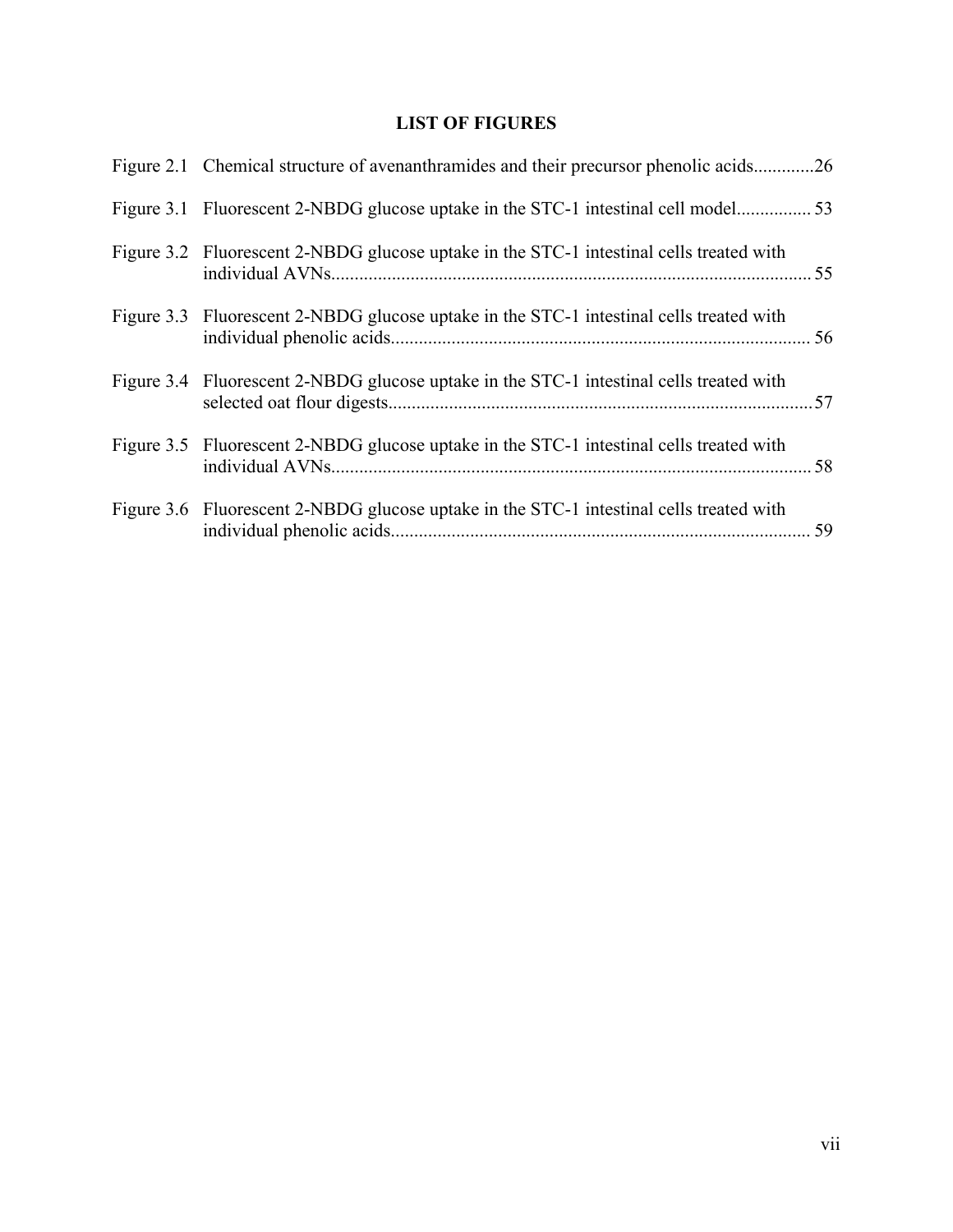# LIST OF FIGURES

Figure 2.1 Chemical structure of avenanthramides and their precursor phenolic acids.............26

Figure 3.1 Fluorescent 2-NBDG glucose uptake in the STC-1 intestinal cell model................ 53

Figure 3.2 Fluorescent 2-NBDG glucose uptake in the STC-1 intestinal cells treated with individual AVNs...................................................................................................... 55

Figure 3.3 Fluorescent 2-NBDG glucose uptake in the STC-1 intestinal cells treated with individual phenolic acids.......................................................................................... 56

Figure 3.4 Fluorescent 2-NBDG glucose uptake in the STC-1 intestinal cells treated with selected oat flour digests...........................................................................................57

Figure 3.5 Fluorescent 2-NBDG glucose uptake in the STC-1 intestinal cells treated with individual AVNs....................................................................................................... 58

Figure 3.6 Fluorescent 2-NBDG glucose uptake in the STC-1 intestinal cells treated with individual phenolic acids.......................................................................................... 59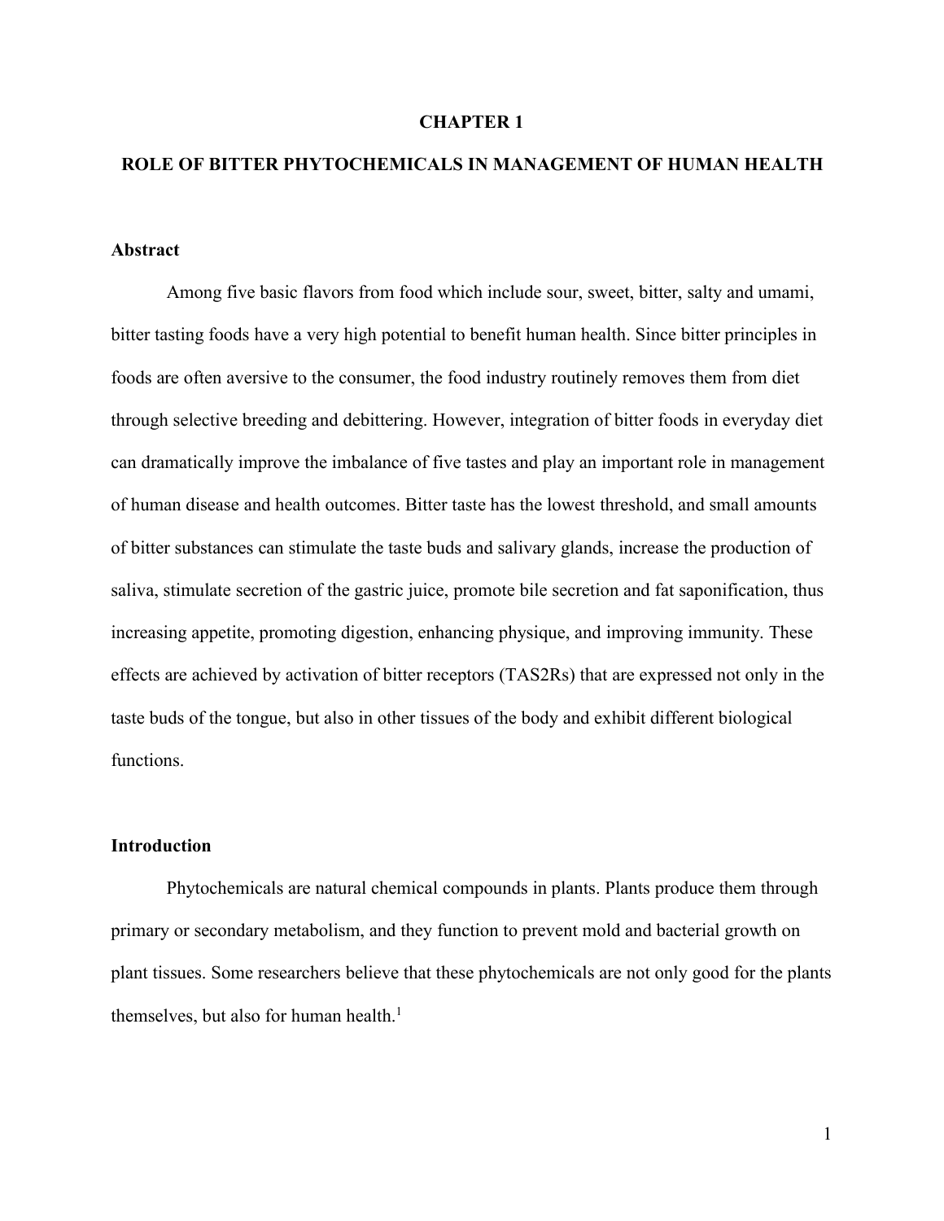# CHAPTER 1

# ROLE OF BITTER PHYTOCHEMICALS IN MANAGEMENT OF HUMAN HEALTH

## Abstract

Among five basic flavors from food which include sour, sweet, bitter, salty and umami, bitter tasting foods have a very high potential to benefit human health. Since bitter principles in foods are often aversive to the consumer, the food industry routinely removes them from diet through selective breeding and debittering. However, integration of bitter foods in everyday diet can dramatically improve the imbalance of five tastes and play an important role in management of human disease and health outcomes. Bitter taste has the lowest threshold, and small amounts of bitter substances can stimulate the taste buds and salivary glands, increase the production of saliva, stimulate secretion of the gastric juice, promote bile secretion and fat saponification, thus increasing appetite, promoting digestion, enhancing physique, and improving immunity. These effects are achieved by activation of bitter receptors (TAS2Rs) that are expressed not only in the taste buds of the tongue, but also in other tissues of the body and exhibit different biological functions.

## Introduction

Phytochemicals are natural chemical compounds in plants. Plants produce them through primary or secondary metabolism, and they function to prevent mold and bacterial growth on plant tissues. Some researchers believe that these phytochemicals are not only good for the plants themselves, but also for human health.[1]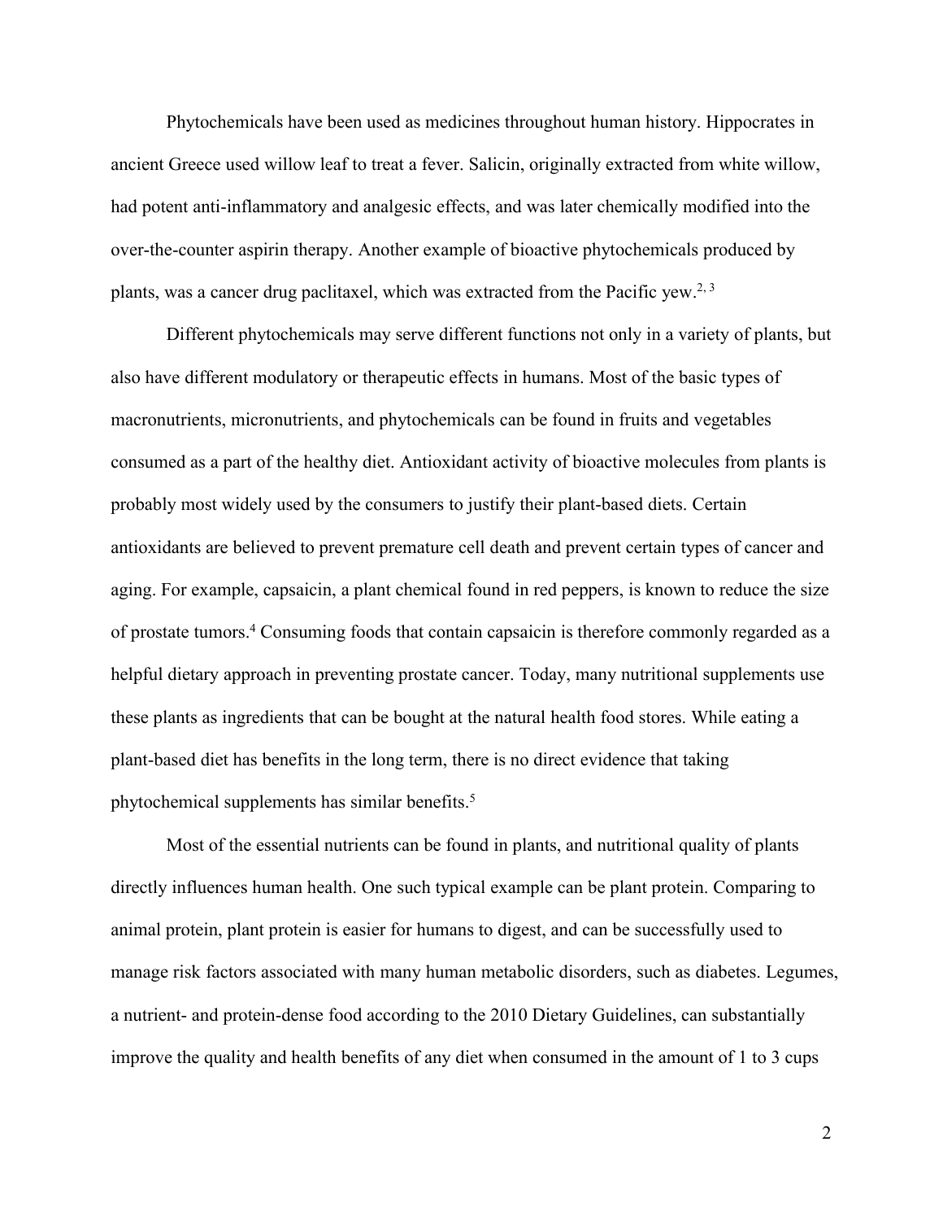Phytochemicals have been used as medicines throughout human history. Hippocrates in ancient Greece used willow leaf to treat a fever. Salicin, originally extracted from white willow, had potent anti-inflammatory and analgesic effects, and was later chemically modified into the over-the-counter aspirin therapy. Another example of bioactive phytochemicals produced by plants, was a cancer drug paclitaxel, which was extracted from the Pacific yew.[2, 3]

Different phytochemicals may serve different functions not only in a variety of plants, but also have different modulatory or therapeutic effects in humans. Most of the basic types of macronutrients, micronutrients, and phytochemicals can be found in fruits and vegetables consumed as a part of the healthy diet. Antioxidant activity of bioactive molecules from plants is probably most widely used by the consumers to justify their plant-based diets. Certain antioxidants are believed to prevent premature cell death and prevent certain types of cancer and aging. For example, capsaicin, a plant chemical found in red peppers, is known to reduce the size of prostate tumors.[4] Consuming foods that contain capsaicin is therefore commonly regarded as a helpful dietary approach in preventing prostate cancer. Today, many nutritional supplements use these plants as ingredients that can be bought at the natural health food stores. While eating a plant-based diet has benefits in the long term, there is no direct evidence that taking phytochemical supplements has similar benefits.[5]

Most of the essential nutrients can be found in plants, and nutritional quality of plants directly influences human health. One such typical example can be plant protein. Comparing to animal protein, plant protein is easier for humans to digest, and can be successfully used to manage risk factors associated with many human metabolic disorders, such as diabetes. Legumes, a nutrient- and protein-dense food according to the 2010 Dietary Guidelines, can substantially improve the quality and health benefits of any diet when consumed in the amount of 1 to 3 cups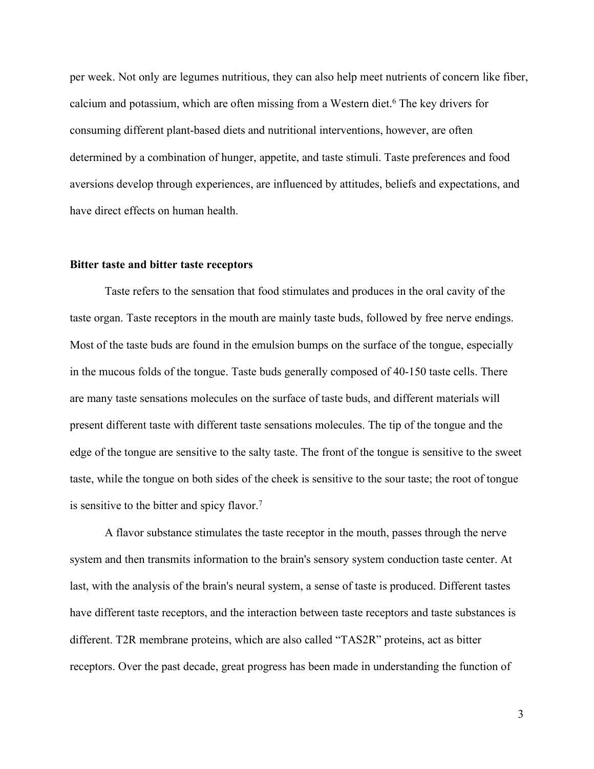per week. Not only are legumes nutritious, they can also help meet nutrients of concern like fiber, calcium and potassium, which are often missing from a Western diet.[6] The key drivers for consuming different plant-based diets and nutritional interventions, however, are often determined by a combination of hunger, appetite, and taste stimuli. Taste preferences and food aversions develop through experiences, are influenced by attitudes, beliefs and expectations, and have direct effects on human health.

**Bitter taste and bitter taste receptors**

Taste refers to the sensation that food stimulates and produces in the oral cavity of the taste organ. Taste receptors in the mouth are mainly taste buds, followed by free nerve endings. Most of the taste buds are found in the emulsion bumps on the surface of the tongue, especially in the mucous folds of the tongue. Taste buds generally composed of 40-150 taste cells. There are many taste sensations molecules on the surface of taste buds, and different materials will present different taste with different taste sensations molecules. The tip of the tongue and the edge of the tongue are sensitive to the salty taste. The front of the tongue is sensitive to the sweet taste, while the tongue on both sides of the cheek is sensitive to the sour taste; the root of tongue is sensitive to the bitter and spicy flavor.[7]

A flavor substance stimulates the taste receptor in the mouth, passes through the nerve system and then transmits information to the brain's sensory system conduction taste center. At last, with the analysis of the brain's neural system, a sense of taste is produced. Different tastes have different taste receptors, and the interaction between taste receptors and taste substances is different. T2R membrane proteins, which are also called "TAS2R" proteins, act as bitter receptors. Over the past decade, great progress has been made in understanding the function of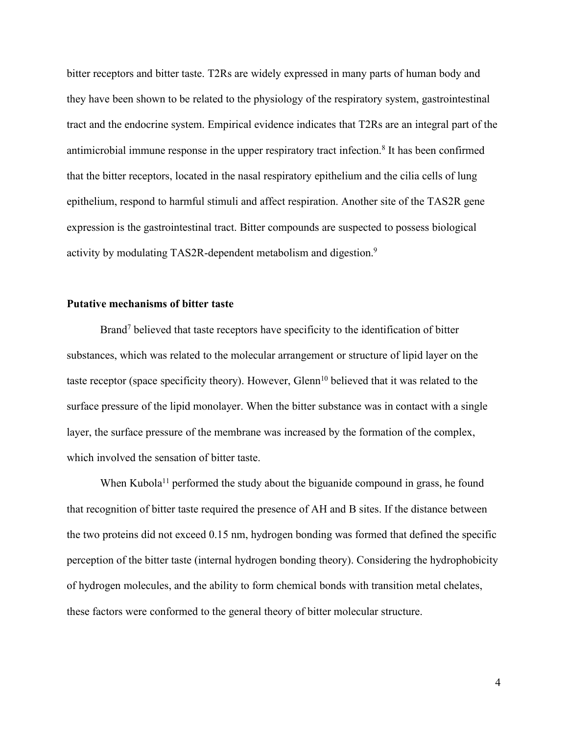bitter receptors and bitter taste. T2Rs are widely expressed in many parts of human body and they have been shown to be related to the physiology of the respiratory system, gastrointestinal tract and the endocrine system. Empirical evidence indicates that T2Rs are an integral part of the antimicrobial immune response in the upper respiratory tract infection.[8] It has been confirmed that the bitter receptors, located in the nasal respiratory epithelium and the cilia cells of lung epithelium, respond to harmful stimuli and affect respiration. Another site of the TAS2R gene expression is the gastrointestinal tract. Bitter compounds are suspected to possess biological activity by modulating TAS2R-dependent metabolism and digestion.[9]

**Putative mechanisms of bitter taste**

Brand[7] believed that taste receptors have specificity to the identification of bitter substances, which was related to the molecular arrangement or structure of lipid layer on the taste receptor (space specificity theory). However, Glenn[10] believed that it was related to the surface pressure of the lipid monolayer. When the bitter substance was in contact with a single layer, the surface pressure of the membrane was increased by the formation of the complex, which involved the sensation of bitter taste.

When Kubola[11] performed the study about the biguanide compound in grass, he found that recognition of bitter taste required the presence of AH and B sites. If the distance between the two proteins did not exceed 0.15 nm, hydrogen bonding was formed that defined the specific perception of the bitter taste (internal hydrogen bonding theory). Considering the hydrophobicity of hydrogen molecules, and the ability to form chemical bonds with transition metal chelates, these factors were conformed to the general theory of bitter molecular structure.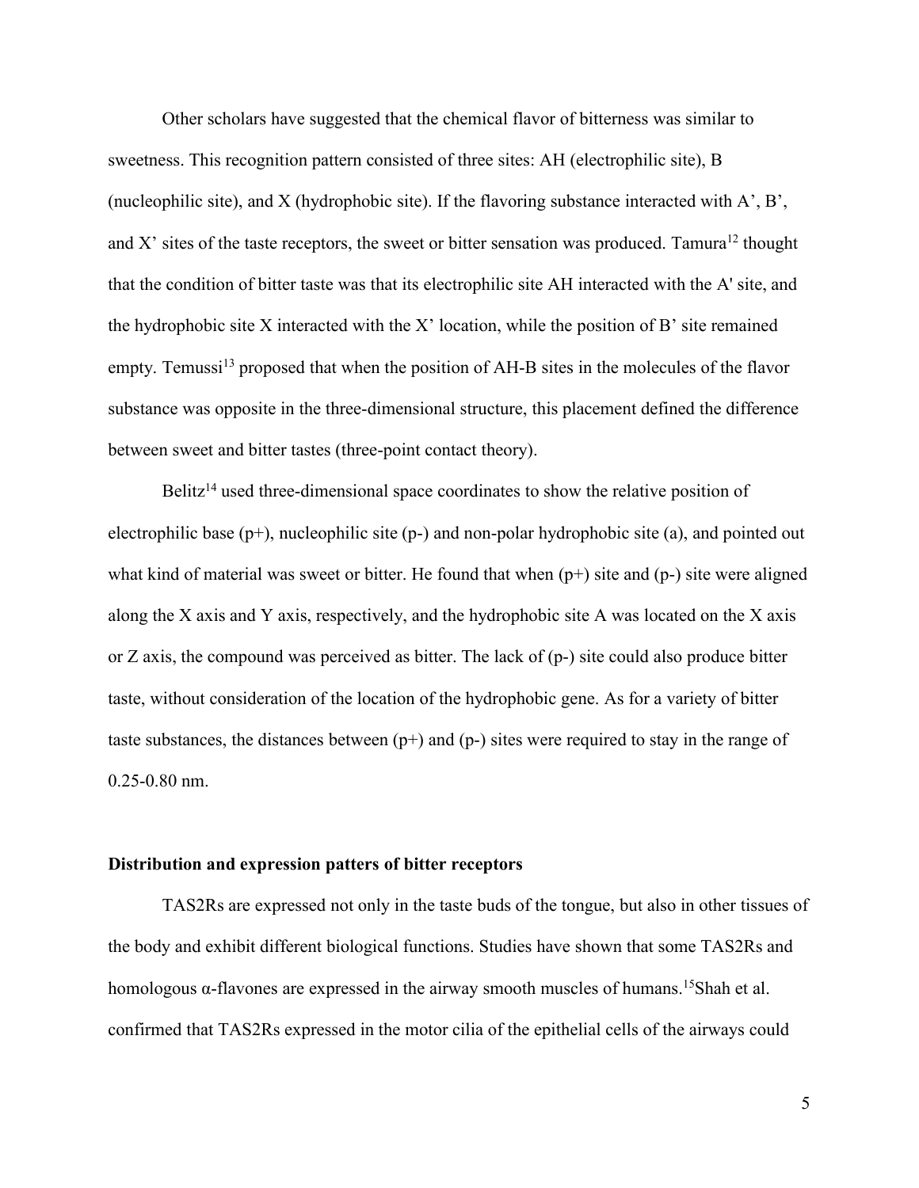Other scholars have suggested that the chemical flavor of bitterness was similar to sweetness. This recognition pattern consisted of three sites: AH (electrophilic site), B (nucleophilic site), and X (hydrophobic site). If the flavoring substance interacted with A', B', and X' sites of the taste receptors, the sweet or bitter sensation was produced. Tamura[12] thought that the condition of bitter taste was that its electrophilic site AH interacted with the A' site, and the hydrophobic site X interacted with the X' location, while the position of B' site remained empty. Temussi[13] proposed that when the position of AH-B sites in the molecules of the flavor substance was opposite in the three-dimensional structure, this placement defined the difference between sweet and bitter tastes (three-point contact theory).

Belitz[14] used three-dimensional space coordinates to show the relative position of electrophilic base (p+), nucleophilic site (p-) and non-polar hydrophobic site (a), and pointed out what kind of material was sweet or bitter. He found that when (p+) site and (p-) site were aligned along the X axis and Y axis, respectively, and the hydrophobic site A was located on the X axis or Z axis, the compound was perceived as bitter. The lack of (p-) site could also produce bitter taste, without consideration of the location of the hydrophobic gene. As for a variety of bitter taste substances, the distances between (p+) and (p-) sites were required to stay in the range of 0.25-0.80 nm.

**Distribution and expression patters of bitter receptors**

TAS2Rs are expressed not only in the taste buds of the tongue, but also in other tissues of the body and exhibit different biological functions. Studies have shown that some TAS2Rs and homologous α-flavones are expressed in the airway smooth muscles of humans.[15]Shah et al. confirmed that TAS2Rs expressed in the motor cilia of the epithelial cells of the airways could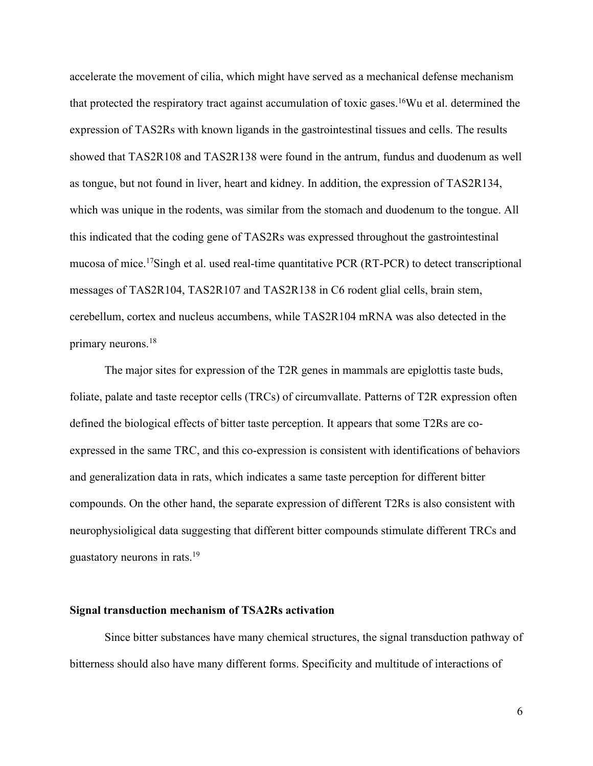accelerate the movement of cilia, which might have served as a mechanical defense mechanism that protected the respiratory tract against accumulation of toxic gases.[16]Wu et al. determined the expression of TAS2Rs with known ligands in the gastrointestinal tissues and cells. The results showed that TAS2R108 and TAS2R138 were found in the antrum, fundus and duodenum as well as tongue, but not found in liver, heart and kidney. In addition, the expression of TAS2R134, which was unique in the rodents, was similar from the stomach and duodenum to the tongue. All this indicated that the coding gene of TAS2Rs was expressed throughout the gastrointestinal mucosa of mice.[17]Singh et al. used real-time quantitative PCR (RT-PCR) to detect transcriptional messages of TAS2R104, TAS2R107 and TAS2R138 in C6 rodent glial cells, brain stem, cerebellum, cortex and nucleus accumbens, while TAS2R104 mRNA was also detected in the primary neurons.[18]

The major sites for expression of the T2R genes in mammals are epiglottis taste buds, foliate, palate and taste receptor cells (TRCs) of circumvallate. Patterns of T2R expression often defined the biological effects of bitter taste perception. It appears that some T2Rs are co-expressed in the same TRC, and this co-expression is consistent with identifications of behaviors and generalization data in rats, which indicates a same taste perception for different bitter compounds. On the other hand, the separate expression of different T2Rs is also consistent with neurophysioligical data suggesting that different bitter compounds stimulate different TRCs and guastatory neurons in rats.[19]

### Signal transduction mechanism of TSA2Rs activation

Since bitter substances have many chemical structures, the signal transduction pathway of bitterness should also have many different forms. Specificity and multitude of interactions of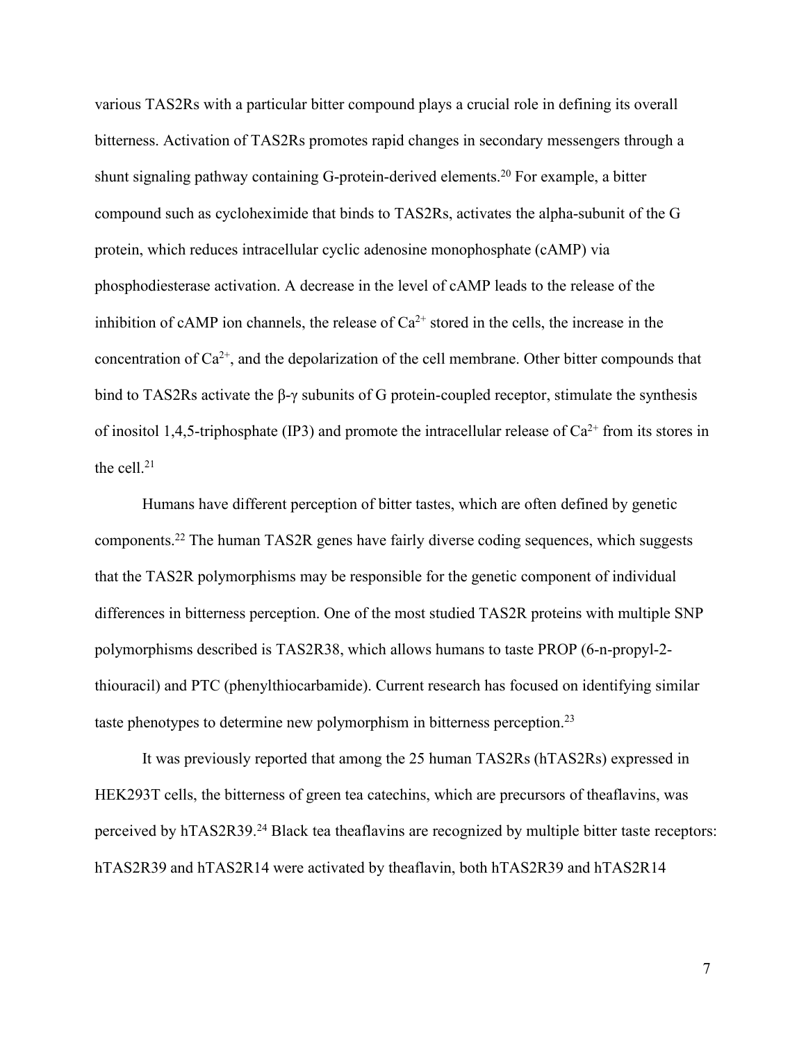various TAS2Rs with a particular bitter compound plays a crucial role in defining its overall bitterness. Activation of TAS2Rs promotes rapid changes in secondary messengers through a shunt signaling pathway containing G-protein-derived elements.[20] For example, a bitter compound such as cycloheximide that binds to TAS2Rs, activates the alpha-subunit of the G protein, which reduces intracellular cyclic adenosine monophosphate (cAMP) via phosphodiesterase activation. A decrease in the level of cAMP leads to the release of the inhibition of cAMP ion channels, the release of $Ca^{2+}$ stored in the cells, the increase in the concentration of $Ca^{2+}$, and the depolarization of the cell membrane. Other bitter compounds that bind to TAS2Rs activate the β-γ subunits of G protein-coupled receptor, stimulate the synthesis of inositol 1,4,5-triphosphate (IP3) and promote the intracellular release of $Ca^{2+}$ from its stores in the cell.[21]

Humans have different perception of bitter tastes, which are often defined by genetic components.[22] The human TAS2R genes have fairly diverse coding sequences, which suggests that the TAS2R polymorphisms may be responsible for the genetic component of individual differences in bitterness perception. One of the most studied TAS2R proteins with multiple SNP polymorphisms described is TAS2R38, which allows humans to taste PROP (6-n-propyl-2-thiouracil) and PTC (phenylthiocarbamide). Current research has focused on identifying similar taste phenotypes to determine new polymorphism in bitterness perception.[23]

It was previously reported that among the 25 human TAS2Rs (hTAS2Rs) expressed in HEK293T cells, the bitterness of green tea catechins, which are precursors of theaflavins, was perceived by hTAS2R39.[24] Black tea theaflavins are recognized by multiple bitter taste receptors: hTAS2R39 and hTAS2R14 were activated by theaflavin, both hTAS2R39 and hTAS2R14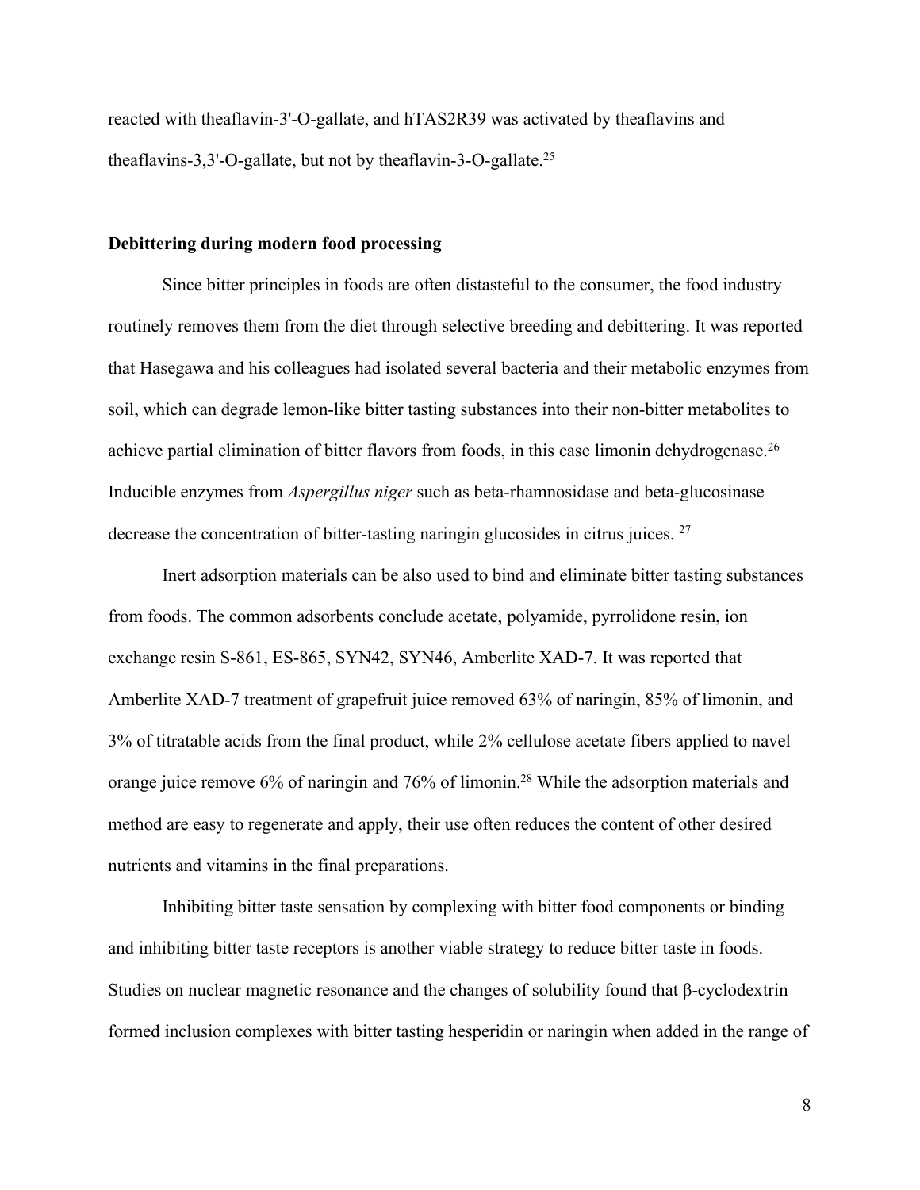reacted with theaflavin-3'-O-gallate, and hTAS2R39 was activated by theaflavins and theaflavins-3,3'-O-gallate, but not by theaflavin-3-O-gallate.[25]

**Debittering during modern food processing**

Since bitter principles in foods are often distasteful to the consumer, the food industry routinely removes them from the diet through selective breeding and debittering. It was reported that Hasegawa and his colleagues had isolated several bacteria and their metabolic enzymes from soil, which can degrade lemon-like bitter tasting substances into their non-bitter metabolites to achieve partial elimination of bitter flavors from foods, in this case limonin dehydrogenase.[26] Inducible enzymes from *Aspergillus niger* such as beta-rhamnosidase and beta-glucosinase decrease the concentration of bitter-tasting naringin glucosides in citrus juices. [27]

Inert adsorption materials can be also used to bind and eliminate bitter tasting substances from foods. The common adsorbents conclude acetate, polyamide, pyrrolidone resin, ion exchange resin S-861, ES-865, SYN42, SYN46, Amberlite XAD-7. It was reported that Amberlite XAD-7 treatment of grapefruit juice removed 63% of naringin, 85% of limonin, and 3% of titratable acids from the final product, while 2% cellulose acetate fibers applied to navel orange juice remove 6% of naringin and 76% of limonin.[28] While the adsorption materials and method are easy to regenerate and apply, their use often reduces the content of other desired nutrients and vitamins in the final preparations.

Inhibiting bitter taste sensation by complexing with bitter food components or binding and inhibiting bitter taste receptors is another viable strategy to reduce bitter taste in foods. Studies on nuclear magnetic resonance and the changes of solubility found that β-cyclodextrin formed inclusion complexes with bitter tasting hesperidin or naringin when added in the range of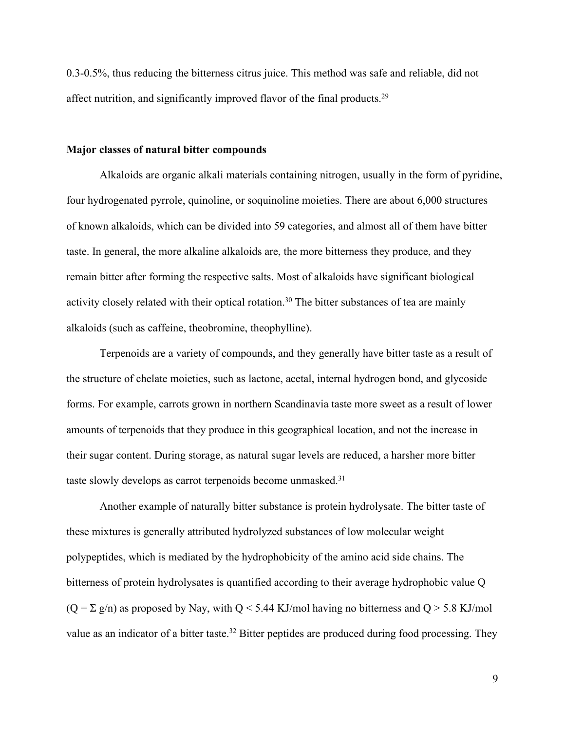0.3-0.5%, thus reducing the bitterness citrus juice. This method was safe and reliable, did not affect nutrition, and significantly improved flavor of the final products.[29]

**Major classes of natural bitter compounds**

Alkaloids are organic alkali materials containing nitrogen, usually in the form of pyridine, four hydrogenated pyrrole, quinoline, or soquinoline moieties. There are about 6,000 structures of known alkaloids, which can be divided into 59 categories, and almost all of them have bitter taste. In general, the more alkaline alkaloids are, the more bitterness they produce, and they remain bitter after forming the respective salts. Most of alkaloids have significant biological activity closely related with their optical rotation.[30] The bitter substances of tea are mainly alkaloids (such as caffeine, theobromine, theophylline).

Terpenoids are a variety of compounds, and they generally have bitter taste as a result of the structure of chelate moieties, such as lactone, acetal, internal hydrogen bond, and glycoside forms. For example, carrots grown in northern Scandinavia taste more sweet as a result of lower amounts of terpenoids that they produce in this geographical location, and not the increase in their sugar content. During storage, as natural sugar levels are reduced, a harsher more bitter taste slowly develops as carrot terpenoids become unmasked.[31]

Another example of naturally bitter substance is protein hydrolysate. The bitter taste of these mixtures is generally attributed hydrolyzed substances of low molecular weight polypeptides, which is mediated by the hydrophobicity of the amino acid side chains. The bitterness of protein hydrolysates is quantified according to their average hydrophobic value Q ($Q = \Sigma g/n$) as proposed by Nay, with $Q < 5.44$ KJ/mol having no bitterness and $Q > 5.8$ KJ/mol value as an indicator of a bitter taste.[32] Bitter peptides are produced during food processing. They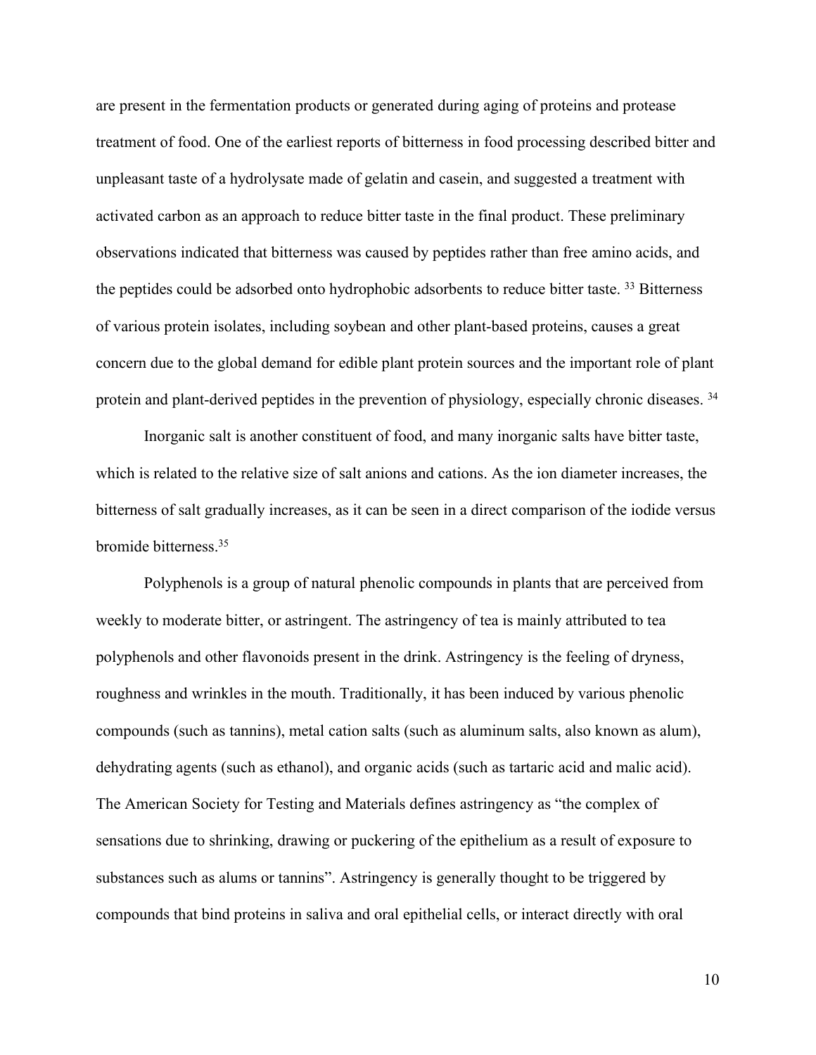are present in the fermentation products or generated during aging of proteins and protease treatment of food. One of the earliest reports of bitterness in food processing described bitter and unpleasant taste of a hydrolysate made of gelatin and casein, and suggested a treatment with activated carbon as an approach to reduce bitter taste in the final product. These preliminary observations indicated that bitterness was caused by peptides rather than free amino acids, and the peptides could be adsorbed onto hydrophobic adsorbents to reduce bitter taste. [33] Bitterness of various protein isolates, including soybean and other plant-based proteins, causes a great concern due to the global demand for edible plant protein sources and the important role of plant protein and plant-derived peptides in the prevention of physiology, especially chronic diseases. [34]

Inorganic salt is another constituent of food, and many inorganic salts have bitter taste, which is related to the relative size of salt anions and cations. As the ion diameter increases, the bitterness of salt gradually increases, as it can be seen in a direct comparison of the iodide versus bromide bitterness.[35]

Polyphenols is a group of natural phenolic compounds in plants that are perceived from weekly to moderate bitter, or astringent. The astringency of tea is mainly attributed to tea polyphenols and other flavonoids present in the drink. Astringency is the feeling of dryness, roughness and wrinkles in the mouth. Traditionally, it has been induced by various phenolic compounds (such as tannins), metal cation salts (such as aluminum salts, also known as alum), dehydrating agents (such as ethanol), and organic acids (such as tartaric acid and malic acid). The American Society for Testing and Materials defines astringency as "the complex of sensations due to shrinking, drawing or puckering of the epithelium as a result of exposure to substances such as alums or tannins". Astringency is generally thought to be triggered by compounds that bind proteins in saliva and oral epithelial cells, or interact directly with oral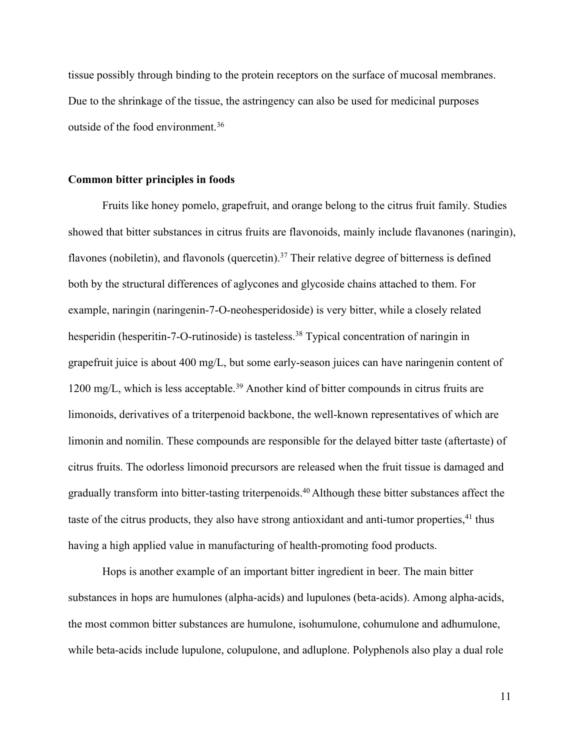tissue possibly through binding to the protein receptors on the surface of mucosal membranes. Due to the shrinkage of the tissue, the astringency can also be used for medicinal purposes outside of the food environment.[36]

**Common bitter principles in foods**

Fruits like honey pomelo, grapefruit, and orange belong to the citrus fruit family. Studies showed that bitter substances in citrus fruits are flavonoids, mainly include flavanones (naringin), flavones (nobiletin), and flavonols (quercetin).[37] Their relative degree of bitterness is defined both by the structural differences of aglycones and glycoside chains attached to them. For example, naringin (naringenin-7-O-neohesperidoside) is very bitter, while a closely related hesperidin (hesperitin-7-O-rutinoside) is tasteless.[38] Typical concentration of naringin in grapefruit juice is about 400 mg/L, but some early-season juices can have naringenin content of 1200 mg/L, which is less acceptable.[39] Another kind of bitter compounds in citrus fruits are limonoids, derivatives of a triterpenoid backbone, the well-known representatives of which are limonin and nomilin. These compounds are responsible for the delayed bitter taste (aftertaste) of citrus fruits. The odorless limonoid precursors are released when the fruit tissue is damaged and gradually transform into bitter-tasting triterpenoids.[40] Although these bitter substances affect the taste of the citrus products, they also have strong antioxidant and anti-tumor properties,[41] thus having a high applied value in manufacturing of health-promoting food products.

Hops is another example of an important bitter ingredient in beer. The main bitter substances in hops are humulones (alpha-acids) and lupulones (beta-acids). Among alpha-acids, the most common bitter substances are humulone, isohumulone, cohumulone and adhumulone, while beta-acids include lupulone, colupulone, and adluplone. Polyphenols also play a dual role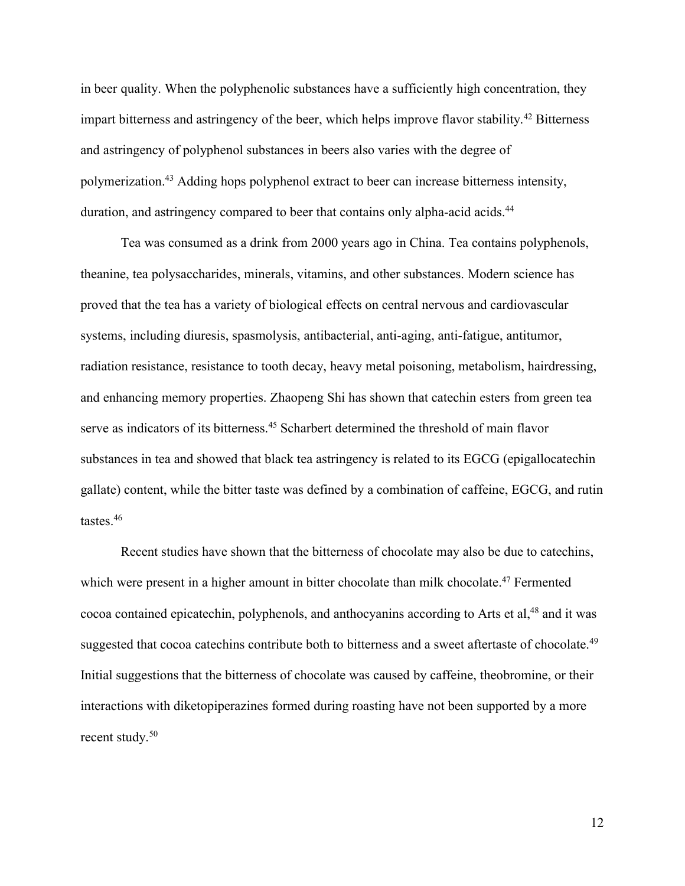in beer quality. When the polyphenolic substances have a sufficiently high concentration, they impart bitterness and astringency of the beer, which helps improve flavor stability.[42] Bitterness and astringency of polyphenol substances in beers also varies with the degree of polymerization.[43] Adding hops polyphenol extract to beer can increase bitterness intensity, duration, and astringency compared to beer that contains only alpha-acid acids.[44]

Tea was consumed as a drink from 2000 years ago in China. Tea contains polyphenols, theanine, tea polysaccharides, minerals, vitamins, and other substances. Modern science has proved that the tea has a variety of biological effects on central nervous and cardiovascular systems, including diuresis, spasmolysis, antibacterial, anti-aging, anti-fatigue, antitumor, radiation resistance, resistance to tooth decay, heavy metal poisoning, metabolism, hairdressing, and enhancing memory properties. Zhaopeng Shi has shown that catechin esters from green tea serve as indicators of its bitterness.[45] Scharbert determined the threshold of main flavor substances in tea and showed that black tea astringency is related to its EGCG (epigallocatechin gallate) content, while the bitter taste was defined by a combination of caffeine, EGCG, and rutin tastes.[46]

Recent studies have shown that the bitterness of chocolate may also be due to catechins, which were present in a higher amount in bitter chocolate than milk chocolate.[47] Fermented cocoa contained epicatechin, polyphenols, and anthocyanins according to Arts et al,[48] and it was suggested that cocoa catechins contribute both to bitterness and a sweet aftertaste of chocolate.[49] Initial suggestions that the bitterness of chocolate was caused by caffeine, theobromine, or their interactions with diketopiperazines formed during roasting have not been supported by a more recent study.[50]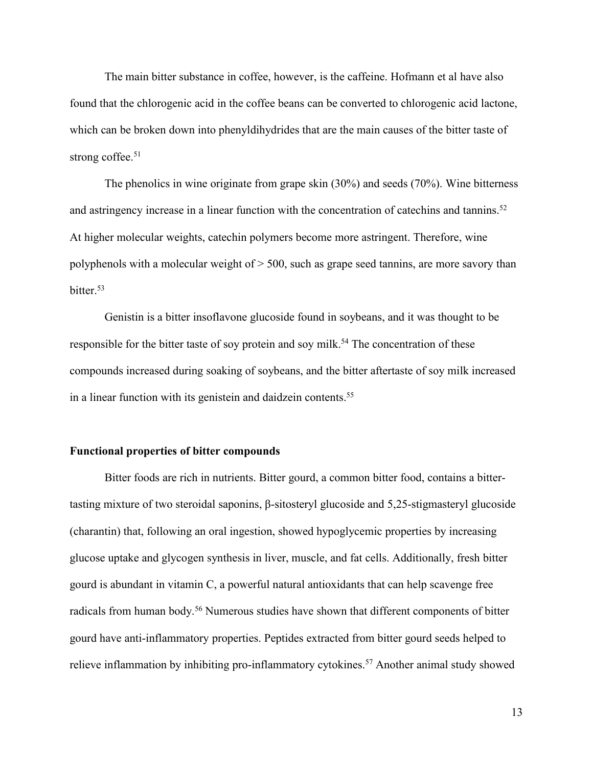The main bitter substance in coffee, however, is the caffeine. Hofmann et al have also found that the chlorogenic acid in the coffee beans can be converted to chlorogenic acid lactone, which can be broken down into phenyldihydrides that are the main causes of the bitter taste of strong coffee.[51]

The phenolics in wine originate from grape skin (30%) and seeds (70%). Wine bitterness and astringency increase in a linear function with the concentration of catechins and tannins.[52] At higher molecular weights, catechin polymers become more astringent. Therefore, wine polyphenols with a molecular weight of > 500, such as grape seed tannins, are more savory than bitter.[53]

Genistin is a bitter insoflavone glucoside found in soybeans, and it was thought to be responsible for the bitter taste of soy protein and soy milk.[54] The concentration of these compounds increased during soaking of soybeans, and the bitter aftertaste of soy milk increased in a linear function with its genistein and daidzein contents.[55]

**Functional properties of bitter compounds**

Bitter foods are rich in nutrients. Bitter gourd, a common bitter food, contains a bitter-tasting mixture of two steroidal saponins, β-sitosteryl glucoside and 5,25-stigmasteryl glucoside (charantin) that, following an oral ingestion, showed hypoglycemic properties by increasing glucose uptake and glycogen synthesis in liver, muscle, and fat cells. Additionally, fresh bitter gourd is abundant in vitamin C, a powerful natural antioxidants that can help scavenge free radicals from human body.[56] Numerous studies have shown that different components of bitter gourd have anti-inflammatory properties. Peptides extracted from bitter gourd seeds helped to relieve inflammation by inhibiting pro-inflammatory cytokines.[57] Another animal study showed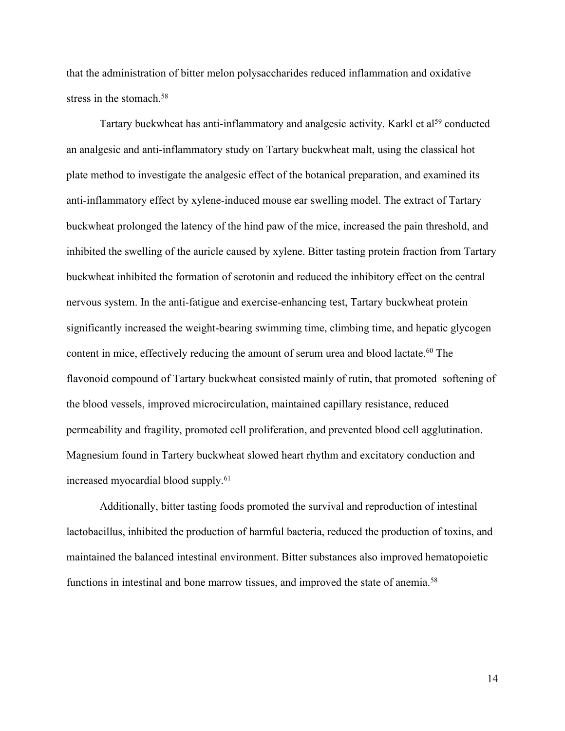that the administration of bitter melon polysaccharides reduced inflammation and oxidative stress in the stomach.[58]

Tartary buckwheat has anti-inflammatory and analgesic activity. Karkl et al[59] conducted an analgesic and anti-inflammatory study on Tartary buckwheat malt, using the classical hot plate method to investigate the analgesic effect of the botanical preparation, and examined its anti-inflammatory effect by xylene-induced mouse ear swelling model. The extract of Tartary buckwheat prolonged the latency of the hind paw of the mice, increased the pain threshold, and inhibited the swelling of the auricle caused by xylene. Bitter tasting protein fraction from Tartary buckwheat inhibited the formation of serotonin and reduced the inhibitory effect on the central nervous system. In the anti-fatigue and exercise-enhancing test, Tartary buckwheat protein significantly increased the weight-bearing swimming time, climbing time, and hepatic glycogen content in mice, effectively reducing the amount of serum urea and blood lactate.[60] The flavonoid compound of Tartary buckwheat consisted mainly of rutin, that promoted softening of the blood vessels, improved microcirculation, maintained capillary resistance, reduced permeability and fragility, promoted cell proliferation, and prevented blood cell agglutination. Magnesium found in Tartery buckwheat slowed heart rhythm and excitatory conduction and increased myocardial blood supply.[61]

Additionally, bitter tasting foods promoted the survival and reproduction of intestinal lactobacillus, inhibited the production of harmful bacteria, reduced the production of toxins, and maintained the balanced intestinal environment. Bitter substances also improved hematopoietic functions in intestinal and bone marrow tissues, and improved the state of anemia.[58]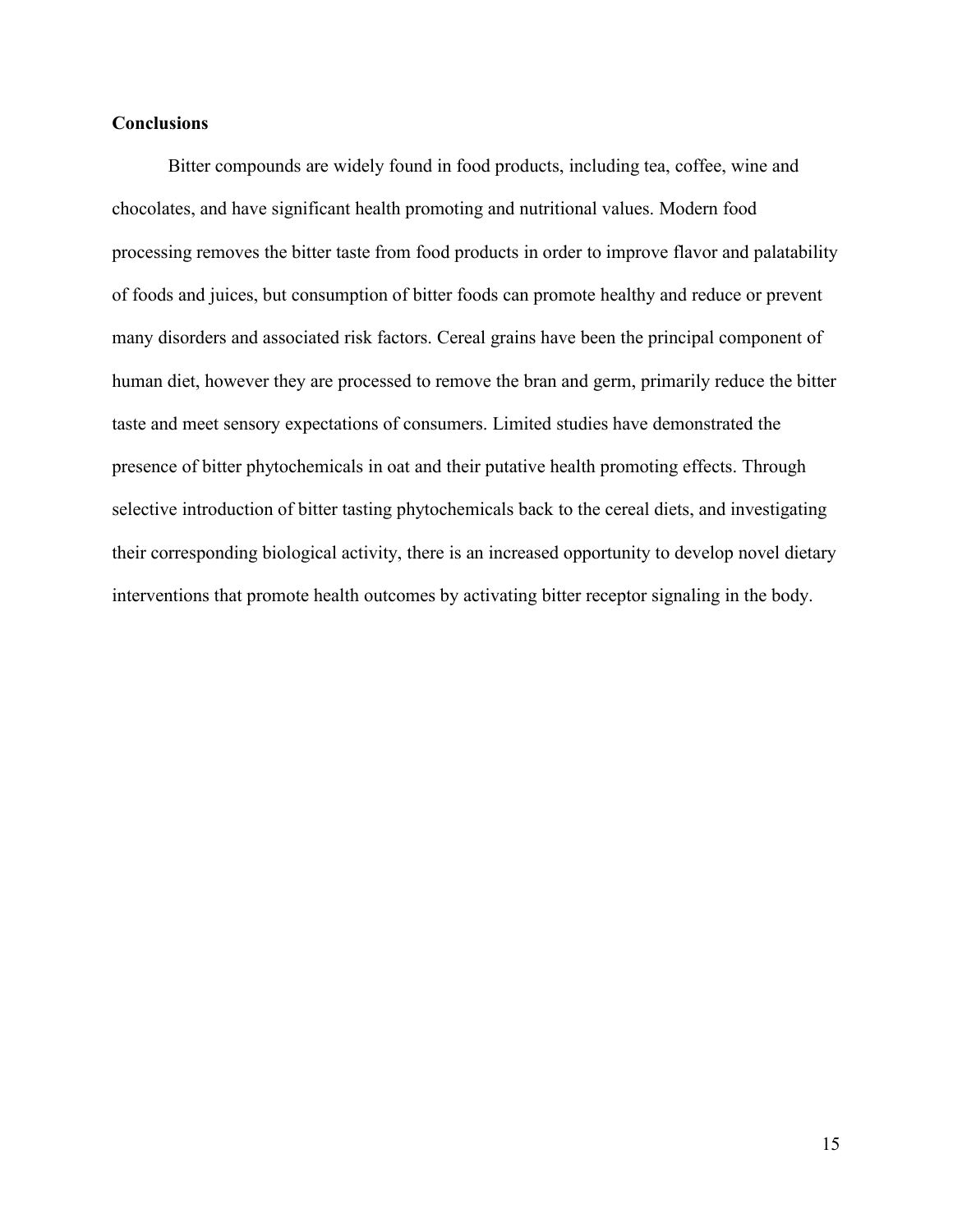**Conclusions**

Bitter compounds are widely found in food products, including tea, coffee, wine and chocolates, and have significant health promoting and nutritional values. Modern food processing removes the bitter taste from food products in order to improve flavor and palatability of foods and juices, but consumption of bitter foods can promote healthy and reduce or prevent many disorders and associated risk factors. Cereal grains have been the principal component of human diet, however they are processed to remove the bran and germ, primarily reduce the bitter taste and meet sensory expectations of consumers. Limited studies have demonstrated the presence of bitter phytochemicals in oat and their putative health promoting effects. Through selective introduction of bitter tasting phytochemicals back to the cereal diets, and investigating their corresponding biological activity, there is an increased opportunity to develop novel dietary interventions that promote health outcomes by activating bitter receptor signaling in the body.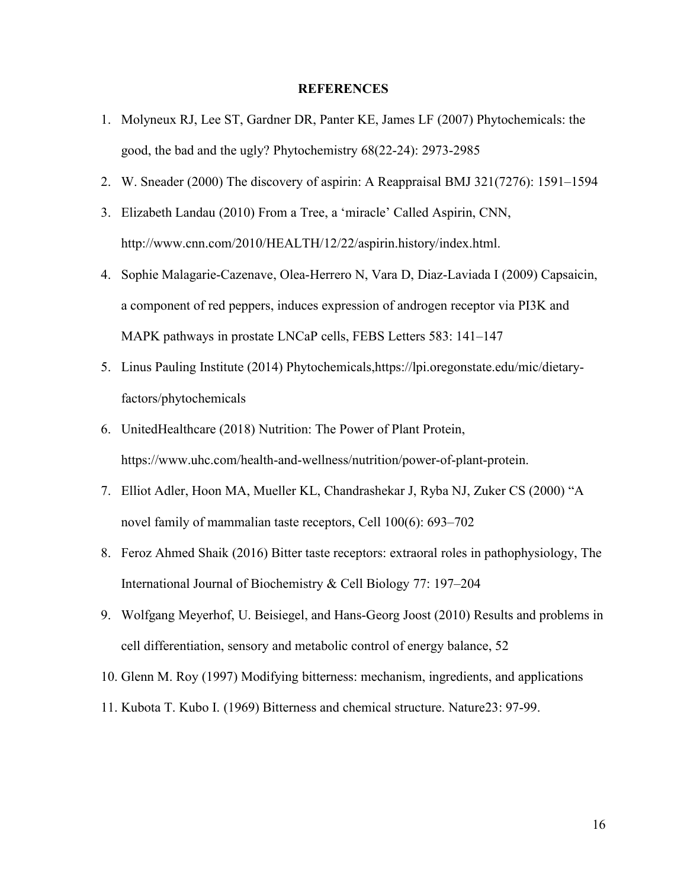## REFERENCES

1. Molyneux RJ, Lee ST, Gardner DR, Panter KE, James LF (2007) Phytochemicals: the good, the bad and the ugly? Phytochemistry 68(22-24): 2973-2985
2. W. Sneader (2000) The discovery of aspirin: A Reappraisal BMJ 321(7276): 1591–1594
3. Elizabeth Landau (2010) From a Tree, a 'miracle' Called Aspirin, CNN, http://www.cnn.com/2010/HEALTH/12/22/aspirin.history/index.html.
4. Sophie Malagarie-Cazenave, Olea-Herrero N, Vara D, Diaz-Laviada I (2009) Capsaicin, a component of red peppers, induces expression of androgen receptor via PI3K and MAPK pathways in prostate LNCaP cells, FEBS Letters 583: 141–147
5. Linus Pauling Institute (2014) Phytochemicals,https://lpi.oregonstate.edu/mic/dietary-factors/phytochemicals
6. UnitedHealthcare (2018) Nutrition: The Power of Plant Protein, https://www.uhc.com/health-and-wellness/nutrition/power-of-plant-protein.
7. Elliot Adler, Hoon MA, Mueller KL, Chandrashekar J, Ryba NJ, Zuker CS (2000) "A novel family of mammalian taste receptors, Cell 100(6): 693–702
8. Feroz Ahmed Shaik (2016) Bitter taste receptors: extraoral roles in pathophysiology, The International Journal of Biochemistry & Cell Biology 77: 197–204
9. Wolfgang Meyerhof, U. Beisiegel, and Hans-Georg Joost (2010) Results and problems in cell differentiation, sensory and metabolic control of energy balance, 52
10. Glenn M. Roy (1997) Modifying bitterness: mechanism, ingredients, and applications
11. Kubota T. Kubo I. (1969) Bitterness and chemical structure. Nature23: 97-99.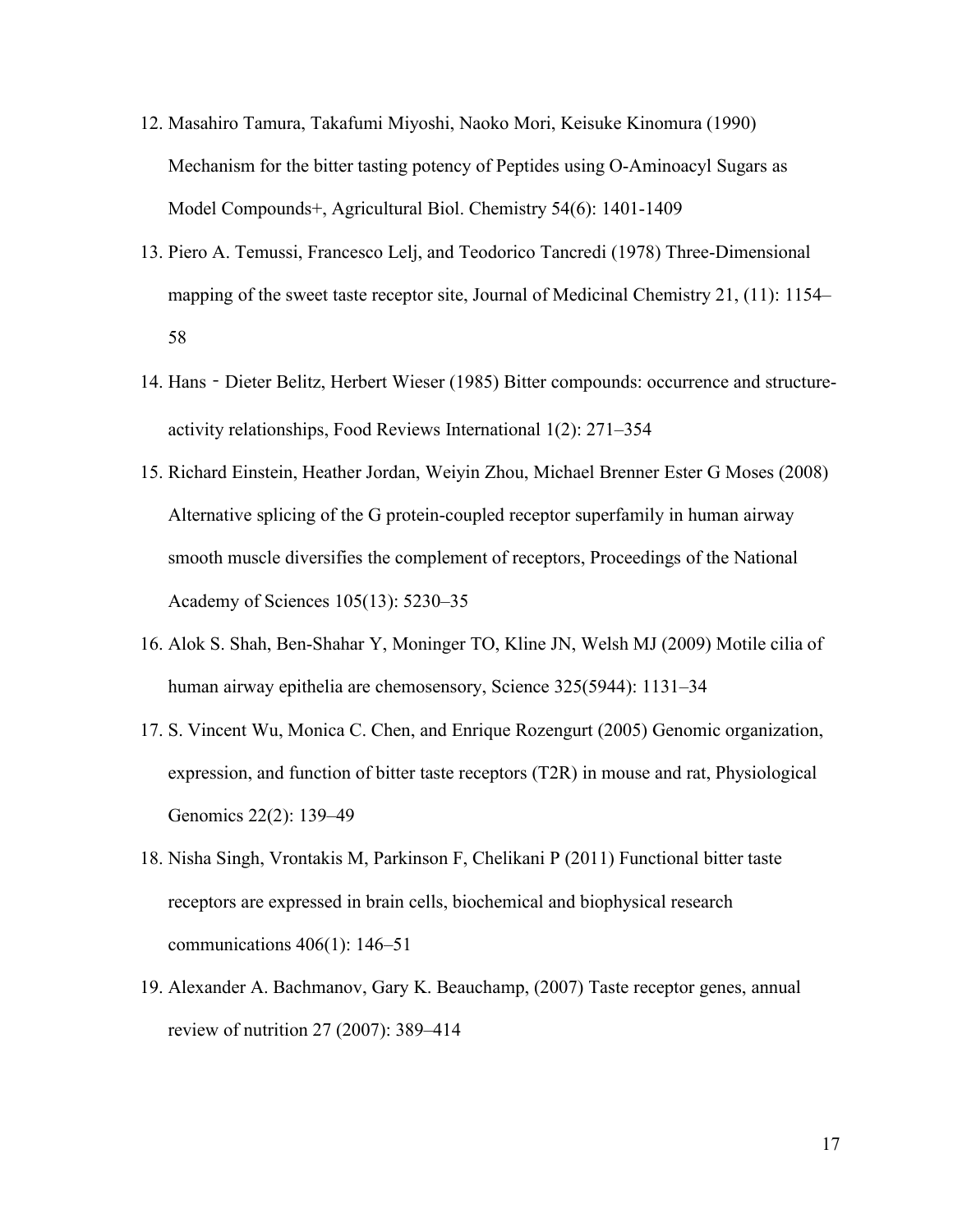12. Masahiro Tamura, Takafumi Miyoshi, Naoko Mori, Keisuke Kinomura (1990) Mechanism for the bitter tasting potency of Peptides using O-Aminoacyl Sugars as Model Compounds+, Agricultural Biol. Chemistry 54(6): 1401-1409
13. Piero A. Temussi, Francesco Lelj, and Teodorico Tancredi (1978) Three-Dimensional mapping of the sweet taste receptor site, Journal of Medicinal Chemistry 21, (11): 1154–58
14. Hans‐Dieter Belitz, Herbert Wieser (1985) Bitter compounds: occurrence and structure-activity relationships, Food Reviews International 1(2): 271–354
15. Richard Einstein, Heather Jordan, Weiyin Zhou, Michael Brenner Ester G Moses (2008) Alternative splicing of the G protein-coupled receptor superfamily in human airway smooth muscle diversifies the complement of receptors, Proceedings of the National Academy of Sciences 105(13): 5230–35
16. Alok S. Shah, Ben-Shahar Y, Moninger TO, Kline JN, Welsh MJ (2009) Motile cilia of human airway epithelia are chemosensory, Science 325(5944): 1131–34
17. S. Vincent Wu, Monica C. Chen, and Enrique Rozengurt (2005) Genomic organization, expression, and function of bitter taste receptors (T2R) in mouse and rat, Physiological Genomics 22(2): 139–49
18. Nisha Singh, Vrontakis M, Parkinson F, Chelikani P (2011) Functional bitter taste receptors are expressed in brain cells, biochemical and biophysical research communications 406(1): 146–51
19. Alexander A. Bachmanov, Gary K. Beauchamp, (2007) Taste receptor genes, annual review of nutrition 27 (2007): 389–414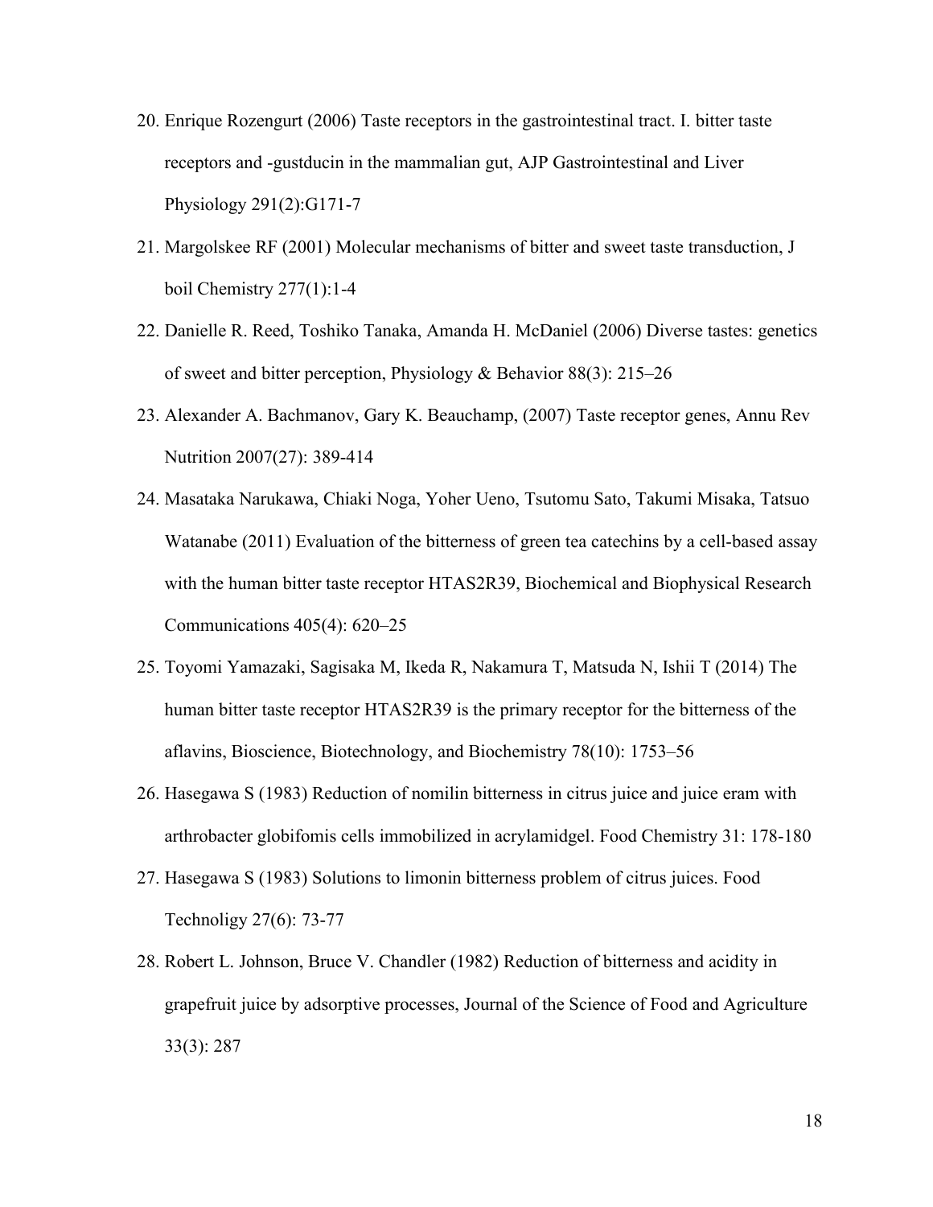20. Enrique Rozengurt (2006) Taste receptors in the gastrointestinal tract. I. bitter taste receptors and -gustducin in the mammalian gut, AJP Gastrointestinal and Liver Physiology 291(2):G171-7
21. Margolskee RF (2001) Molecular mechanisms of bitter and sweet taste transduction, J boil Chemistry 277(1):1-4
22. Danielle R. Reed, Toshiko Tanaka, Amanda H. McDaniel (2006) Diverse tastes: genetics of sweet and bitter perception, Physiology & Behavior 88(3): 215–26
23. Alexander A. Bachmanov, Gary K. Beauchamp, (2007) Taste receptor genes, Annu Rev Nutrition 2007(27): 389-414
24. Masataka Narukawa, Chiaki Noga, Yoher Ueno, Tsutomu Sato, Takumi Misaka, Tatsuo Watanabe (2011) Evaluation of the bitterness of green tea catechins by a cell-based assay with the human bitter taste receptor HTAS2R39, Biochemical and Biophysical Research Communications 405(4): 620–25
25. Toyomi Yamazaki, Sagisaka M, Ikeda R, Nakamura T, Matsuda N, Ishii T (2014) The human bitter taste receptor HTAS2R39 is the primary receptor for the bitterness of the aflavins, Bioscience, Biotechnology, and Biochemistry 78(10): 1753–56
26. Hasegawa S (1983) Reduction of nomilin bitterness in citrus juice and juice eram with arthrobacter globifomis cells immobilized in acrylamidgel. Food Chemistry 31: 178-180
27. Hasegawa S (1983) Solutions to limonin bitterness problem of citrus juices. Food Technoligy 27(6): 73-77
28. Robert L. Johnson, Bruce V. Chandler (1982) Reduction of bitterness and acidity in grapefruit juice by adsorptive processes, Journal of the Science of Food and Agriculture 33(3): 287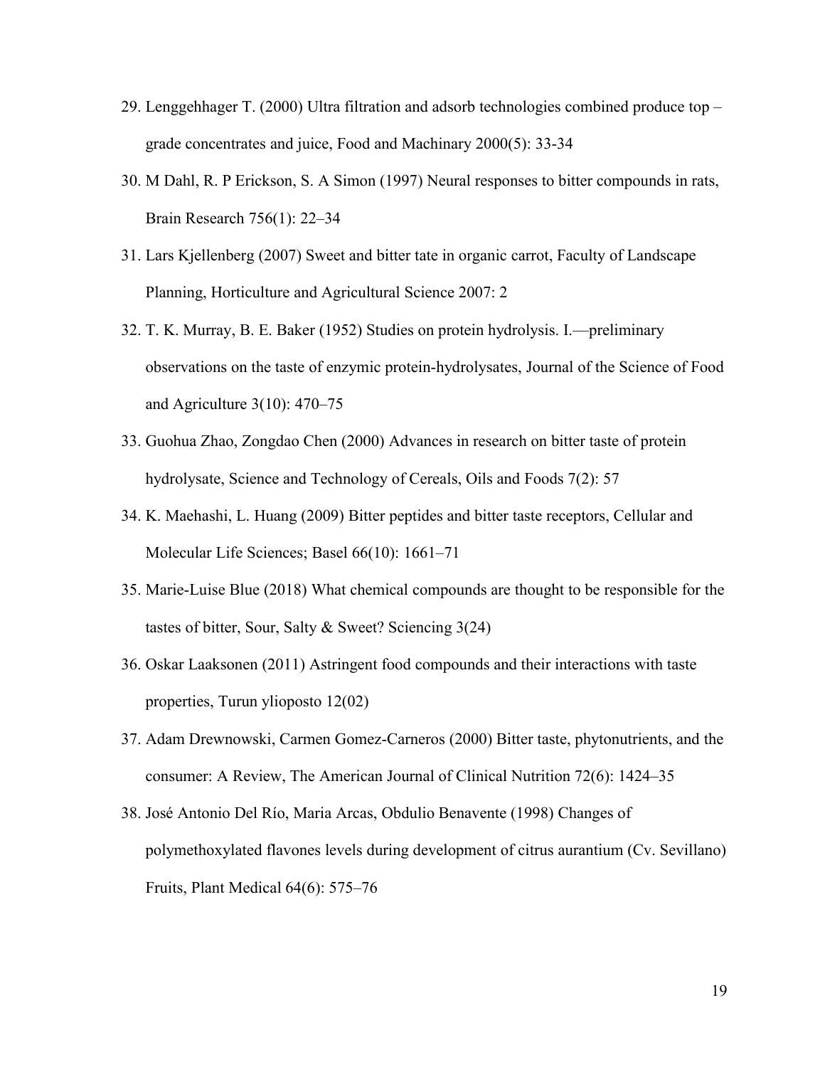29. Lenggehhager T. (2000) Ultra filtration and adsorb technologies combined produce top – grade concentrates and juice, Food and Machinary 2000(5): 33-34
30. M Dahl, R. P Erickson, S. A Simon (1997) Neural responses to bitter compounds in rats, Brain Research 756(1): 22–34
31. Lars Kjellenberg (2007) Sweet and bitter tate in organic carrot, Faculty of Landscape Planning, Horticulture and Agricultural Science 2007: 2
32. T. K. Murray, B. E. Baker (1952) Studies on protein hydrolysis. I.—preliminary observations on the taste of enzymic protein-hydrolysates, Journal of the Science of Food and Agriculture 3(10): 470–75
33. Guohua Zhao, Zongdao Chen (2000) Advances in research on bitter taste of protein hydrolysate, Science and Technology of Cereals, Oils and Foods 7(2): 57
34. K. Maehashi, L. Huang (2009) Bitter peptides and bitter taste receptors, Cellular and Molecular Life Sciences; Basel 66(10): 1661–71
35. Marie-Luise Blue (2018) What chemical compounds are thought to be responsible for the tastes of bitter, Sour, Salty & Sweet? Sciencing 3(24)
36. Oskar Laaksonen (2011) Astringent food compounds and their interactions with taste properties, Turun yliopossto 12(02)
37. Adam Drewnowski, Carmen Gomez-Carneros (2000) Bitter taste, phytonutrients, and the consumer: A Review, The American Journal of Clinical Nutrition 72(6): 1424–35
38. José Antonio Del Río, Maria Arcas, Obdulio Benavente (1998) Changes of polymethoxylated flavones levels during development of citrus aurantium (Cv. Sevillano) Fruits, Plant Medical 64(6): 575–76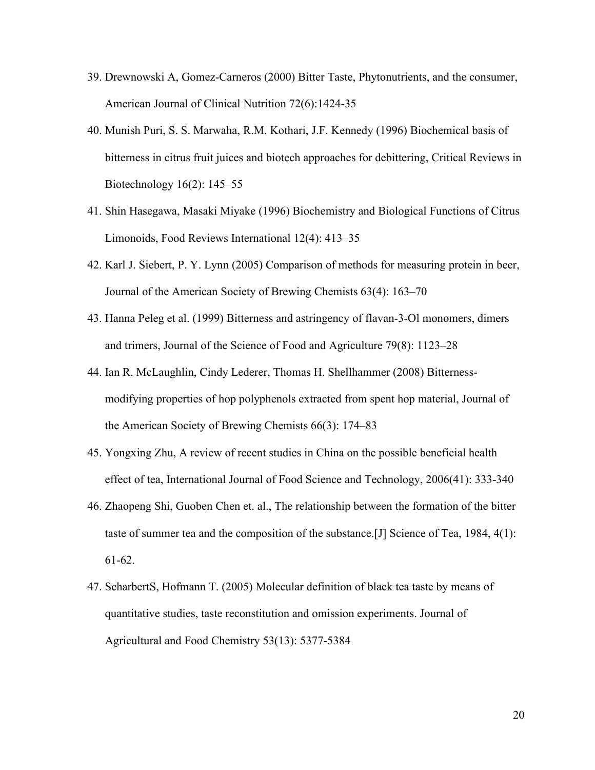39. Drewnowski A, Gomez-Carneros (2000) Bitter Taste, Phytonutrients, and the consumer, American Journal of Clinical Nutrition 72(6):1424-35

40. Munish Puri, S. S. Marwaha, R.M. Kothari, J.F. Kennedy (1996) Biochemical basis of bitterness in citrus fruit juices and biotech approaches for debittering, Critical Reviews in Biotechnology 16(2): 145–55

41. Shin Hasegawa, Masaki Miyake (1996) Biochemistry and Biological Functions of Citrus Limonoids, Food Reviews International 12(4): 413–35

42. Karl J. Siebert, P. Y. Lynn (2005) Comparison of methods for measuring protein in beer, Journal of the American Society of Brewing Chemists 63(4): 163–70

43. Hanna Peleg et al. (1999) Bitterness and astringency of flavan-3-Ol monomers, dimers and trimers, Journal of the Science of Food and Agriculture 79(8): 1123–28

44. Ian R. McLaughlin, Cindy Lederer, Thomas H. Shellhammer (2008) Bitterness-modifying properties of hop polyphenols extracted from spent hop material, Journal of the American Society of Brewing Chemists 66(3): 174–83

45. Yongxing Zhu, A review of recent studies in China on the possible beneficial health effect of tea, International Journal of Food Science and Technology, 2006(41): 333-340

46. Zhaopeng Shi, Guoben Chen et. al., The relationship between the formation of the bitter taste of summer tea and the composition of the substance.[J] Science of Tea, 1984, 4(1): 61-62.

47. ScharbertS, Hofmann T. (2005) Molecular definition of black tea taste by means of quantitative studies, taste reconstitution and omission experiments. Journal of Agricultural and Food Chemistry 53(13): 5377-5384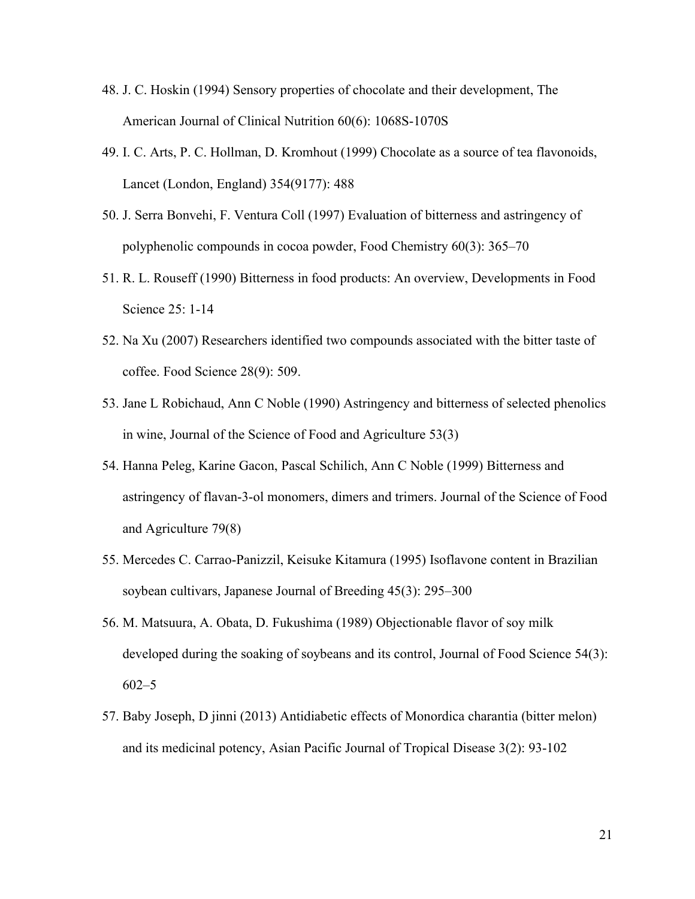48. J. C. Hoskin (1994) Sensory properties of chocolate and their development, The American Journal of Clinical Nutrition 60(6): 1068S-1070S

49. I. C. Arts, P. C. Hollman, D. Kromhout (1999) Chocolate as a source of tea flavonoids, Lancet (London, England) 354(9177): 488

50. J. Serra Bonvehi, F. Ventura Coll (1997) Evaluation of bitterness and astringency of polyphenolic compounds in cocoa powder, Food Chemistry 60(3): 365–70

51. R. L. Rouseff (1990) Bitterness in food products: An overview, Developments in Food Science 25: 1-14

52. Na Xu (2007) Researchers identified two compounds associated with the bitter taste of coffee. Food Science 28(9): 509.

53. Jane L Robichaud, Ann C Noble (1990) Astringency and bitterness of selected phenolics in wine, Journal of the Science of Food and Agriculture 53(3)

54. Hanna Peleg, Karine Gacon, Pascal Schilich, Ann C Noble (1999) Bitterness and astringency of flavan-3-ol monomers, dimers and trimers. Journal of the Science of Food and Agriculture 79(8)

55. Mercedes C. Carrao-Panizzil, Keisuke Kitamura (1995) Isoflavone content in Brazilian soybean cultivars, Japanese Journal of Breeding 45(3): 295–300

56. M. Matsuura, A. Obata, D. Fukushima (1989) Objectionable flavor of soy milk developed during the soaking of soybeans and its control, Journal of Food Science 54(3): 602–5

57. Baby Joseph, D jinni (2013) Antidiabetic effects of Monordica charantia (bitter melon) and its medicinal potency, Asian Pacific Journal of Tropical Disease 3(2): 93-102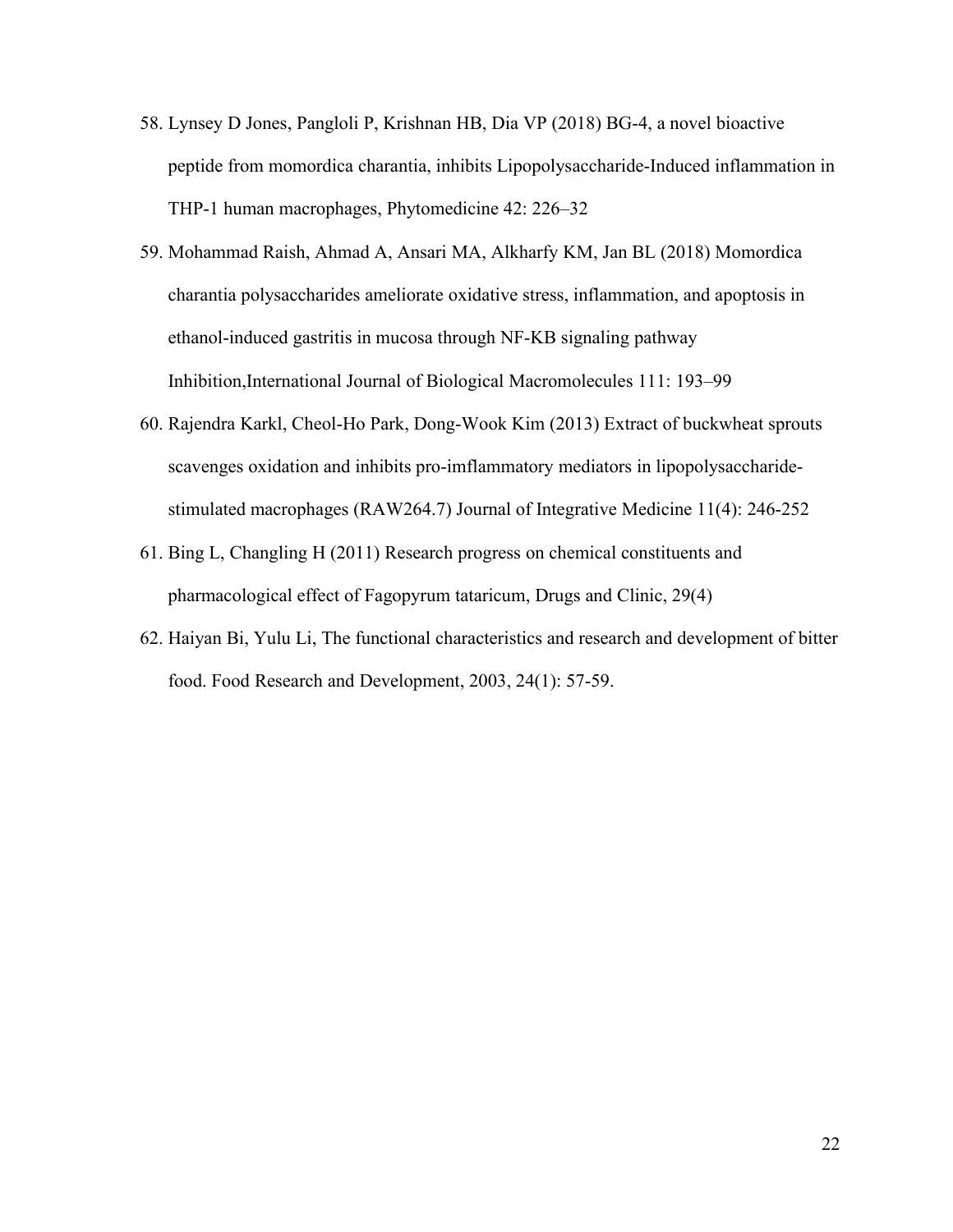58. Lynsey D Jones, Pangloli P, Krishnan HB, Dia VP (2018) BG-4, a novel bioactive peptide from momordica charantia, inhibits Lipopolysaccharide-Induced inflammation in THP-1 human macrophages, Phytomedicine 42: 226–32
59. Mohammad Raish, Ahmad A, Ansari MA, Alkharfy KM, Jan BL (2018) Momordica charantia polysaccharides ameliorate oxidative stress, inflammation, and apoptosis in ethanol-induced gastritis in mucosa through NF-KB signaling pathway Inhibition,International Journal of Biological Macromolecules 111: 193–99
60. Rajendra Karkl, Cheol-Ho Park, Dong-Wook Kim (2013) Extract of buckwheat sprouts scavenges oxidation and inhibits pro-imflammatory mediators in lipopolysaccharide-stimulated macrophages (RAW264.7) Journal of Integrative Medicine 11(4): 246-252
61. Bing L, Changling H (2011) Research progress on chemical constituents and pharmacological effect of Fagopyrum tataricum, Drugs and Clinic, 29(4)
62. Haiyan Bi, Yulu Li, The functional characteristics and research and development of bitter food. Food Research and Development, 2003, 24(1): 57-59.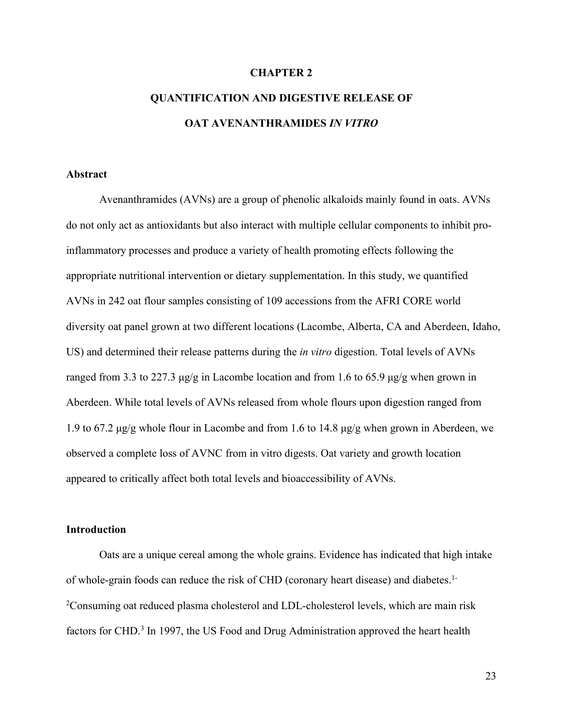# CHAPTER 2

# QUANTIFICATION AND DIGESTIVE RELEASE OF OAT AVENANTHRAMIDES *IN VITRO*

## Abstract

Avenanthramides (AVNs) are a group of phenolic alkaloids mainly found in oats. AVNs do not only act as antioxidants but also interact with multiple cellular components to inhibit pro-inflammatory processes and produce a variety of health promoting effects following the appropriate nutritional intervention or dietary supplementation. In this study, we quantified AVNs in 242 oat flour samples consisting of 109 accessions from the AFRI CORE world diversity oat panel grown at two different locations (Lacombe, Alberta, CA and Aberdeen, Idaho, US) and determined their release patterns during the *in vitro* digestion. Total levels of AVNs ranged from 3.3 to 227.3 μg/g in Lacombe location and from 1.6 to 65.9 μg/g when grown in Aberdeen. While total levels of AVNs released from whole flours upon digestion ranged from 1.9 to 67.2 μg/g whole flour in Lacombe and from 1.6 to 14.8 μg/g when grown in Aberdeen, we observed a complete loss of AVNC from in vitro digests. Oat variety and growth location appeared to critically affect both total levels and bioaccessibility of AVNs.

## Introduction

Oats are a unique cereal among the whole grains. Evidence has indicated that high intake of whole-grain foods can reduce the risk of CHD (coronary heart disease) and diabetes.[1-2] Consuming oat reduced plasma cholesterol and LDL-cholesterol levels, which are main risk factors for CHD.[3] In 1997, the US Food and Drug Administration approved the heart health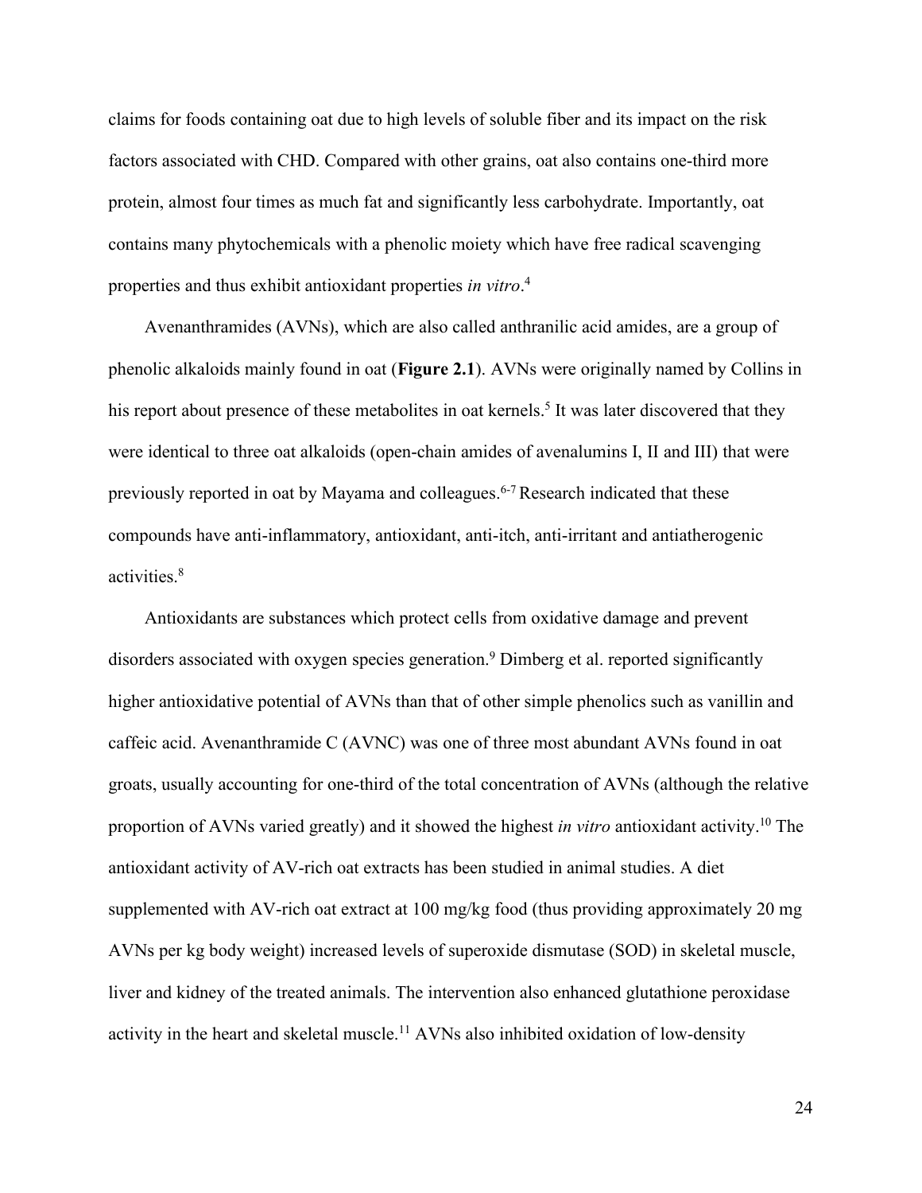claims for foods containing oat due to high levels of soluble fiber and its impact on the risk factors associated with CHD. Compared with other grains, oat also contains one-third more protein, almost four times as much fat and significantly less carbohydrate. Importantly, oat contains many phytochemicals with a phenolic moiety which have free radical scavenging properties and thus exhibit antioxidant properties *in vitro*.[4]

Avenanthramides (AVNs), which are also called anthranilic acid amides, are a group of phenolic alkaloids mainly found in oat (**Figure 2.1**). AVNs were originally named by Collins in his report about presence of these metabolites in oat kernels.[5] It was later discovered that they were identical to three oat alkaloids (open-chain amides of avenalumins I, II and III) that were previously reported in oat by Mayama and colleagues.[6-7] Research indicated that these compounds have anti-inflammatory, antioxidant, anti-itch, anti-irritant and antiatherogenic activities.[8]

Antioxidants are substances which protect cells from oxidative damage and prevent disorders associated with oxygen species generation.[9] Dimberg et al. reported significantly higher antioxidative potential of AVNs than that of other simple phenolics such as vanillin and caffeic acid. Avenanthramide C (AVNC) was one of three most abundant AVNs found in oat groats, usually accounting for one-third of the total concentration of AVNs (although the relative proportion of AVNs varied greatly) and it showed the highest *in vitro* antioxidant activity.[10] The antioxidant activity of AV-rich oat extracts has been studied in animal studies. A diet supplemented with AV-rich oat extract at 100 mg/kg food (thus providing approximately 20 mg AVNs per kg body weight) increased levels of superoxide dismutase (SOD) in skeletal muscle, liver and kidney of the treated animals. The intervention also enhanced glutathione peroxidase activity in the heart and skeletal muscle.[11] AVNs also inhibited oxidation of low-density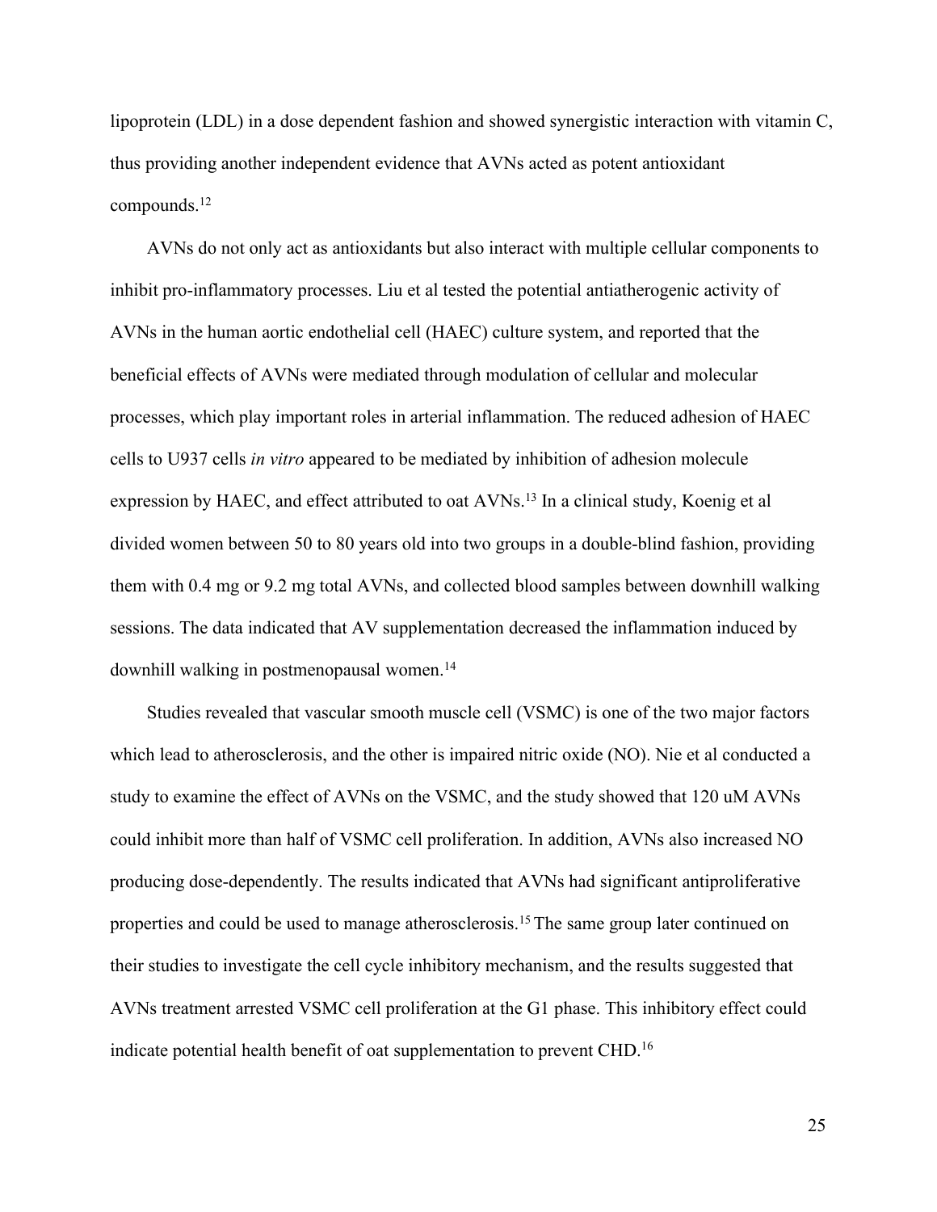lipoprotein (LDL) in a dose dependent fashion and showed synergistic interaction with vitamin C, thus providing another independent evidence that AVNs acted as potent antioxidant compounds.[12]

AVNs do not only act as antioxidants but also interact with multiple cellular components to inhibit pro-inflammatory processes. Liu et al tested the potential antiatherogenic activity of AVNs in the human aortic endothelial cell (HAEC) culture system, and reported that the beneficial effects of AVNs were mediated through modulation of cellular and molecular processes, which play important roles in arterial inflammation. The reduced adhesion of HAEC cells to U937 cells *in vitro* appeared to be mediated by inhibition of adhesion molecule expression by HAEC, and effect attributed to oat AVNs.[13] In a clinical study, Koenig et al divided women between 50 to 80 years old into two groups in a double-blind fashion, providing them with 0.4 mg or 9.2 mg total AVNs, and collected blood samples between downhill walking sessions. The data indicated that AV supplementation decreased the inflammation induced by downhill walking in postmenopausal women.[14]

Studies revealed that vascular smooth muscle cell (VSMC) is one of the two major factors which lead to atherosclerosis, and the other is impaired nitric oxide (NO). Nie et al conducted a study to examine the effect of AVNs on the VSMC, and the study showed that 120 uM AVNs could inhibit more than half of VSMC cell proliferation. In addition, AVNs also increased NO producing dose-dependently. The results indicated that AVNs had significant antiproliferative properties and could be used to manage atherosclerosis.[15] The same group later continued on their studies to investigate the cell cycle inhibitory mechanism, and the results suggested that AVNs treatment arrested VSMC cell proliferation at the G1 phase. This inhibitory effect could indicate potential health benefit of oat supplementation to prevent CHD.[16]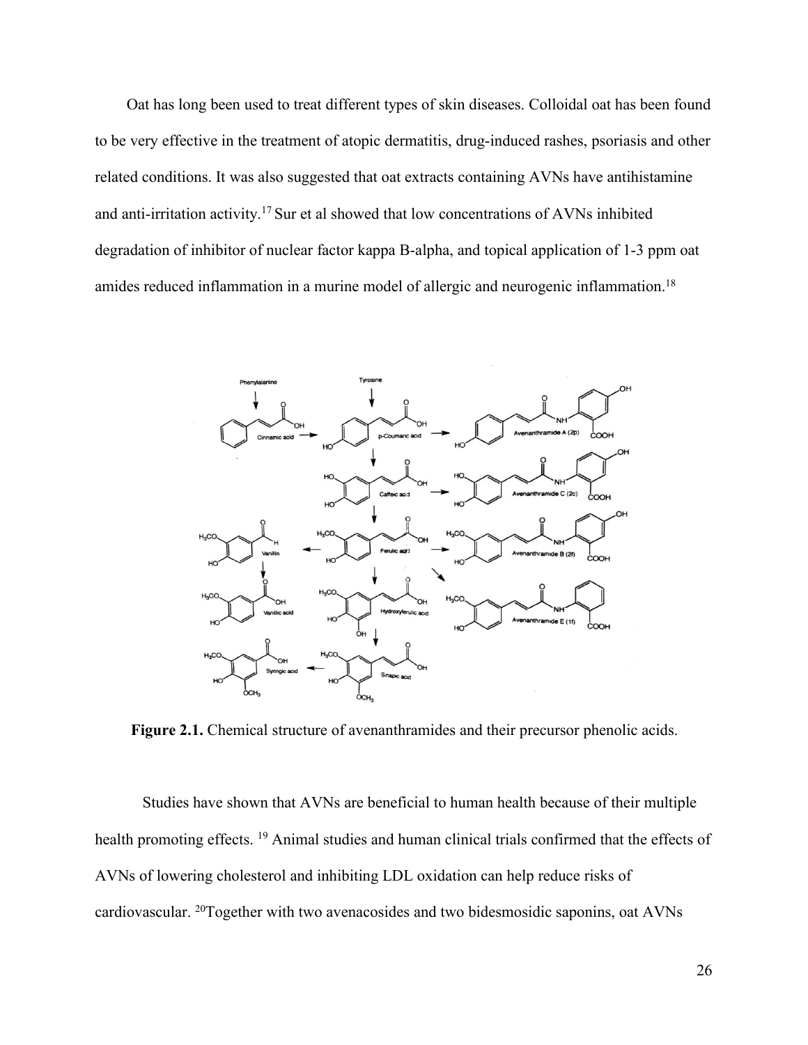Oat has long been used to treat different types of skin diseases. Colloidal oat has been found to be very effective in the treatment of atopic dermatitis, drug-induced rashes, psoriasis and other related conditions. It was also suggested that oat extracts containing AVNs have antihistamine and anti-irritation activity.[17] Sur et al showed that low concentrations of AVNs inhibited degradation of inhibitor of nuclear factor kappa B-alpha, and topical application of 1-3 ppm oat amides reduced inflammation in a murine model of allergic and neurogenic inflammation.[18]

**Figure 2.1.** Chemical structure of avenanthramides and their precursor phenolic acids.

Studies have shown that AVNs are beneficial to human health because of their multiple health promoting effects. [19] Animal studies and human clinical trials confirmed that the effects of AVNs of lowering cholesterol and inhibiting LDL oxidation can help reduce risks of cardiovascular. [20]Together with two avenacosides and two bidesmosidic saponins, oat AVNs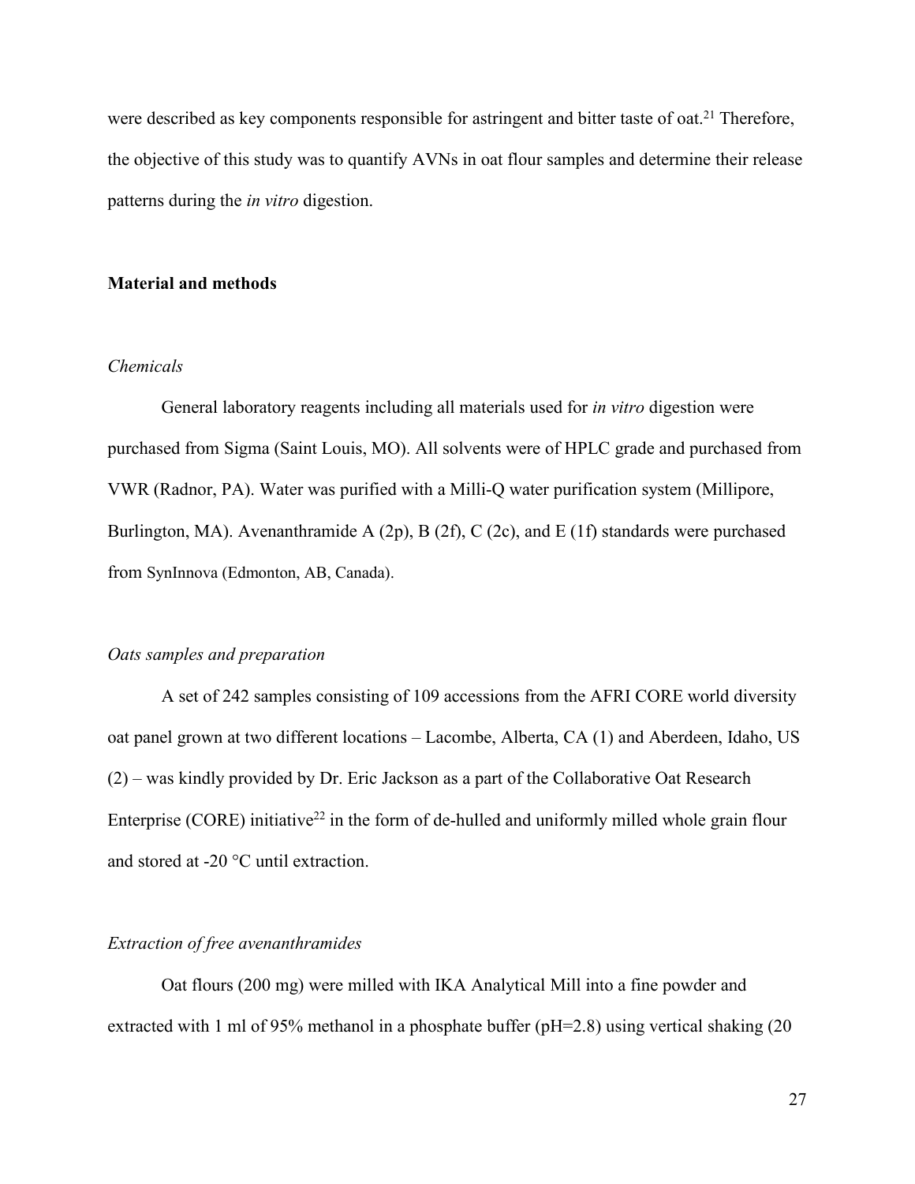were described as key components responsible for astringent and bitter taste of oat.[21] Therefore, the objective of this study was to quantify AVNs in oat flour samples and determine their release patterns during the *in vitro* digestion.

## Material and methods

### *Chemicals*

General laboratory reagents including all materials used for *in vitro* digestion were purchased from Sigma (Saint Louis, MO). All solvents were of HPLC grade and purchased from VWR (Radnor, PA). Water was purified with a Milli-Q water purification system (Millipore, Burlington, MA). Avenanthramide A (2p), B (2f), C (2c), and E (1f) standards were purchased from SynInnova (Edmonton, AB, Canada).

### *Oats samples and preparation*

A set of 242 samples consisting of 109 accessions from the AFRI CORE world diversity oat panel grown at two different locations – Lacombe, Alberta, CA (1) and Aberdeen, Idaho, US (2) – was kindly provided by Dr. Eric Jackson as a part of the Collaborative Oat Research Enterprise (CORE) initiative[22] in the form of de-hulled and uniformly milled whole grain flour and stored at -20 °C until extraction.

### *Extraction of free avenanthramides*

Oat flours (200 mg) were milled with IKA Analytical Mill into a fine powder and extracted with 1 ml of 95% methanol in a phosphate buffer (pH=2.8) using vertical shaking (20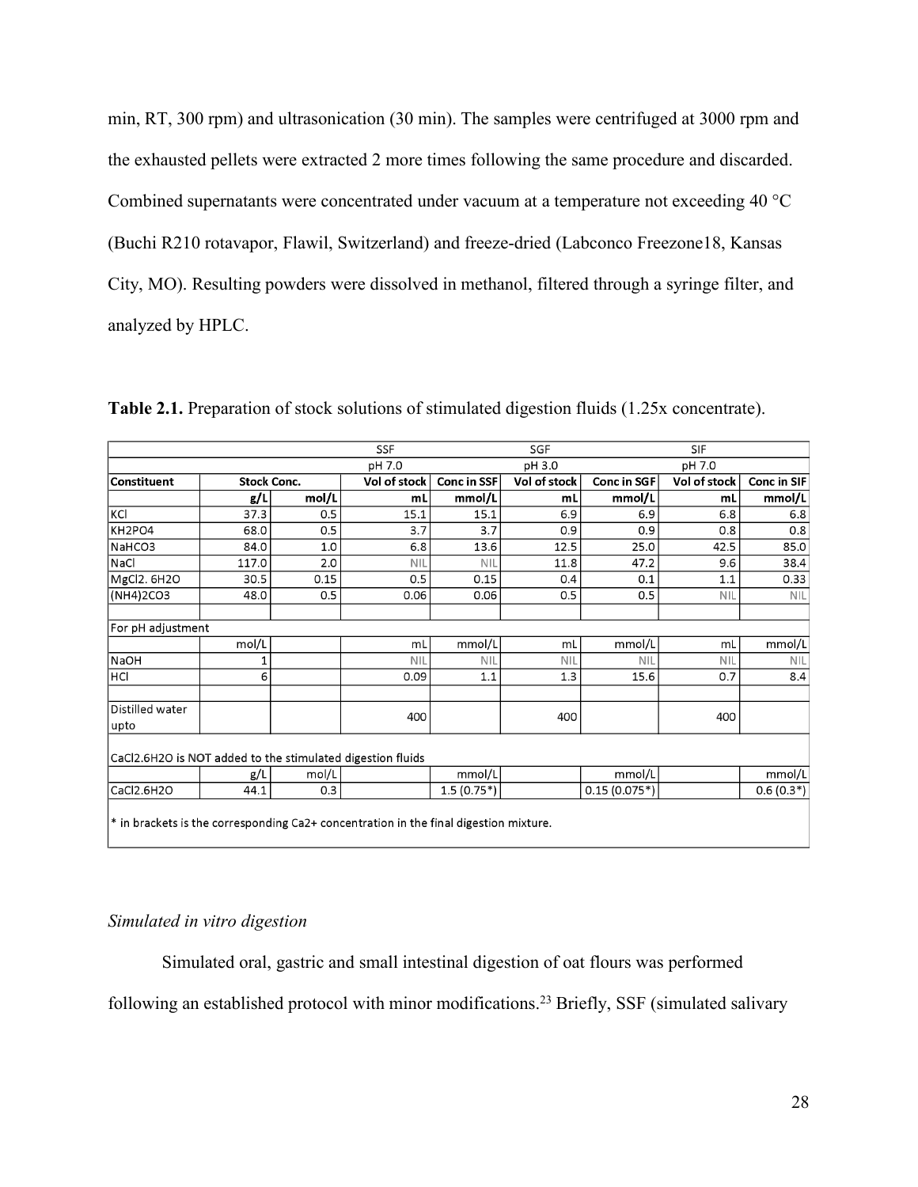min, RT, 300 rpm) and ultrasonication (30 min). The samples were centrifuged at 3000 rpm and the exhausted pellets were extracted 2 more times following the same procedure and discarded. Combined supernatants were concentrated under vacuum at a temperature not exceeding 40 °C (Buchi R210 rotavapor, Flawil, Switzerland) and freeze-dried (Labconco Freezone18, Kansas City, MO). Resulting powders were dissolved in methanol, filtered through a syringe filter, and analyzed by HPLC.

**Table 2.1.** Preparation of stock solutions of stimulated digestion fluids (1.25x concentrate).

| | | | SSF | | SGF | | SIF | |
|---|---|---|---|---|---|---|---|---|
| | | | pH 7.0 | | pH 3.0 | | pH 7.0 | |
| **Constituent** | **Stock Conc.** | | **Vol of stock** | **Conc in SSF** | **Vol of stock** | **Conc in SGF** | **Vol of stock** | **Conc in SIF** |
| | **g/L** | **mol/L** | **mL** | **mmol/L** | **mL** | **mmol/L** | **mL** | **mmol/L** |
| KCl | 37.3 | 0.5 | 15.1 | 15.1 | 6.9 | 6.9 | 6.8 | 6.8 |
| KH2PO4 | 68.0 | 0.5 | 3.7 | 3.7 | 0.9 | 0.9 | 0.8 | 0.8 |
| NaHCO3 | 84.0 | 1.0 | 6.8 | 13.6 | 12.5 | 25.0 | 42.5 | 85.0 |
| NaCl | 117.0 | 2.0 | NIL | NIL | 11.8 | 47.2 | 9.6 | 38.4 |
| MgCl2. 6H2O | 30.5 | 0.15 | 0.5 | 0.15 | 0.4 | 0.1 | 1.1 | 0.33 |
| (NH4)2CO3 | 48.0 | 0.5 | 0.06 | 0.06 | 0.5 | 0.5 | NIL | NIL |
| | | | | | | | | |
| For pH adjustment | | | | | | | | |
| | mol/L | | mL | mmol/L | mL | mmol/L | mL | mmol/L |
| NaOH | 1 | | NIL | NIL | NIL | NIL | NIL | NIL |
| HCl | 6 | | 0.09 | 1.1 | 1.3 | 15.6 | 0.7 | 8.4 |
| | | | | | | | | |
| Distilled water upto | | | 400 | | 400 | | 400 | |
| CaCl2.6H2O is NOT added to the stimulated digestion fluids | | | | | | | | |
| | g/L | mol/L | | mmol/L | | mmol/L | | mmol/L |
| CaCl2.6H2O | 44.1 | 0.3 | | 1.5 (0.75*) | | 0.15 (0.075*) | | 0.6 (0.3*) |

\* in brackets is the corresponding Ca2+ concentration in the final digestion mixture.

*Simulated in vitro digestion*

Simulated oral, gastric and small intestinal digestion of oat flours was performed following an established protocol with minor modifications.[23] Briefly, SSF (simulated salivary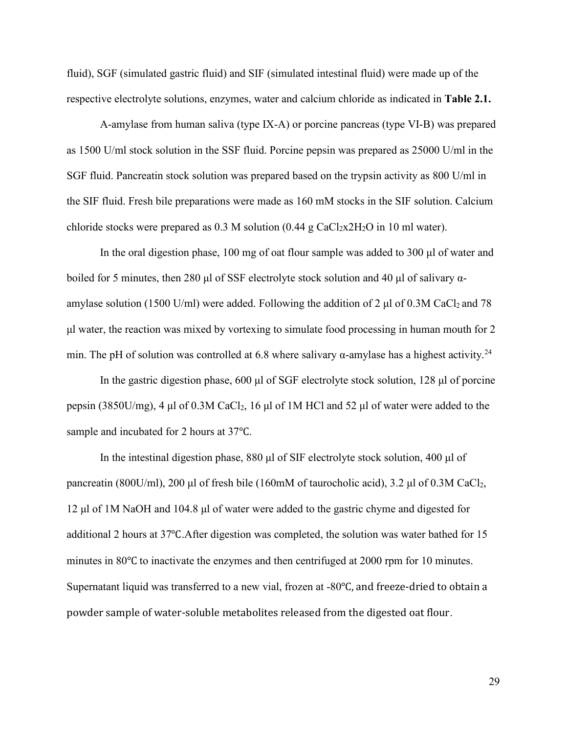fluid), SGF (simulated gastric fluid) and SIF (simulated intestinal fluid) were made up of the respective electrolyte solutions, enzymes, water and calcium chloride as indicated in **Table 2.1.**

A-amylase from human saliva (type IX-A) or porcine pancreas (type VI-B) was prepared as 1500 U/ml stock solution in the SSF fluid. Porcine pepsin was prepared as 25000 U/ml in the SGF fluid. Pancreatin stock solution was prepared based on the trypsin activity as 800 U/ml in the SIF fluid. Fresh bile preparations were made as 160 mM stocks in the SIF solution. Calcium chloride stocks were prepared as 0.3 M solution (0.44 g $CaCl_2x2H_2O$ in 10 ml water).

In the oral digestion phase, 100 mg of oat flour sample was added to 300 μl of water and boiled for 5 minutes, then 280 μl of SSF electrolyte stock solution and 40 μl of salivary α-amylase solution (1500 U/ml) were added. Following the addition of 2 μl of 0.3M $CaCl_2$ and 78 μl water, the reaction was mixed by vortexing to simulate food processing in human mouth for 2 min. The pH of solution was controlled at 6.8 where salivary α-amylase has a highest activity.[24]

In the gastric digestion phase, 600 μl of SGF electrolyte stock solution, 128 μl of porcine pepsin (3850U/mg), 4 μl of 0.3M $CaCl_2$, 16 μl of 1M HCl and 52 μl of water were added to the sample and incubated for 2 hours at 37℃.

In the intestinal digestion phase, 880 μl of SIF electrolyte stock solution, 400 μl of pancreatin (800U/ml), 200 μl of fresh bile (160mM of taurocholic acid), 3.2 μl of 0.3M $CaCl_2$, 12 μl of 1M NaOH and 104.8 μl of water were added to the gastric chyme and digested for additional 2 hours at 37℃.After digestion was completed, the solution was water bathed for 15 minutes in 80℃ to inactivate the enzymes and then centrifuged at 2000 rpm for 10 minutes. Supernatant liquid was transferred to a new vial, frozen at -80℃, and freeze-dried to obtain a powder sample of water-soluble metabolites released from the digested oat flour.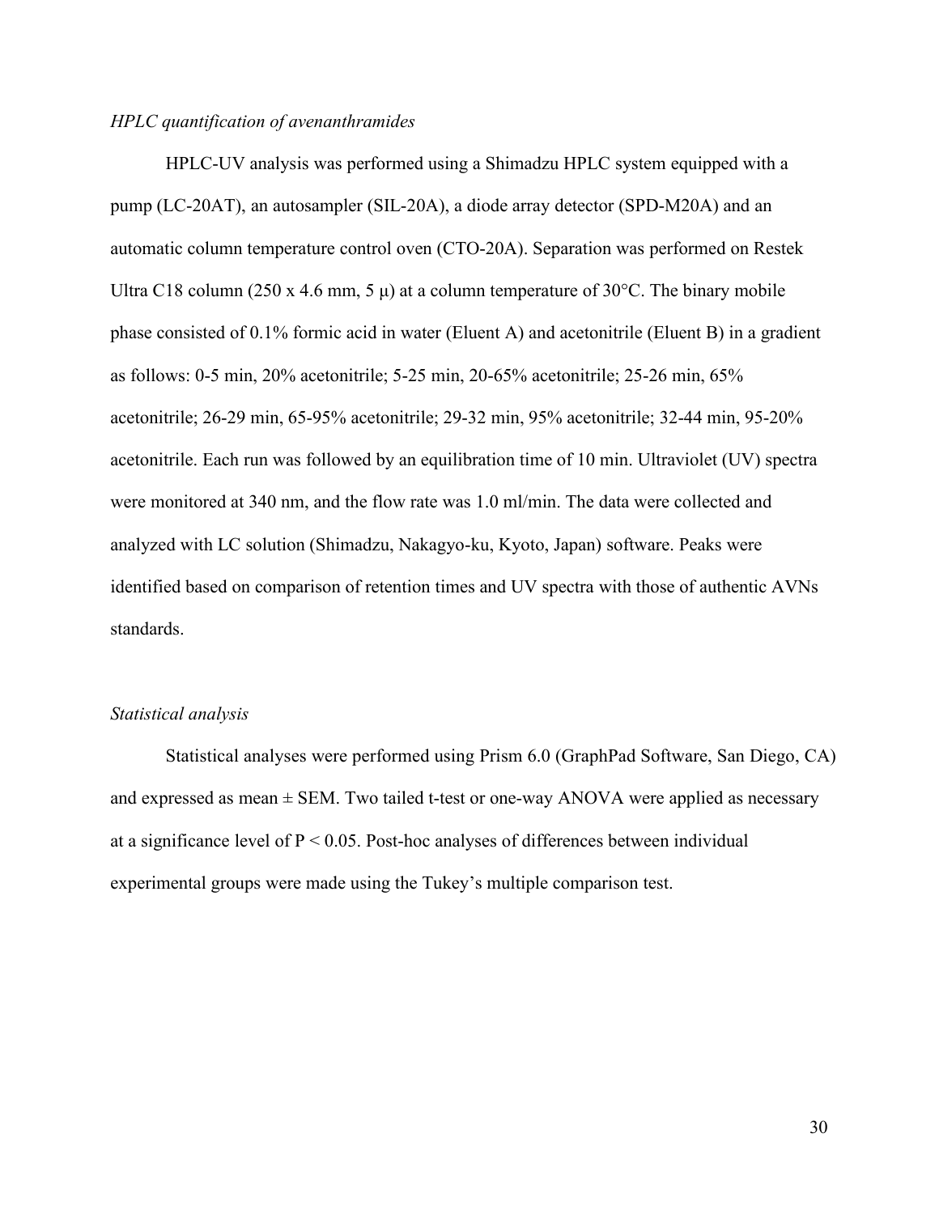*HPLC quantification of avenanthramides*

HPLC-UV analysis was performed using a Shimadzu HPLC system equipped with a pump (LC-20AT), an autosampler (SIL-20A), a diode array detector (SPD-M20A) and an automatic column temperature control oven (CTO-20A). Separation was performed on Restek Ultra C18 column (250 x 4.6 mm, 5 μ) at a column temperature of 30°C. The binary mobile phase consisted of 0.1% formic acid in water (Eluent A) and acetonitrile (Eluent B) in a gradient as follows: 0-5 min, 20% acetonitrile; 5-25 min, 20-65% acetonitrile; 25-26 min, 65% acetonitrile; 26-29 min, 65-95% acetonitrile; 29-32 min, 95% acetonitrile; 32-44 min, 95-20% acetonitrile. Each run was followed by an equilibration time of 10 min. Ultraviolet (UV) spectra were monitored at 340 nm, and the flow rate was 1.0 ml/min. The data were collected and analyzed with LC solution (Shimadzu, Nakagyo-ku, Kyoto, Japan) software. Peaks were identified based on comparison of retention times and UV spectra with those of authentic AVNs standards.

*Statistical analysis*

Statistical analyses were performed using Prism 6.0 (GraphPad Software, San Diego, CA) and expressed as mean ± SEM. Two tailed t-test or one-way ANOVA were applied as necessary at a significance level of $P < 0.05$. Post-hoc analyses of differences between individual experimental groups were made using the Tukey's multiple comparison test.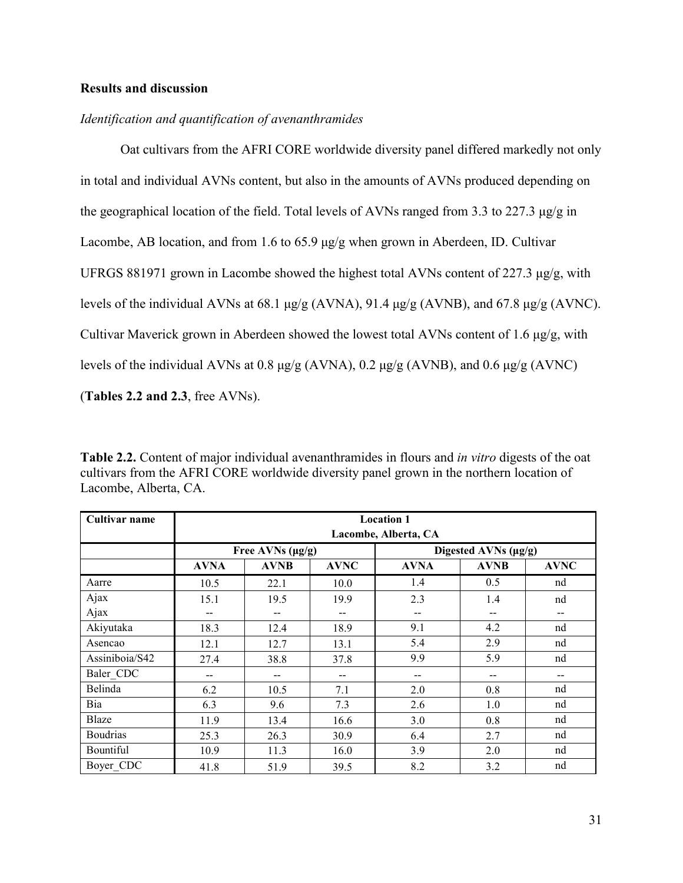**Results and discussion**

*Identification and quantification of avenanthramides*

Oat cultivars from the AFRI CORE worldwide diversity panel differed markedly not only in total and individual AVNs content, but also in the amounts of AVNs produced depending on the geographical location of the field. Total levels of AVNs ranged from 3.3 to 227.3 μg/g in Lacombe, AB location, and from 1.6 to 65.9 μg/g when grown in Aberdeen, ID. Cultivar UFRGS 881971 grown in Lacombe showed the highest total AVNs content of 227.3 μg/g, with levels of the individual AVNs at 68.1 μg/g (AVNA), 91.4 μg/g (AVNB), and 67.8 μg/g (AVNC). Cultivar Maverick grown in Aberdeen showed the lowest total AVNs content of 1.6 μg/g, with levels of the individual AVNs at 0.8 μg/g (AVNA), 0.2 μg/g (AVNB), and 0.6 μg/g (AVNC) (**Tables 2.2 and 2.3**, free AVNs).

**Table 2.2.** Content of major individual avenanthramides in flours and *in vitro* digests of the oat cultivars from the AFRI CORE worldwide diversity panel grown in the northern location of Lacombe, Alberta, CA.

| **Cultivar name** | **Location 1 Lacombe, Alberta, CA** | | | | | |
|---|---|---|---|---|---|---|
| | **Free AVNs (μg/g)** | | | **Digested AVNs (μg/g)** | | |
| | **AVNA** | **AVNB** | **AVNC** | **AVNA** | **AVNB** | **AVNC** |
| Aarre | 10.5 | 22.1 | 10.0 | 1.4 | 0.5 | nd |
| Ajax | 15.1 | 19.5 | 19.9 | 2.3 | 1.4 | nd |
| Ajax | -- | -- | -- | -- | -- | -- |
| Akiyutaka | 18.3 | 12.4 | 18.9 | 9.1 | 4.2 | nd |
| Asencao | 12.1 | 12.7 | 13.1 | 5.4 | 2.9 | nd |
| Assiniboia/S42 | 27.4 | 38.8 | 37.8 | 9.9 | 5.9 | nd |
| Baler_CDC | -- | -- | -- | -- | -- | -- |
| Belinda | 6.2 | 10.5 | 7.1 | 2.0 | 0.8 | nd |
| Bia | 6.3 | 9.6 | 7.3 | 2.6 | 1.0 | nd |
| Blaze | 11.9 | 13.4 | 16.6 | 3.0 | 0.8 | nd |
| Boudrias | 25.3 | 26.3 | 30.9 | 6.4 | 2.7 | nd |
| Bountiful | 10.9 | 11.3 | 16.0 | 3.9 | 2.0 | nd |
| Boyer_CDC | 41.8 | 51.9 | 39.5 | 8.2 | 3.2 | nd |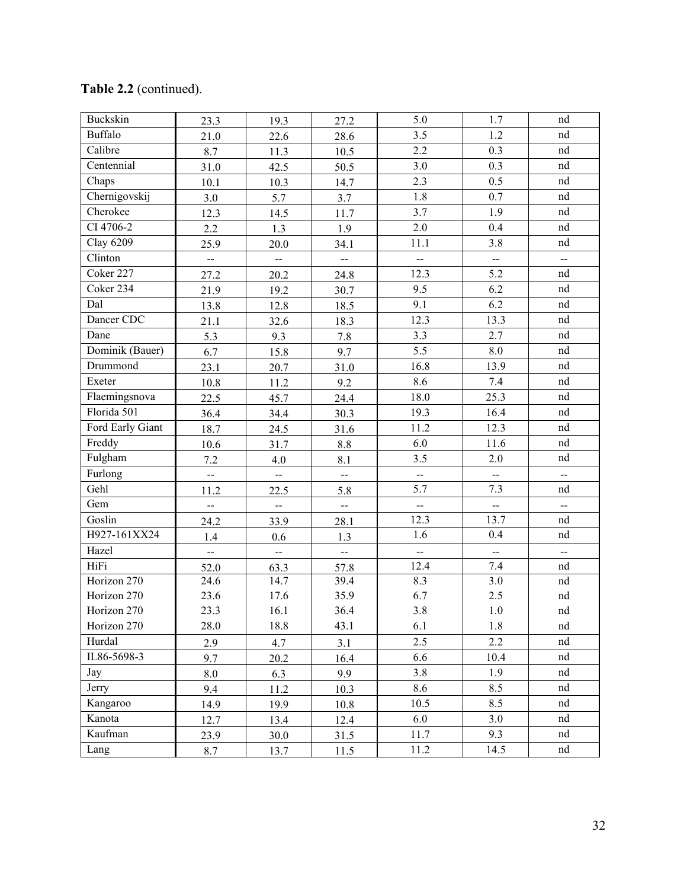**Table 2.2** (continued).

| | | | | | | |
|---|---|---|---|---|---|---|
| Buckskin | 23.3 | 19.3 | 27.2 | 5.0 | 1.7 | nd |
| Buffalo | 21.0 | 22.6 | 28.6 | 3.5 | 1.2 | nd |
| Calibre | 8.7 | 11.3 | 10.5 | 2.2 | 0.3 | nd |
| Centennial | 31.0 | 42.5 | 50.5 | 3.0 | 0.3 | nd |
| Chaps | 10.1 | 10.3 | 14.7 | 2.3 | 0.5 | nd |
| Chernigovskij | 3.0 | 5.7 | 3.7 | 1.8 | 0.7 | nd |
| Cherokee | 12.3 | 14.5 | 11.7 | 3.7 | 1.9 | nd |
| CI 4706-2 | 2.2 | 1.3 | 1.9 | 2.0 | 0.4 | nd |
| Clay 6209 | 25.9 | 20.0 | 34.1 | 11.1 | 3.8 | nd |
| Clinton | -- | -- | -- | -- | -- | -- |
| Coker 227 | 27.2 | 20.2 | 24.8 | 12.3 | 5.2 | nd |
| Coker 234 | 21.9 | 19.2 | 30.7 | 9.5 | 6.2 | nd |
| Dal | 13.8 | 12.8 | 18.5 | 9.1 | 6.2 | nd |
| Dancer CDC | 21.1 | 32.6 | 18.3 | 12.3 | 13.3 | nd |
| Dane | 5.3 | 9.3 | 7.8 | 3.3 | 2.7 | nd |
| Dominik (Bauer) | 6.7 | 15.8 | 9.7 | 5.5 | 8.0 | nd |
| Drummond | 23.1 | 20.7 | 31.0 | 16.8 | 13.9 | nd |
| Exeter | 10.8 | 11.2 | 9.2 | 8.6 | 7.4 | nd |
| Flaemingsnova | 22.5 | 45.7 | 24.4 | 18.0 | 25.3 | nd |
| Florida 501 | 36.4 | 34.4 | 30.3 | 19.3 | 16.4 | nd |
| Ford Early Giant | 18.7 | 24.5 | 31.6 | 11.2 | 12.3 | nd |
| Freddy | 10.6 | 31.7 | 8.8 | 6.0 | 11.6 | nd |
| Fulgham | 7.2 | 4.0 | 8.1 | 3.5 | 2.0 | nd |
| Furlong | -- | -- | -- | -- | -- | -- |
| Gehl | 11.2 | 22.5 | 5.8 | 5.7 | 7.3 | nd |
| Gem | -- | -- | -- | -- | -- | -- |
| Goslin | 24.2 | 33.9 | 28.1 | 12.3 | 13.7 | nd |
| H927-161XX24 | 1.4 | 0.6 | 1.3 | 1.6 | 0.4 | nd |
| Hazel | -- | -- | -- | -- | -- | -- |
| HiFi | 52.0 | 63.3 | 57.8 | 12.4 | 7.4 | nd |
| Horizon 270 | 24.6 | 14.7 | 39.4 | 8.3 | 3.0 | nd |
| Horizon 270 | 23.6 | 17.6 | 35.9 | 6.7 | 2.5 | nd |
| Horizon 270 | 23.3 | 16.1 | 36.4 | 3.8 | 1.0 | nd |
| Horizon 270 | 28.0 | 18.8 | 43.1 | 6.1 | 1.8 | nd |
| Hurdal | 2.9 | 4.7 | 3.1 | 2.5 | 2.2 | nd |
| IL86-5698-3 | 9.7 | 20.2 | 16.4 | 6.6 | 10.4 | nd |
| Jay | 8.0 | 6.3 | 9.9 | 3.8 | 1.9 | nd |
| Jerry | 9.4 | 11.2 | 10.3 | 8.6 | 8.5 | nd |
| Kangaroo | 14.9 | 19.9 | 10.8 | 10.5 | 8.5 | nd |
| Kanota | 12.7 | 13.4 | 12.4 | 6.0 | 3.0 | nd |
| Kaufman | 23.9 | 30.0 | 31.5 | 11.7 | 9.3 | nd |
| Lang | 8.7 | 13.7 | 11.5 | 11.2 | 14.5 | nd |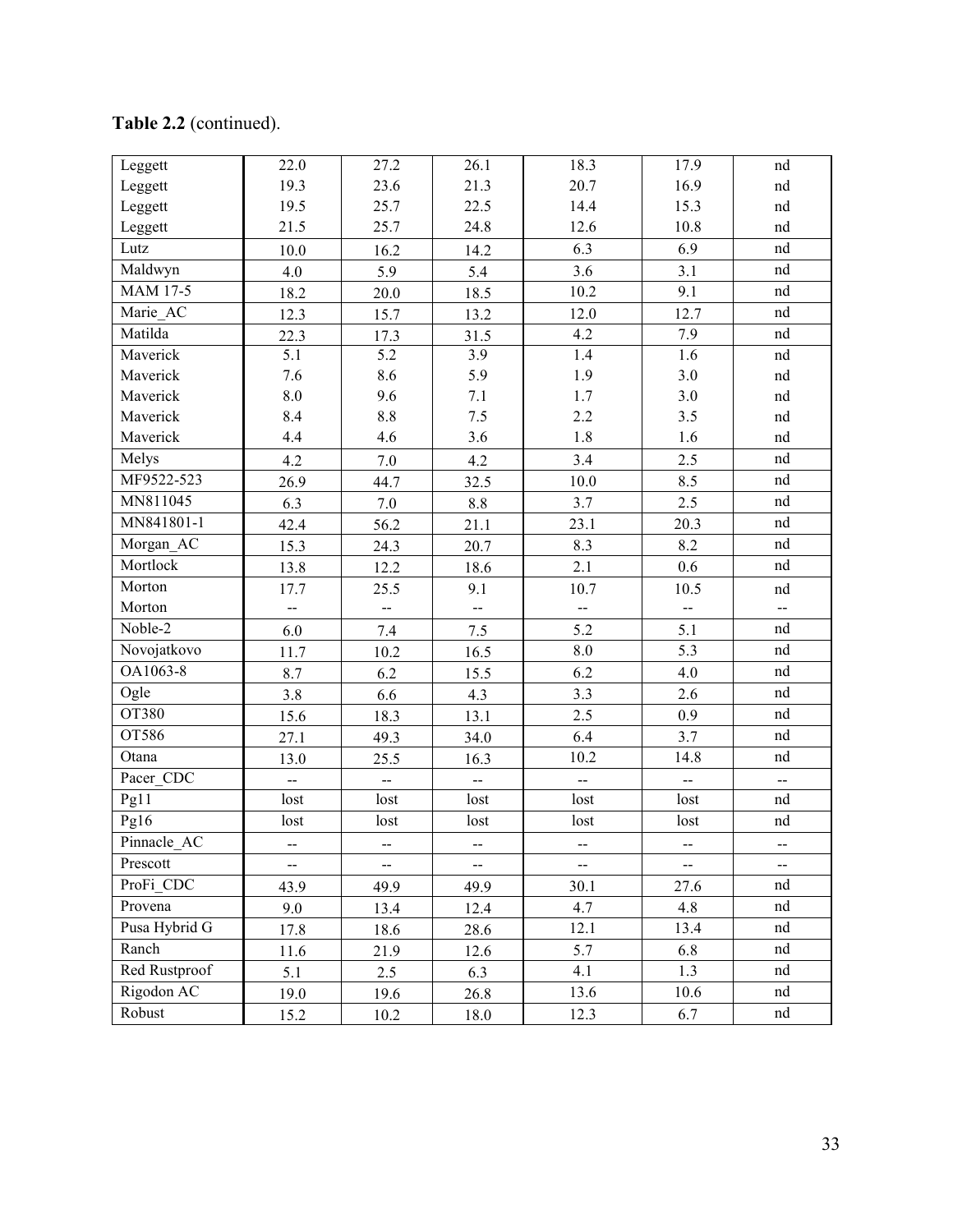**Table 2.2** (continued).

| | | | | | | |
|---|---|---|---|---|---|---|
| Leggett | 22.0 | 27.2 | 26.1 | 18.3 | 17.9 | nd |
| Leggett | 19.3 | 23.6 | 21.3 | 20.7 | 16.9 | nd |
| Leggett | 19.5 | 25.7 | 22.5 | 14.4 | 15.3 | nd |
| Leggett | 21.5 | 25.7 | 24.8 | 12.6 | 10.8 | nd |
| Lutz | 10.0 | 16.2 | 14.2 | 6.3 | 6.9 | nd |
| Maldwyn | 4.0 | 5.9 | 5.4 | 3.6 | 3.1 | nd |
| MAM 17-5 | 18.2 | 20.0 | 18.5 | 10.2 | 9.1 | nd |
| Marie_AC | 12.3 | 15.7 | 13.2 | 12.0 | 12.7 | nd |
| Matilda | 22.3 | 17.3 | 31.5 | 4.2 | 7.9 | nd |
| Maverick | 5.1 | 5.2 | 3.9 | 1.4 | 1.6 | nd |
| Maverick | 7.6 | 8.6 | 5.9 | 1.9 | 3.0 | nd |
| Maverick | 8.0 | 9.6 | 7.1 | 1.7 | 3.0 | nd |
| Maverick | 8.4 | 8.8 | 7.5 | 2.2 | 3.5 | nd |
| Maverick | 4.4 | 4.6 | 3.6 | 1.8 | 1.6 | nd |
| Melys | 4.2 | 7.0 | 4.2 | 3.4 | 2.5 | nd |
| MF9522-523 | 26.9 | 44.7 | 32.5 | 10.0 | 8.5 | nd |
| MN811045 | 6.3 | 7.0 | 8.8 | 3.7 | 2.5 | nd |
| MN841801-1 | 42.4 | 56.2 | 21.1 | 23.1 | 20.3 | nd |
| Morgan_AC | 15.3 | 24.3 | 20.7 | 8.3 | 8.2 | nd |
| Mortlock | 13.8 | 12.2 | 18.6 | 2.1 | 0.6 | nd |
| Morton | 17.7 | 25.5 | 9.1 | 10.7 | 10.5 | nd |
| Morton | -- | -- | -- | -- | -- | -- |
| Noble-2 | 6.0 | 7.4 | 7.5 | 5.2 | 5.1 | nd |
| Novojatkovo | 11.7 | 10.2 | 16.5 | 8.0 | 5.3 | nd |
| OA1063-8 | 8.7 | 6.2 | 15.5 | 6.2 | 4.0 | nd |
| Ogle | 3.8 | 6.6 | 4.3 | 3.3 | 2.6 | nd |
| OT380 | 15.6 | 18.3 | 13.1 | 2.5 | 0.9 | nd |
| OT586 | 27.1 | 49.3 | 34.0 | 6.4 | 3.7 | nd |
| Otana | 13.0 | 25.5 | 16.3 | 10.2 | 14.8 | nd |
| Pacer_CDC | -- | -- | -- | -- | -- | -- |
| Pg11 | lost | lost | lost | lost | lost | nd |
| Pg16 | lost | lost | lost | lost | lost | nd |
| Pinnacle_AC | -- | -- | -- | -- | -- | -- |
| Prescott | -- | -- | -- | -- | -- | -- |
| ProFi_CDC | 43.9 | 49.9 | 49.9 | 30.1 | 27.6 | nd |
| Provena | 9.0 | 13.4 | 12.4 | 4.7 | 4.8 | nd |
| Pusa Hybrid G | 17.8 | 18.6 | 28.6 | 12.1 | 13.4 | nd |
| Ranch | 11.6 | 21.9 | 12.6 | 5.7 | 6.8 | nd |
| Red Rustproof | 5.1 | 2.5 | 6.3 | 4.1 | 1.3 | nd |
| Rigodon AC | 19.0 | 19.6 | 26.8 | 13.6 | 10.6 | nd |
| Robust | 15.2 | 10.2 | 18.0 | 12.3 | 6.7 | nd |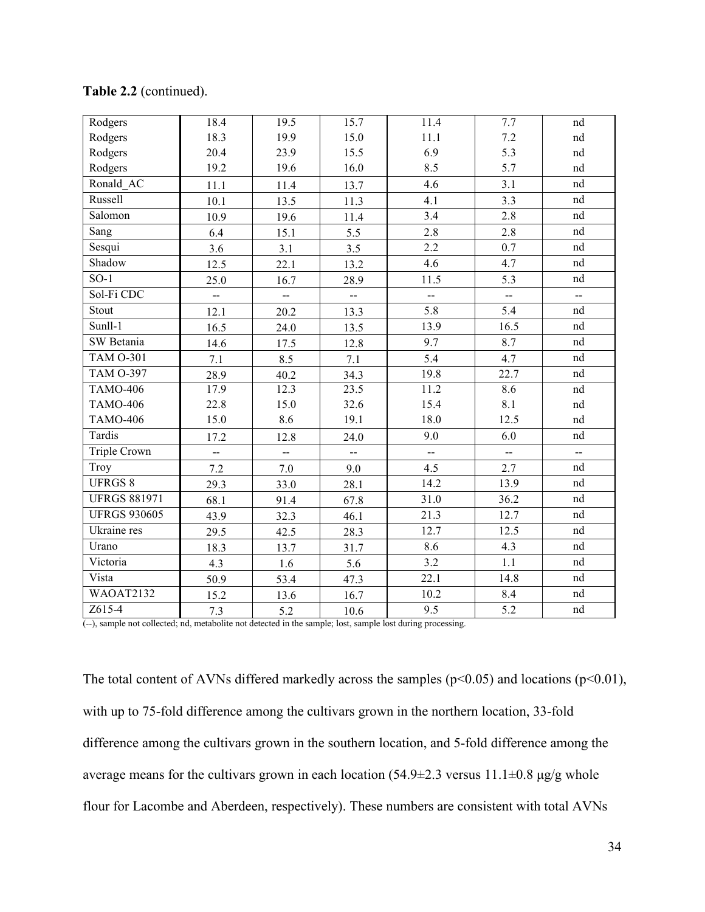**Table 2.2** (continued).

| | | | | | | |
|---|---|---|---|---|---|---|
| Rodgers | 18.4 | 19.5 | 15.7 | 11.4 | 7.7 | nd |
| Rodgers | 18.3 | 19.9 | 15.0 | 11.1 | 7.2 | nd |
| Rodgers | 20.4 | 23.9 | 15.5 | 6.9 | 5.3 | nd |
| Rodgers | 19.2 | 19.6 | 16.0 | 8.5 | 5.7 | nd |
| Ronald_AC | 11.1 | 11.4 | 13.7 | 4.6 | 3.1 | nd |
| Russell | 10.1 | 13.5 | 11.3 | 4.1 | 3.3 | nd |
| Salomon | 10.9 | 19.6 | 11.4 | 3.4 | 2.8 | nd |
| Sang | 6.4 | 15.1 | 5.5 | 2.8 | 2.8 | nd |
| Sesqui | 3.6 | 3.1 | 3.5 | 2.2 | 0.7 | nd |
| Shadow | 12.5 | 22.1 | 13.2 | 4.6 | 4.7 | nd |
| SO-1 | 25.0 | 16.7 | 28.9 | 11.5 | 5.3 | nd |
| Sol-Fi CDC | -- | -- | -- | -- | -- | -- |
| Stout | 12.1 | 20.2 | 13.3 | 5.8 | 5.4 | nd |
| Sunll-1 | 16.5 | 24.0 | 13.5 | 13.9 | 16.5 | nd |
| SW Betania | 14.6 | 17.5 | 12.8 | 9.7 | 8.7 | nd |
| TAM O-301 | 7.1 | 8.5 | 7.1 | 5.4 | 4.7 | nd |
| TAM O-397 | 28.9 | 40.2 | 34.3 | 19.8 | 22.7 | nd |
| TAMO-406 | 17.9 | 12.3 | 23.5 | 11.2 | 8.6 | nd |
| TAMO-406 | 22.8 | 15.0 | 32.6 | 15.4 | 8.1 | nd |
| TAMO-406 | 15.0 | 8.6 | 19.1 | 18.0 | 12.5 | nd |
| Tardis | 17.2 | 12.8 | 24.0 | 9.0 | 6.0 | nd |
| Triple Crown | -- | -- | -- | -- | -- | -- |
| Troy | 7.2 | 7.0 | 9.0 | 4.5 | 2.7 | nd |
| UFRGS 8 | 29.3 | 33.0 | 28.1 | 14.2 | 13.9 | nd |
| UFRGS 881971 | 68.1 | 91.4 | 67.8 | 31.0 | 36.2 | nd |
| UFRGS 930605 | 43.9 | 32.3 | 46.1 | 21.3 | 12.7 | nd |
| Ukraine res | 29.5 | 42.5 | 28.3 | 12.7 | 12.5 | nd |
| Urano | 18.3 | 13.7 | 31.7 | 8.6 | 4.3 | nd |
| Victoria | 4.3 | 1.6 | 5.6 | 3.2 | 1.1 | nd |
| Vista | 50.9 | 53.4 | 47.3 | 22.1 | 14.8 | nd |
| WAOAT2132 | 15.2 | 13.6 | 16.7 | 10.2 | 8.4 | nd |
| Z615-4 | 7.3 | 5.2 | 10.6 | 9.5 | 5.2 | nd |

(--), sample not collected; nd, metabolite not detected in the sample; lost, sample lost during processing.

The total content of AVNs differed markedly across the samples ($p<0.05$) and locations ($p<0.01$), with up to 75-fold difference among the cultivars grown in the northern location, 33-fold difference among the cultivars grown in the southern location, and 5-fold difference among the average means for the cultivars grown in each location ($54.9\pm2.3$ versus $11.1\pm0.8$ μg/g whole flour for Lacombe and Aberdeen, respectively). These numbers are consistent with total AVNs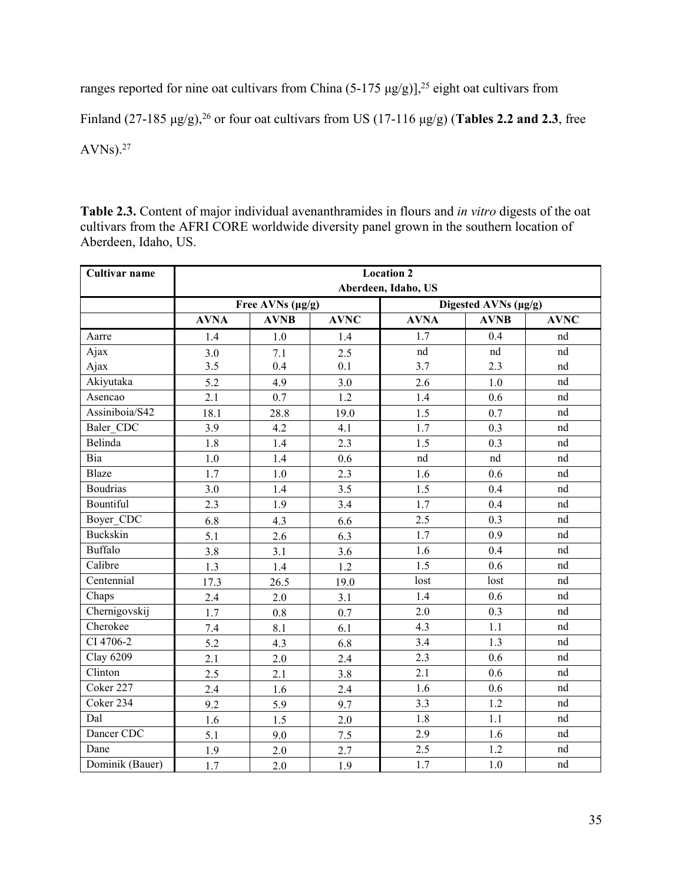ranges reported for nine oat cultivars from China (5-175 μg/g)],[25] eight oat cultivars from Finland (27-185 μg/g),[26] or four oat cultivars from US (17-116 μg/g) (**Tables 2.2 and 2.3**, free AVNs).[27]

**Table 2.3.** Content of major individual avenanthramides in flours and *in vitro* digests of the oat cultivars from the AFRI CORE worldwide diversity panel grown in the southern location of Aberdeen, Idaho, US.

| Cultivar name | Location 2 Aberdeen, Idaho, US | | | | | |
|---|---|---|---|---|---|---|
| | Free AVNs (μg/g) | | | Digested AVNs (μg/g) | | |
| | **AVNA** | **AVNB** | **AVNC** | **AVNA** | **AVNB** | **AVNC** |
| Aarre | 1.4 | 1.0 | 1.4 | 1.7 | 0.4 | nd |
| Ajax | 3.0 | 7.1 | 2.5 | nd | nd | nd |
| Ajax | 3.5 | 0.4 | 0.1 | 3.7 | 2.3 | nd |
| Akiyutaka | 5.2 | 4.9 | 3.0 | 2.6 | 1.0 | nd |
| Asencao | 2.1 | 0.7 | 1.2 | 1.4 | 0.6 | nd |
| Assiniboia/S42 | 18.1 | 28.8 | 19.0 | 1.5 | 0.7 | nd |
| Baler_CDC | 3.9 | 4.2 | 4.1 | 1.7 | 0.3 | nd |
| Belinda | 1.8 | 1.4 | 2.3 | 1.5 | 0.3 | nd |
| Bia | 1.0 | 1.4 | 0.6 | nd | nd | nd |
| Blaze | 1.7 | 1.0 | 2.3 | 1.6 | 0.6 | nd |
| Boudrias | 3.0 | 1.4 | 3.5 | 1.5 | 0.4 | nd |
| Bountiful | 2.3 | 1.9 | 3.4 | 1.7 | 0.4 | nd |
| Boyer_CDC | 6.8 | 4.3 | 6.6 | 2.5 | 0.3 | nd |
| Buckskin | 5.1 | 2.6 | 6.3 | 1.7 | 0.9 | nd |
| Buffalo | 3.8 | 3.1 | 3.6 | 1.6 | 0.4 | nd |
| Calibre | 1.3 | 1.4 | 1.2 | 1.5 | 0.6 | nd |
| Centennial | 17.3 | 26.5 | 19.0 | lost | lost | nd |
| Chaps | 2.4 | 2.0 | 3.1 | 1.4 | 0.6 | nd |
| Chernigovskij | 1.7 | 0.8 | 0.7 | 2.0 | 0.3 | nd |
| Cherokee | 7.4 | 8.1 | 6.1 | 4.3 | 1.1 | nd |
| CI 4706-2 | 5.2 | 4.3 | 6.8 | 3.4 | 1.3 | nd |
| Clay 6209 | 2.1 | 2.0 | 2.4 | 2.3 | 0.6 | nd |
| Clinton | 2.5 | 2.1 | 3.8 | 2.1 | 0.6 | nd |
| Coker 227 | 2.4 | 1.6 | 2.4 | 1.6 | 0.6 | nd |
| Coker 234 | 9.2 | 5.9 | 9.7 | 3.3 | 1.2 | nd |
| Dal | 1.6 | 1.5 | 2.0 | 1.8 | 1.1 | nd |
| Dancer CDC | 5.1 | 9.0 | 7.5 | 2.9 | 1.6 | nd |
| Dane | 1.9 | 2.0 | 2.7 | 2.5 | 1.2 | nd |
| Dominik (Bauer) | 1.7 | 2.0 | 1.9 | 1.7 | 1.0 | nd |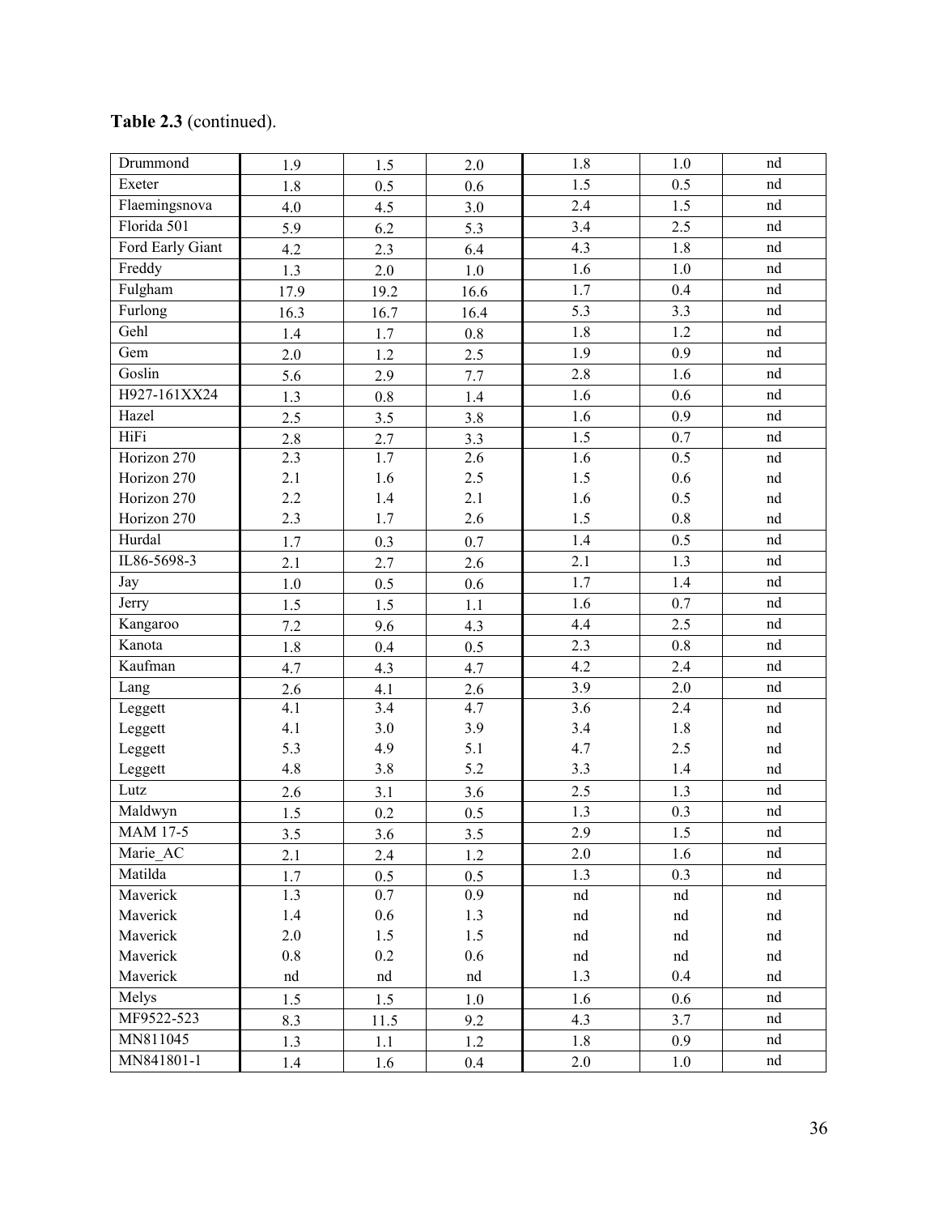**Table 2.3** (continued).

| | | | | | | |
|---|---|---|---|---|---|---|
| Drummond | 1.9 | 1.5 | 2.0 | 1.8 | 1.0 | nd |
| Exeter | 1.8 | 0.5 | 0.6 | 1.5 | 0.5 | nd |
| Flaemingsnova | 4.0 | 4.5 | 3.0 | 2.4 | 1.5 | nd |
| Florida 501 | 5.9 | 6.2 | 5.3 | 3.4 | 2.5 | nd |
| Ford Early Giant | 4.2 | 2.3 | 6.4 | 4.3 | 1.8 | nd |
| Freddy | 1.3 | 2.0 | 1.0 | 1.6 | 1.0 | nd |
| Fulgham | 17.9 | 19.2 | 16.6 | 1.7 | 0.4 | nd |
| Furlong | 16.3 | 16.7 | 16.4 | 5.3 | 3.3 | nd |
| Gehl | 1.4 | 1.7 | 0.8 | 1.8 | 1.2 | nd |
| Gem | 2.0 | 1.2 | 2.5 | 1.9 | 0.9 | nd |
| Goslin | 5.6 | 2.9 | 7.7 | 2.8 | 1.6 | nd |
| H927-161XX24 | 1.3 | 0.8 | 1.4 | 1.6 | 0.6 | nd |
| Hazel | 2.5 | 3.5 | 3.8 | 1.6 | 0.9 | nd |
| HiFi | 2.8 | 2.7 | 3.3 | 1.5 | 0.7 | nd |
| Horizon 270 | 2.3 | 1.7 | 2.6 | 1.6 | 0.5 | nd |
| Horizon 270 | 2.1 | 1.6 | 2.5 | 1.5 | 0.6 | nd |
| Horizon 270 | 2.2 | 1.4 | 2.1 | 1.6 | 0.5 | nd |
| Horizon 270 | 2.3 | 1.7 | 2.6 | 1.5 | 0.8 | nd |
| Hurdal | 1.7 | 0.3 | 0.7 | 1.4 | 0.5 | nd |
| IL86-5698-3 | 2.1 | 2.7 | 2.6 | 2.1 | 1.3 | nd |
| Jay | 1.0 | 0.5 | 0.6 | 1.7 | 1.4 | nd |
| Jerry | 1.5 | 1.5 | 1.1 | 1.6 | 0.7 | nd |
| Kangaroo | 7.2 | 9.6 | 4.3 | 4.4 | 2.5 | nd |
| Kanota | 1.8 | 0.4 | 0.5 | 2.3 | 0.8 | nd |
| Kaufman | 4.7 | 4.3 | 4.7 | 4.2 | 2.4 | nd |
| Lang | 2.6 | 4.1 | 2.6 | 3.9 | 2.0 | nd |
| Leggett | 4.1 | 3.4 | 4.7 | 3.6 | 2.4 | nd |
| Leggett | 4.1 | 3.0 | 3.9 | 3.4 | 1.8 | nd |
| Leggett | 5.3 | 4.9 | 5.1 | 4.7 | 2.5 | nd |
| Leggett | 4.8 | 3.8 | 5.2 | 3.3 | 1.4 | nd |
| Lutz | 2.6 | 3.1 | 3.6 | 2.5 | 1.3 | nd |
| Maldwyn | 1.5 | 0.2 | 0.5 | 1.3 | 0.3 | nd |
| MAM 17-5 | 3.5 | 3.6 | 3.5 | 2.9 | 1.5 | nd |
| Marie_AC | 2.1 | 2.4 | 1.2 | 2.0 | 1.6 | nd |
| Matilda | 1.7 | 0.5 | 0.5 | 1.3 | 0.3 | nd |
| Maverick | 1.3 | 0.7 | 0.9 | nd | nd | nd |
| Maverick | 1.4 | 0.6 | 1.3 | nd | nd | nd |
| Maverick | 2.0 | 1.5 | 1.5 | nd | nd | nd |
| Maverick | 0.8 | 0.2 | 0.6 | nd | nd | nd |
| Maverick | nd | nd | nd | 1.3 | 0.4 | nd |
| Melys | 1.5 | 1.5 | 1.0 | 1.6 | 0.6 | nd |
| MF9522-523 | 8.3 | 11.5 | 9.2 | 4.3 | 3.7 | nd |
| MN811045 | 1.3 | 1.1 | 1.2 | 1.8 | 0.9 | nd |
| MN841801-1 | 1.4 | 1.6 | 0.4 | 2.0 | 1.0 | nd |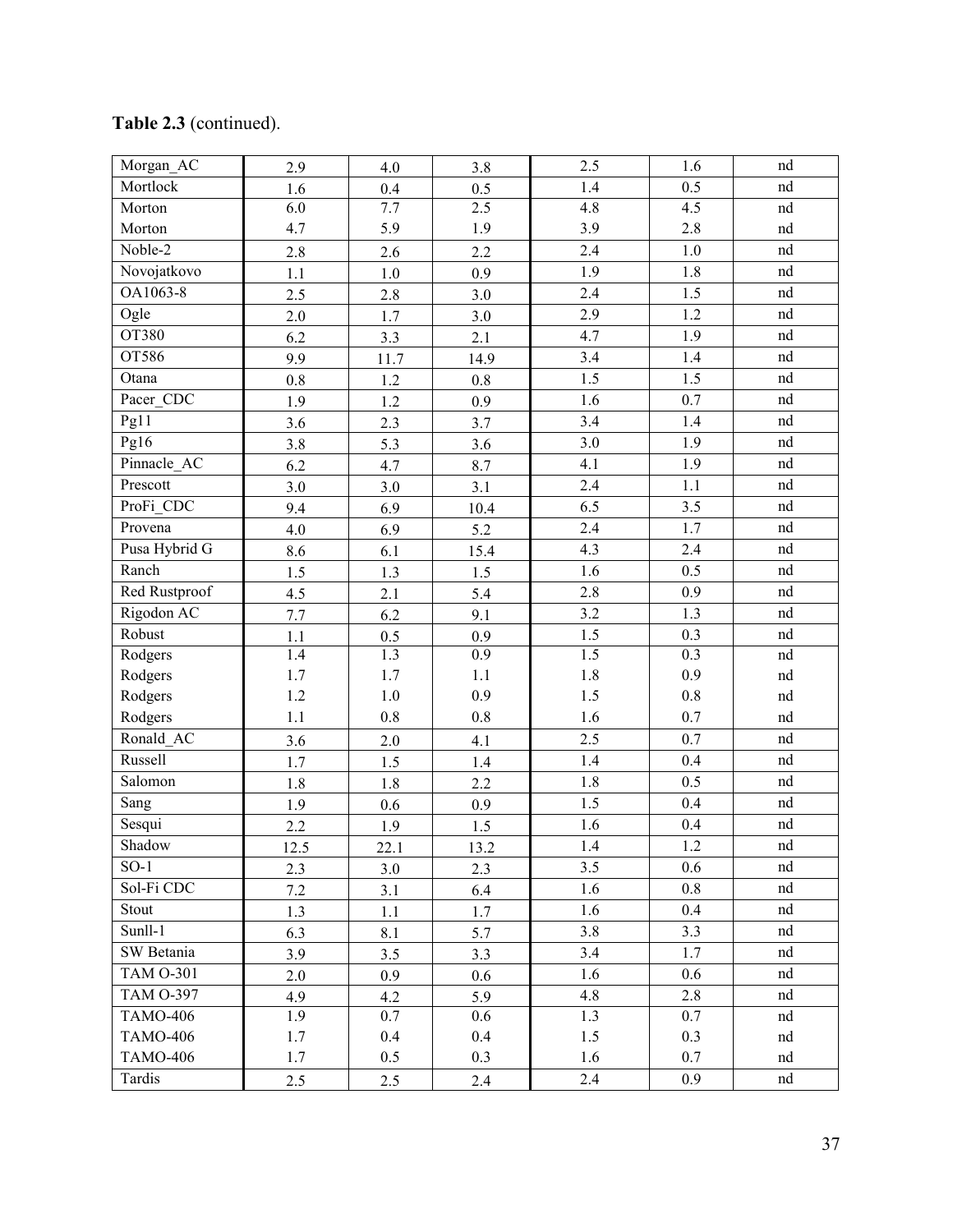**Table 2.3** (continued).

| | | | | | | |
|---|---|---|---|---|---|---|
| Morgan_AC | 2.9 | 4.0 | 3.8 | 2.5 | 1.6 | nd |
| Mortlock | 1.6 | 0.4 | 0.5 | 1.4 | 0.5 | nd |
| Morton | 6.0 | 7.7 | 2.5 | 4.8 | 4.5 | nd |
| Morton | 4.7 | 5.9 | 1.9 | 3.9 | 2.8 | nd |
| Noble-2 | 2.8 | 2.6 | 2.2 | 2.4 | 1.0 | nd |
| Novojatkovo | 1.1 | 1.0 | 0.9 | 1.9 | 1.8 | nd |
| OA1063-8 | 2.5 | 2.8 | 3.0 | 2.4 | 1.5 | nd |
| Ogle | 2.0 | 1.7 | 3.0 | 2.9 | 1.2 | nd |
| OT380 | 6.2 | 3.3 | 2.1 | 4.7 | 1.9 | nd |
| OT586 | 9.9 | 11.7 | 14.9 | 3.4 | 1.4 | nd |
| Otana | 0.8 | 1.2 | 0.8 | 1.5 | 1.5 | nd |
| Pacer_CDC | 1.9 | 1.2 | 0.9 | 1.6 | 0.7 | nd |
| Pg11 | 3.6 | 2.3 | 3.7 | 3.4 | 1.4 | nd |
| Pg16 | 3.8 | 5.3 | 3.6 | 3.0 | 1.9 | nd |
| Pinnacle_AC | 6.2 | 4.7 | 8.7 | 4.1 | 1.9 | nd |
| Prescott | 3.0 | 3.0 | 3.1 | 2.4 | 1.1 | nd |
| ProFi_CDC | 9.4 | 6.9 | 10.4 | 6.5 | 3.5 | nd |
| Provena | 4.0 | 6.9 | 5.2 | 2.4 | 1.7 | nd |
| Pusa Hybrid G | 8.6 | 6.1 | 15.4 | 4.3 | 2.4 | nd |
| Ranch | 1.5 | 1.3 | 1.5 | 1.6 | 0.5 | nd |
| Red Rustproof | 4.5 | 2.1 | 5.4 | 2.8 | 0.9 | nd |
| Rigodon AC | 7.7 | 6.2 | 9.1 | 3.2 | 1.3 | nd |
| Robust | 1.1 | 0.5 | 0.9 | 1.5 | 0.3 | nd |
| Rodgers | 1.4 | 1.3 | 0.9 | 1.5 | 0.3 | nd |
| Rodgers | 1.7 | 1.7 | 1.1 | 1.8 | 0.9 | nd |
| Rodgers | 1.2 | 1.0 | 0.9 | 1.5 | 0.8 | nd |
| Rodgers | 1.1 | 0.8 | 0.8 | 1.6 | 0.7 | nd |
| Ronald_AC | 3.6 | 2.0 | 4.1 | 2.5 | 0.7 | nd |
| Russell | 1.7 | 1.5 | 1.4 | 1.4 | 0.4 | nd |
| Salomon | 1.8 | 1.8 | 2.2 | 1.8 | 0.5 | nd |
| Sang | 1.9 | 0.6 | 0.9 | 1.5 | 0.4 | nd |
| Sesqui | 2.2 | 1.9 | 1.5 | 1.6 | 0.4 | nd |
| Shadow | 12.5 | 22.1 | 13.2 | 1.4 | 1.2 | nd |
| SO-1 | 2.3 | 3.0 | 2.3 | 3.5 | 0.6 | nd |
| Sol-Fi CDC | 7.2 | 3.1 | 6.4 | 1.6 | 0.8 | nd |
| Stout | 1.3 | 1.1 | 1.7 | 1.6 | 0.4 | nd |
| Sunll-1 | 6.3 | 8.1 | 5.7 | 3.8 | 3.3 | nd |
| SW Betania | 3.9 | 3.5 | 3.3 | 3.4 | 1.7 | nd |
| TAM O-301 | 2.0 | 0.9 | 0.6 | 1.6 | 0.6 | nd |
| TAM O-397 | 4.9 | 4.2 | 5.9 | 4.8 | 2.8 | nd |
| TAMO-406 | 1.9 | 0.7 | 0.6 | 1.3 | 0.7 | nd |
| TAMO-406 | 1.7 | 0.4 | 0.4 | 1.5 | 0.3 | nd |
| TAMO-406 | 1.7 | 0.5 | 0.3 | 1.6 | 0.7 | nd |
| Tardis | 2.5 | 2.5 | 2.4 | 2.4 | 0.9 | nd |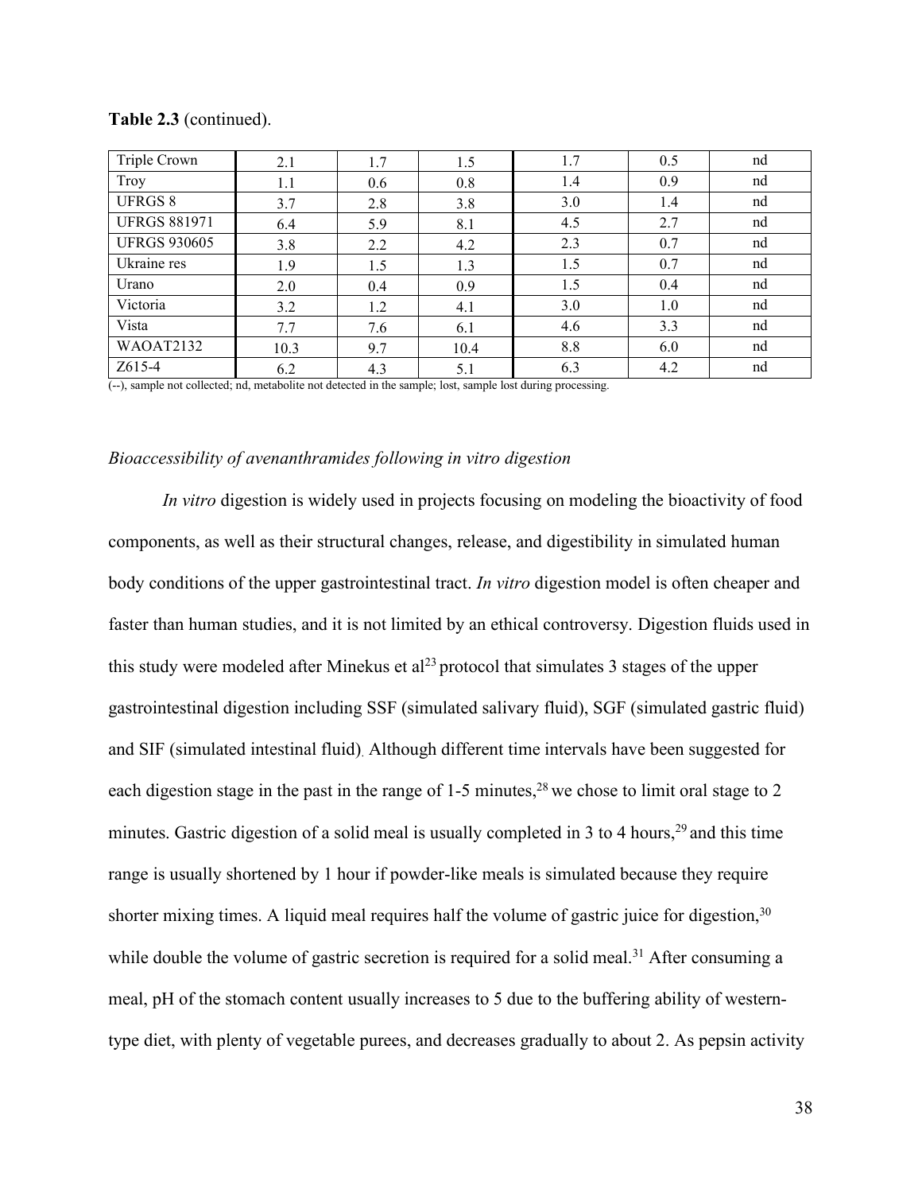**Table 2.3** (continued).

| | | | | | | |
|---|---|---|---|---|---|---|
| Triple Crown | 2.1 | 1.7 | 1.5 | 1.7 | 0.5 | nd |
| Troy | 1.1 | 0.6 | 0.8 | 1.4 | 0.9 | nd |
| UFRGS 8 | 3.7 | 2.8 | 3.8 | 3.0 | 1.4 | nd |
| UFRGS 881971 | 6.4 | 5.9 | 8.1 | 4.5 | 2.7 | nd |
| UFRGS 930605 | 3.8 | 2.2 | 4.2 | 2.3 | 0.7 | nd |
| Ukraine res | 1.9 | 1.5 | 1.3 | 1.5 | 0.7 | nd |
| Urano | 2.0 | 0.4 | 0.9 | 1.5 | 0.4 | nd |
| Victoria | 3.2 | 1.2 | 4.1 | 3.0 | 1.0 | nd |
| Vista | 7.7 | 7.6 | 6.1 | 4.6 | 3.3 | nd |
| WAOAT2132 | 10.3 | 9.7 | 10.4 | 8.8 | 6.0 | nd |
| Z615-4 | 6.2 | 4.3 | 5.1 | 6.3 | 4.2 | nd |

(--), sample not collected; nd, metabolite not detected in the sample; lost, sample lost during processing.

*Bioaccessibility of avenanthramides following in vitro digestion*

*In vitro* digestion is widely used in projects focusing on modeling the bioactivity of food components, as well as their structural changes, release, and digestibility in simulated human body conditions of the upper gastrointestinal tract. *In vitro* digestion model is often cheaper and faster than human studies, and it is not limited by an ethical controversy. Digestion fluids used in this study were modeled after Minekus et al[23] protocol that simulates 3 stages of the upper gastrointestinal digestion including SSF (simulated salivary fluid), SGF (simulated gastric fluid) and SIF (simulated intestinal fluid). Although different time intervals have been suggested for each digestion stage in the past in the range of 1-5 minutes,[28] we chose to limit oral stage to 2 minutes. Gastric digestion of a solid meal is usually completed in 3 to 4 hours,[29] and this time range is usually shortened by 1 hour if powder-like meals is simulated because they require shorter mixing times. A liquid meal requires half the volume of gastric juice for digestion,[30] while double the volume of gastric secretion is required for a solid meal.[31] After consuming a meal, pH of the stomach content usually increases to 5 due to the buffering ability of western-type diet, with plenty of vegetable purees, and decreases gradually to about 2. As pepsin activity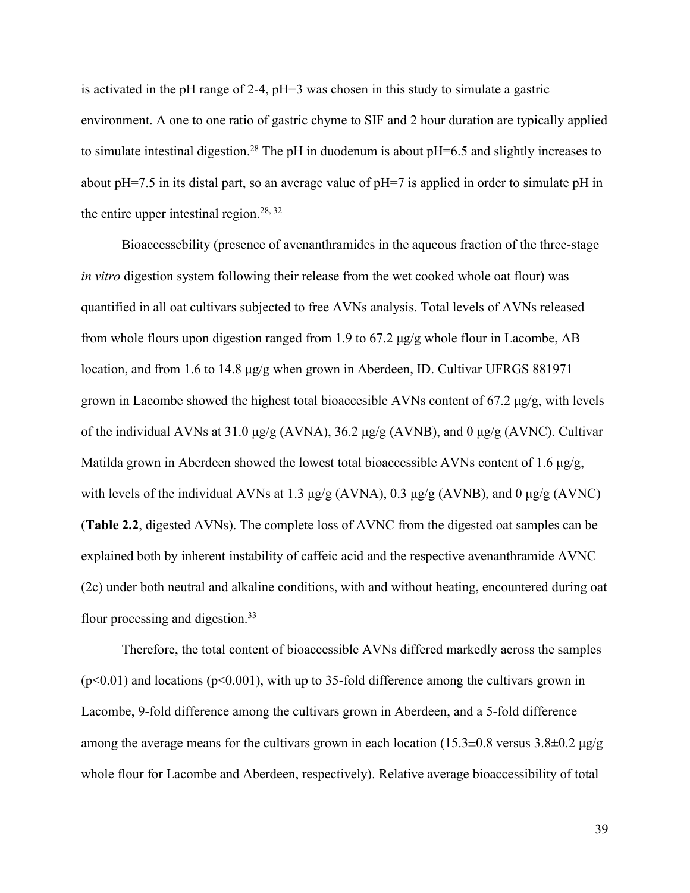is activated in the pH range of 2-4, pH=3 was chosen in this study to simulate a gastric environment. A one to one ratio of gastric chyme to SIF and 2 hour duration are typically applied to simulate intestinal digestion.[28] The pH in duodenum is about pH=6.5 and slightly increases to about pH=7.5 in its distal part, so an average value of pH=7 is applied in order to simulate pH in the entire upper intestinal region.[28, 32]

Bioaccessebility (presence of avenanthramides in the aqueous fraction of the three-stage *in vitro* digestion system following their release from the wet cooked whole oat flour) was quantified in all oat cultivars subjected to free AVNs analysis. Total levels of AVNs released from whole flours upon digestion ranged from 1.9 to 67.2 μg/g whole flour in Lacombe, AB location, and from 1.6 to 14.8 μg/g when grown in Aberdeen, ID. Cultivar UFRGS 881971 grown in Lacombe showed the highest total bioaccesible AVNs content of 67.2 μg/g, with levels of the individual AVNs at 31.0 μg/g (AVNA), 36.2 μg/g (AVNB), and 0 μg/g (AVNC). Cultivar Matilda grown in Aberdeen showed the lowest total bioaccessible AVNs content of 1.6 μg/g, with levels of the individual AVNs at 1.3 μg/g (AVNA), 0.3 μg/g (AVNB), and 0 μg/g (AVNC) (**Table 2.2**, digested AVNs). The complete loss of AVNC from the digested oat samples can be explained both by inherent instability of caffeic acid and the respective avenanthramide AVNC (2c) under both neutral and alkaline conditions, with and without heating, encountered during oat flour processing and digestion.[33]

Therefore, the total content of bioaccessible AVNs differed markedly across the samples ($p<0.01$) and locations ($p<0.001$), with up to 35-fold difference among the cultivars grown in Lacombe, 9-fold difference among the cultivars grown in Aberdeen, and a 5-fold difference among the average means for the cultivars grown in each location ($15.3 \pm 0.8$ versus $3.8 \pm 0.2$ μg/g whole flour for Lacombe and Aberdeen, respectively). Relative average bioaccessibility of total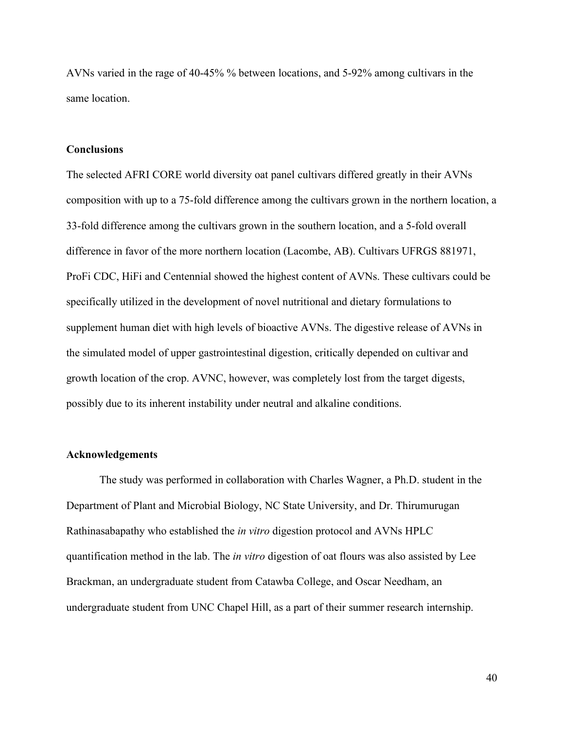AVNs varied in the rage of 40-45% % between locations, and 5-92% among cultivars in the same location.

### Conclusions

The selected AFRI CORE world diversity oat panel cultivars differed greatly in their AVNs composition with up to a 75-fold difference among the cultivars grown in the northern location, a 33-fold difference among the cultivars grown in the southern location, and a 5-fold overall difference in favor of the more northern location (Lacombe, AB). Cultivars UFRGS 881971, ProFi CDC, HiFi and Centennial showed the highest content of AVNs. These cultivars could be specifically utilized in the development of novel nutritional and dietary formulations to supplement human diet with high levels of bioactive AVNs. The digestive release of AVNs in the simulated model of upper gastrointestinal digestion, critically depended on cultivar and growth location of the crop. AVNC, however, was completely lost from the target digests, possibly due to its inherent instability under neutral and alkaline conditions.

### Acknowledgements

The study was performed in collaboration with Charles Wagner, a Ph.D. student in the Department of Plant and Microbial Biology, NC State University, and Dr. Thirumurugan Rathinasabapathy who established the *in vitro* digestion protocol and AVNs HPLC quantification method in the lab. The *in vitro* digestion of oat flours was also assisted by Lee Brackman, an undergraduate student from Catawba College, and Oscar Needham, an undergraduate student from UNC Chapel Hill, as a part of their summer research internship.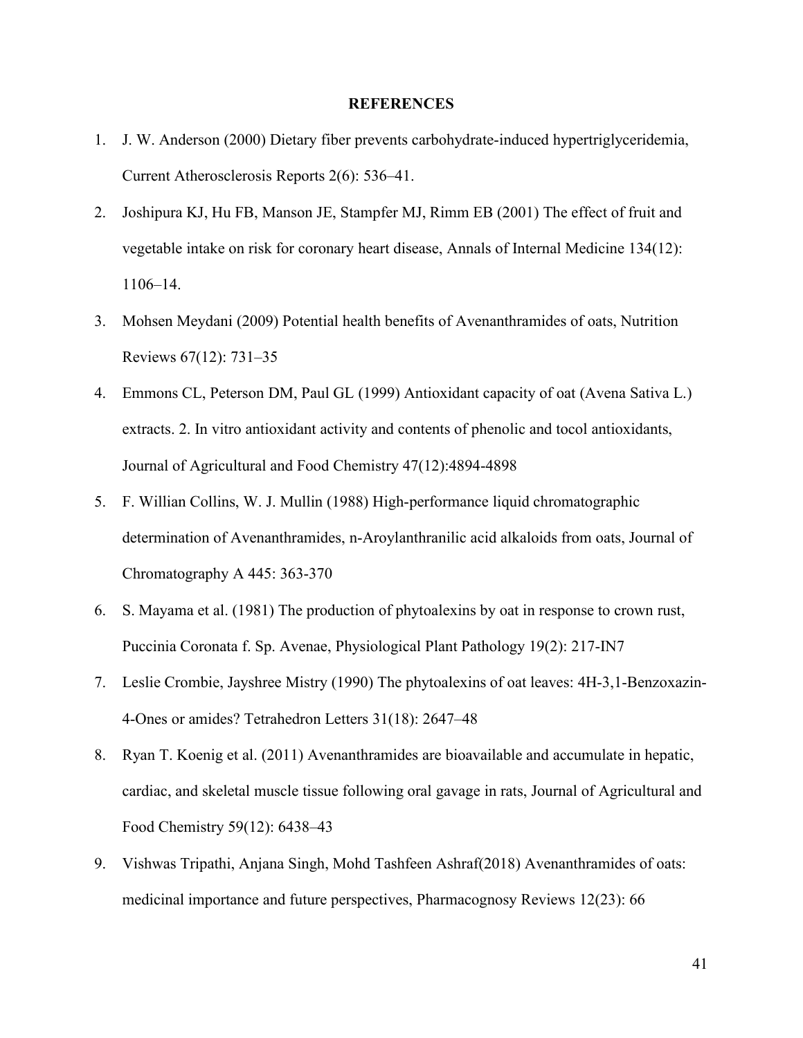## REFERENCES

1. J. W. Anderson (2000) Dietary fiber prevents carbohydrate-induced hypertriglyceridemia, Current Atherosclerosis Reports 2(6): 536–41.
2. Joshipura KJ, Hu FB, Manson JE, Stampfer MJ, Rimm EB (2001) The effect of fruit and vegetable intake on risk for coronary heart disease, Annals of Internal Medicine 134(12): 1106–14.
3. Mohsen Meydani (2009) Potential health benefits of Avenanthramides of oats, Nutrition Reviews 67(12): 731–35
4. Emmons CL, Peterson DM, Paul GL (1999) Antioxidant capacity of oat (Avena Sativa L.) extracts. 2. In vitro antioxidant activity and contents of phenolic and tocol antioxidants, Journal of Agricultural and Food Chemistry 47(12):4894-4898
5. F. Willian Collins, W. J. Mullin (1988) High-performance liquid chromatographic determination of Avenanthramides, n-Aroylanthranilic acid alkaloids from oats, Journal of Chromatography A 445: 363-370
6. S. Mayama et al. (1981) The production of phytoalexins by oat in response to crown rust, Puccinia Coronata f. Sp. Avenae, Physiological Plant Pathology 19(2): 217-IN7
7. Leslie Crombie, Jayshree Mistry (1990) The phytoalexins of oat leaves: 4H-3,1-Benzoxazin-4-Ones or amides? Tetrahedron Letters 31(18): 2647–48
8. Ryan T. Koenig et al. (2011) Avenanthramides are bioavailable and accumulate in hepatic, cardiac, and skeletal muscle tissue following oral gavage in rats, Journal of Agricultural and Food Chemistry 59(12): 6438–43
9. Vishwas Tripathi, Anjana Singh, Mohd Tashfeen Ashraf(2018) Avenanthramides of oats: medicinal importance and future perspectives, Pharmacognosy Reviews 12(23): 66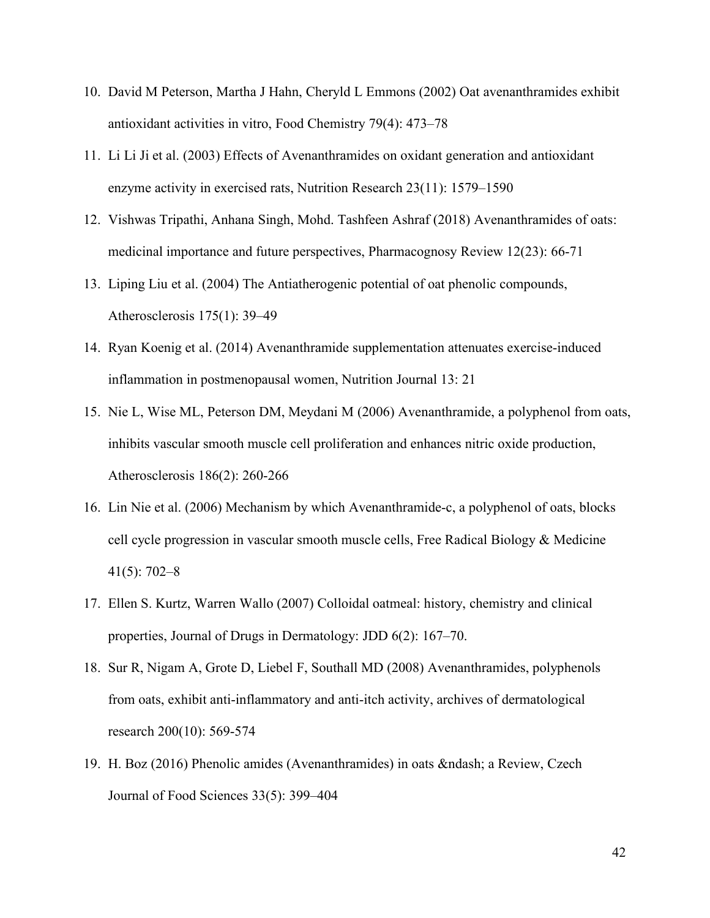10. David M Peterson, Martha J Hahn, Cheryld L Emmons (2002) Oat avenanthramides exhibit antioxidant activities in vitro, Food Chemistry 79(4): 473–78
11. Li Li Ji et al. (2003) Effects of Avenanthramides on oxidant generation and antioxidant enzyme activity in exercised rats, Nutrition Research 23(11): 1579–1590
12. Vishwas Tripathi, Anhana Singh, Mohd. Tashfeen Ashraf (2018) Avenanthramides of oats: medicinal importance and future perspectives, Pharmacognosy Review 12(23): 66-71
13. Liping Liu et al. (2004) The Antiatherogenic potential of oat phenolic compounds, Atherosclerosis 175(1): 39–49
14. Ryan Koenig et al. (2014) Avenanthramide supplementation attenuates exercise-induced inflammation in postmenopausal women, Nutrition Journal 13: 21
15. Nie L, Wise ML, Peterson DM, Meydani M (2006) Avenanthramide, a polyphenol from oats, inhibits vascular smooth muscle cell proliferation and enhances nitric oxide production, Atherosclerosis 186(2): 260-266
16. Lin Nie et al. (2006) Mechanism by which Avenanthramide-c, a polyphenol of oats, blocks cell cycle progression in vascular smooth muscle cells, Free Radical Biology & Medicine 41(5): 702–8
17. Ellen S. Kurtz, Warren Wallo (2007) Colloidal oatmeal: history, chemistry and clinical properties, Journal of Drugs in Dermatology: JDD 6(2): 167–70.
18. Sur R, Nigam A, Grote D, Liebel F, Southall MD (2008) Avenanthramides, polyphenols from oats, exhibit anti-inflammatory and anti-itch activity, archives of dermatological research 200(10): 569-574
19. H. Boz (2016) Phenolic amides (Avenanthramides) in oats &ndash; a Review, Czech Journal of Food Sciences 33(5): 399–404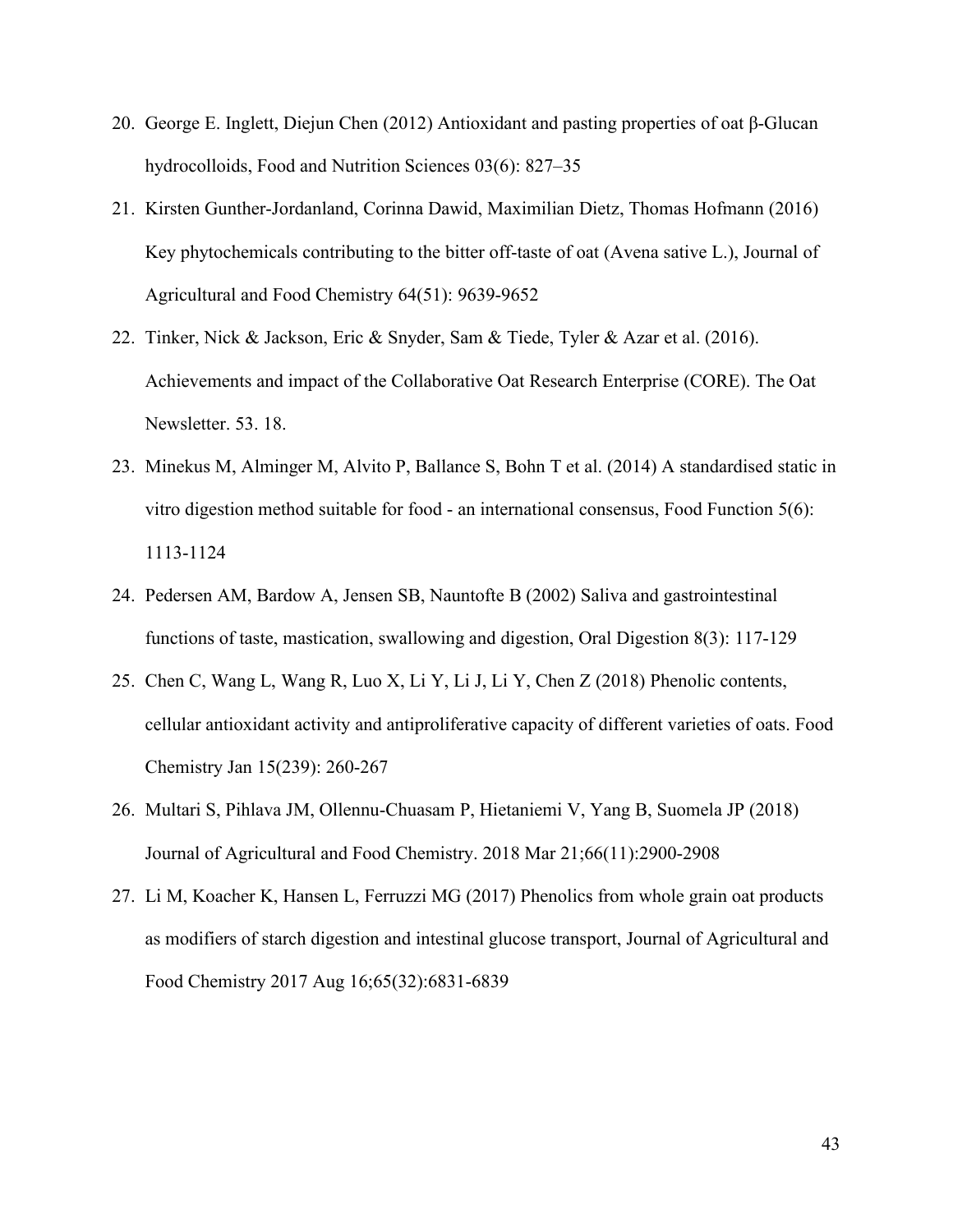20. George E. Inglett, Diejun Chen (2012) Antioxidant and pasting properties of oat β-Glucan hydrocolloids, Food and Nutrition Sciences 03(6): 827–35
21. Kirsten Gunther-Jordanland, Corinna Dawid, Maximilian Dietz, Thomas Hofmann (2016) Key phytochemicals contributing to the bitter off-taste of oat (Avena sative L.), Journal of Agricultural and Food Chemistry 64(51): 9639-9652
22. Tinker, Nick & Jackson, Eric & Snyder, Sam & Tiede, Tyler & Azar et al. (2016). Achievements and impact of the Collaborative Oat Research Enterprise (CORE). The Oat Newsletter. 53. 18.
23. Minekus M, Alminger M, Alvito P, Ballance S, Bohn T et al. (2014) A standardised static in vitro digestion method suitable for food - an international consensus, Food Function 5(6): 1113-1124
24. Pedersen AM, Bardow A, Jensen SB, Nauntofte B (2002) Saliva and gastrointestinal functions of taste, mastication, swallowing and digestion, Oral Digestion 8(3): 117-129
25. Chen C, Wang L, Wang R, Luo X, Li Y, Li J, Li Y, Chen Z (2018) Phenolic contents, cellular antioxidant activity and antiproliferative capacity of different varieties of oats. Food Chemistry Jan 15(239): 260-267
26. Multari S, Pihlava JM, Ollennu-Chuasam P, Hietaniemi V, Yang B, Suomela JP (2018) Journal of Agricultural and Food Chemistry. 2018 Mar 21;66(11):2900-2908
27. Li M, Koacher K, Hansen L, Ferruzzi MG (2017) Phenolics from whole grain oat products as modifiers of starch digestion and intestinal glucose transport, Journal of Agricultural and Food Chemistry 2017 Aug 16;65(32):6831-6839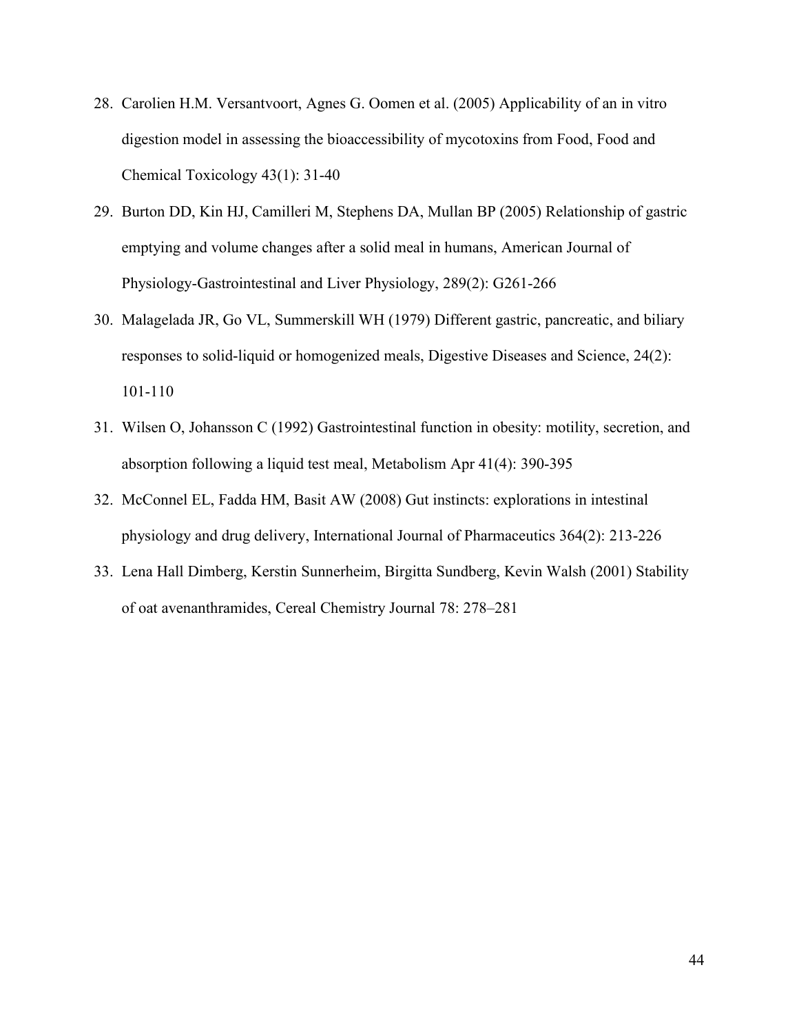28. Carolien H.M. Versantvoort, Agnes G. Oomen et al. (2005) Applicability of an in vitro digestion model in assessing the bioaccessibility of mycotoxins from Food, Food and Chemical Toxicology 43(1): 31-40
29. Burton DD, Kin HJ, Camilleri M, Stephens DA, Mullan BP (2005) Relationship of gastric emptying and volume changes after a solid meal in humans, American Journal of Physiology-Gastrointestinal and Liver Physiology, 289(2): G261-266
30. Malagelada JR, Go VL, Summerskill WH (1979) Different gastric, pancreatic, and biliary responses to solid-liquid or homogenized meals, Digestive Diseases and Science, 24(2): 101-110
31. Wilsen O, Johansson C (1992) Gastrointestinal function in obesity: motility, secretion, and absorption following a liquid test meal, Metabolism Apr 41(4): 390-395
32. McConnel EL, Fadda HM, Basit AW (2008) Gut instincts: explorations in intestinal physiology and drug delivery, International Journal of Pharmaceutics 364(2): 213-226
33. Lena Hall Dimberg, Kerstin Sunnerheim, Birgitta Sundberg, Kevin Walsh (2001) Stability of oat avenanthramides, Cereal Chemistry Journal 78: 278–281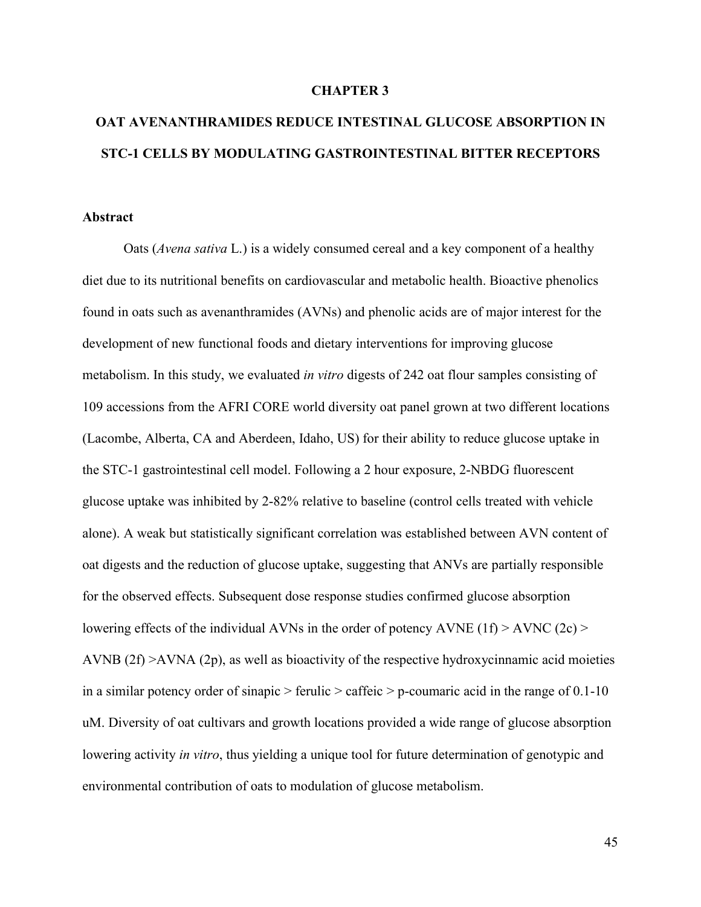# CHAPTER 3

# OAT AVENANTHRAMIDES REDUCE INTESTINAL GLUCOSE ABSORPTION IN STC-1 CELLS BY MODULATING GASTROINTESTINAL BITTER RECEPTORS

## Abstract

Oats (*Avena sativa* L.) is a widely consumed cereal and a key component of a healthy diet due to its nutritional benefits on cardiovascular and metabolic health. Bioactive phenolics found in oats such as avenanthramides (AVNs) and phenolic acids are of major interest for the development of new functional foods and dietary interventions for improving glucose metabolism. In this study, we evaluated *in vitro* digests of 242 oat flour samples consisting of 109 accessions from the AFRI CORE world diversity oat panel grown at two different locations (Lacombe, Alberta, CA and Aberdeen, Idaho, US) for their ability to reduce glucose uptake in the STC-1 gastrointestinal cell model. Following a 2 hour exposure, 2-NBDG fluorescent glucose uptake was inhibited by 2-82% relative to baseline (control cells treated with vehicle alone). A weak but statistically significant correlation was established between AVN content of oat digests and the reduction of glucose uptake, suggesting that ANVs are partially responsible for the observed effects. Subsequent dose response studies confirmed glucose absorption lowering effects of the individual AVNs in the order of potency AVNE (1f) > AVNC (2c) > AVNB (2f) >AVNA (2p), as well as bioactivity of the respective hydroxycinnamic acid moieties in a similar potency order of sinapic > ferulic > caffeic > p-coumaric acid in the range of 0.1-10 uM. Diversity of oat cultivars and growth locations provided a wide range of glucose absorption lowering activity *in vitro*, thus yielding a unique tool for future determination of genotypic and environmental contribution of oats to modulation of glucose metabolism.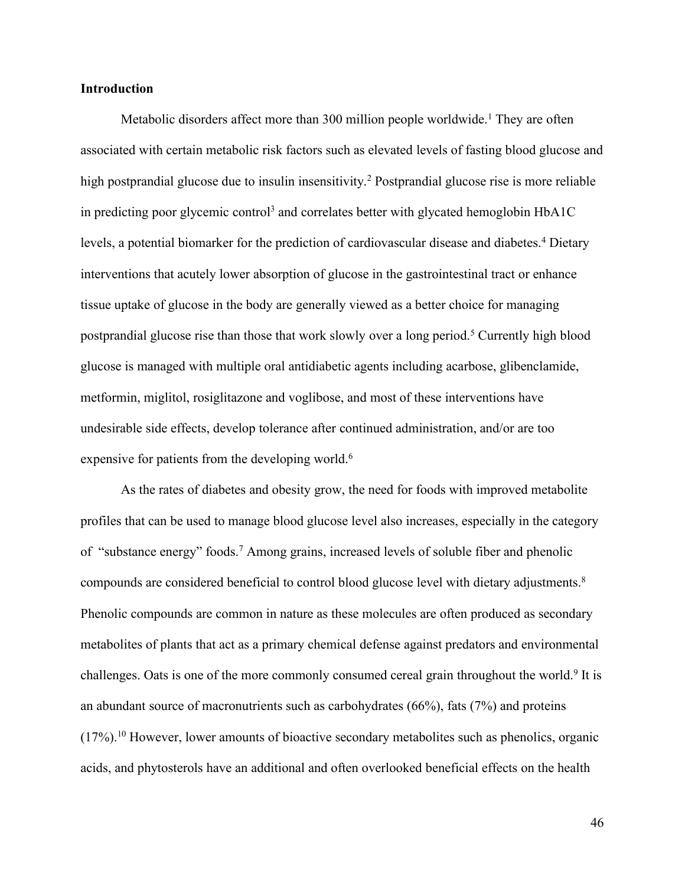**Introduction**

Metabolic disorders affect more than 300 million people worldwide.[1] They are often associated with certain metabolic risk factors such as elevated levels of fasting blood glucose and high postprandial glucose due to insulin insensitivity.[2] Postprandial glucose rise is more reliable in predicting poor glycemic control[3] and correlates better with glycated hemoglobin HbA1C levels, a potential biomarker for the prediction of cardiovascular disease and diabetes.[4] Dietary interventions that acutely lower absorption of glucose in the gastrointestinal tract or enhance tissue uptake of glucose in the body are generally viewed as a better choice for managing postprandial glucose rise than those that work slowly over a long period.[5] Currently high blood glucose is managed with multiple oral antidiabetic agents including acarbose, glibenclamide, metformin, miglitol, rosiglitazone and voglibose, and most of these interventions have undesirable side effects, develop tolerance after continued administration, and/or are too expensive for patients from the developing world.[6]

As the rates of diabetes and obesity grow, the need for foods with improved metabolite profiles that can be used to manage blood glucose level also increases, especially in the category of "substance energy" foods.[7] Among grains, increased levels of soluble fiber and phenolic compounds are considered beneficial to control blood glucose level with dietary adjustments.[8] Phenolic compounds are common in nature as these molecules are often produced as secondary metabolites of plants that act as a primary chemical defense against predators and environmental challenges. Oats is one of the more commonly consumed cereal grain throughout the world.[9] It is an abundant source of macronutrients such as carbohydrates (66%), fats (7%) and proteins (17%).[10] However, lower amounts of bioactive secondary metabolites such as phenolics, organic acids, and phytosterols have an additional and often overlooked beneficial effects on the health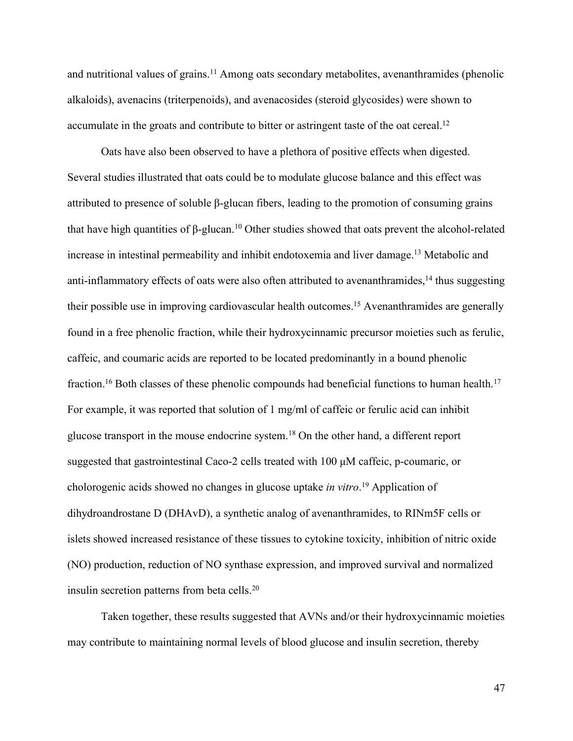and nutritional values of grains.[11] Among oats secondary metabolites, avenanthramides (phenolic alkaloids), avenacins (triterpenoids), and avenacosides (steroid glycosides) were shown to accumulate in the groats and contribute to bitter or astringent taste of the oat cereal.[12]

Oats have also been observed to have a plethora of positive effects when digested. Several studies illustrated that oats could be to modulate glucose balance and this effect was attributed to presence of soluble β-glucan fibers, leading to the promotion of consuming grains that have high quantities of β-glucan.[10] Other studies showed that oats prevent the alcohol-related increase in intestinal permeability and inhibit endotoxemia and liver damage.[13] Metabolic and anti-inflammatory effects of oats were also often attributed to avenanthramides,[14] thus suggesting their possible use in improving cardiovascular health outcomes.[15] Avenanthramides are generally found in a free phenolic fraction, while their hydroxycinnamic precursor moieties such as ferulic, caffeic, and coumaric acids are reported to be located predominantly in a bound phenolic fraction.[16] Both classes of these phenolic compounds had beneficial functions to human health.[17] For example, it was reported that solution of 1 mg/ml of caffeic or ferulic acid can inhibit glucose transport in the mouse endocrine system.[18] On the other hand, a different report suggested that gastrointestinal Caco-2 cells treated with 100 μM caffeic, p-coumaric, or cholorogenic acids showed no changes in glucose uptake *in vitro*.[19] Application of dihydroandrostane D (DHAvD), a synthetic analog of avenanthramides, to RINm5F cells or islets showed increased resistance of these tissues to cytokine toxicity, inhibition of nitric oxide (NO) production, reduction of NO synthase expression, and improved survival and normalized insulin secretion patterns from beta cells.[20]

Taken together, these results suggested that AVNs and/or their hydroxycinnamic moieties may contribute to maintaining normal levels of blood glucose and insulin secretion, thereby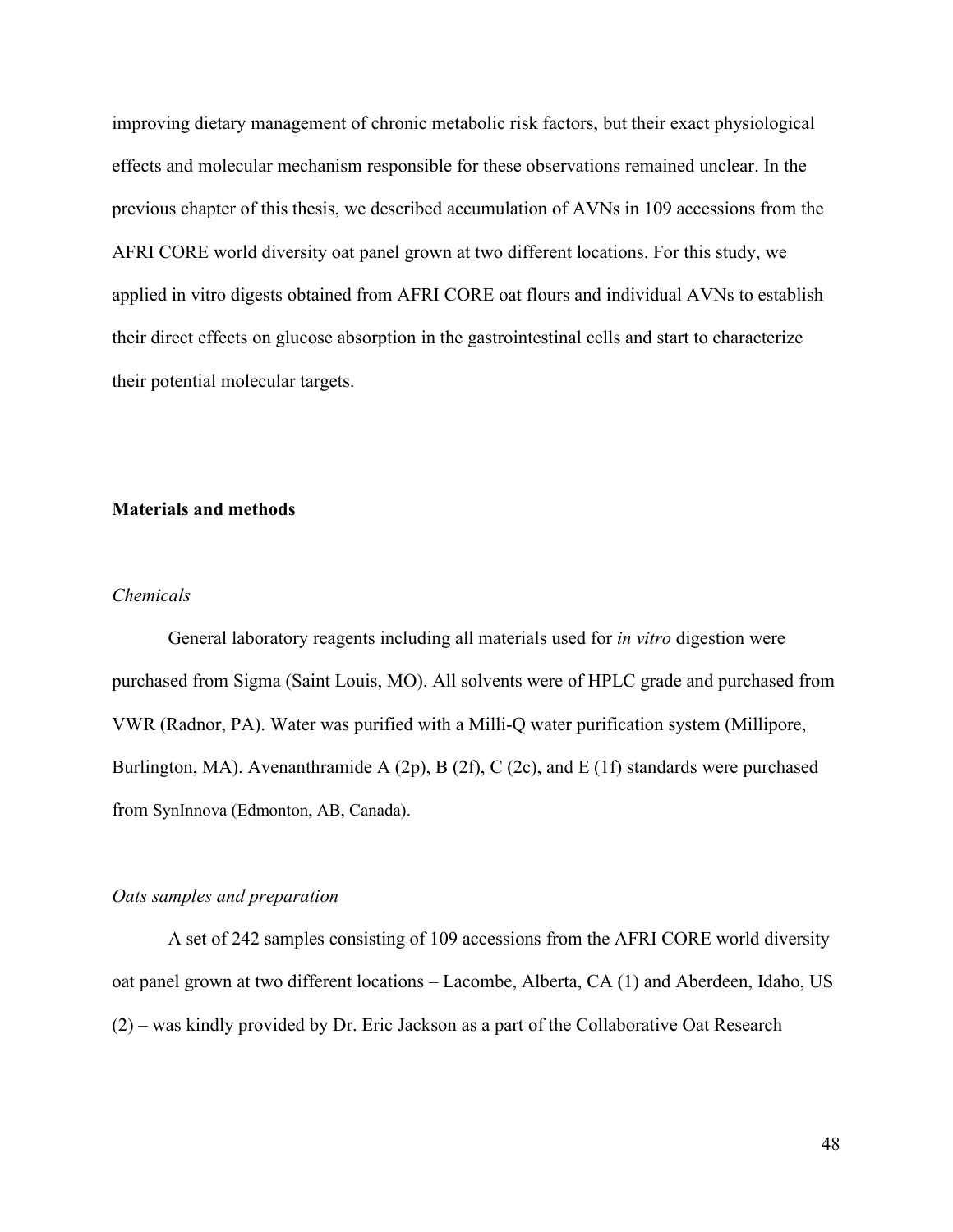improving dietary management of chronic metabolic risk factors, but their exact physiological effects and molecular mechanism responsible for these observations remained unclear. In the previous chapter of this thesis, we described accumulation of AVNs in 109 accessions from the AFRI CORE world diversity oat panel grown at two different locations. For this study, we applied in vitro digests obtained from AFRI CORE oat flours and individual AVNs to establish their direct effects on glucose absorption in the gastrointestinal cells and start to characterize their potential molecular targets.

## Materials and methods

### *Chemicals*

General laboratory reagents including all materials used for *in vitro* digestion were purchased from Sigma (Saint Louis, MO). All solvents were of HPLC grade and purchased from VWR (Radnor, PA). Water was purified with a Milli-Q water purification system (Millipore, Burlington, MA). Avenanthramide A (2p), B (2f), C (2c), and E (1f) standards were purchased from SynInnova (Edmonton, AB, Canada).

### *Oats samples and preparation*

A set of 242 samples consisting of 109 accessions from the AFRI CORE world diversity oat panel grown at two different locations – Lacombe, Alberta, CA (1) and Aberdeen, Idaho, US (2) – was kindly provided by Dr. Eric Jackson as a part of the Collaborative Oat Research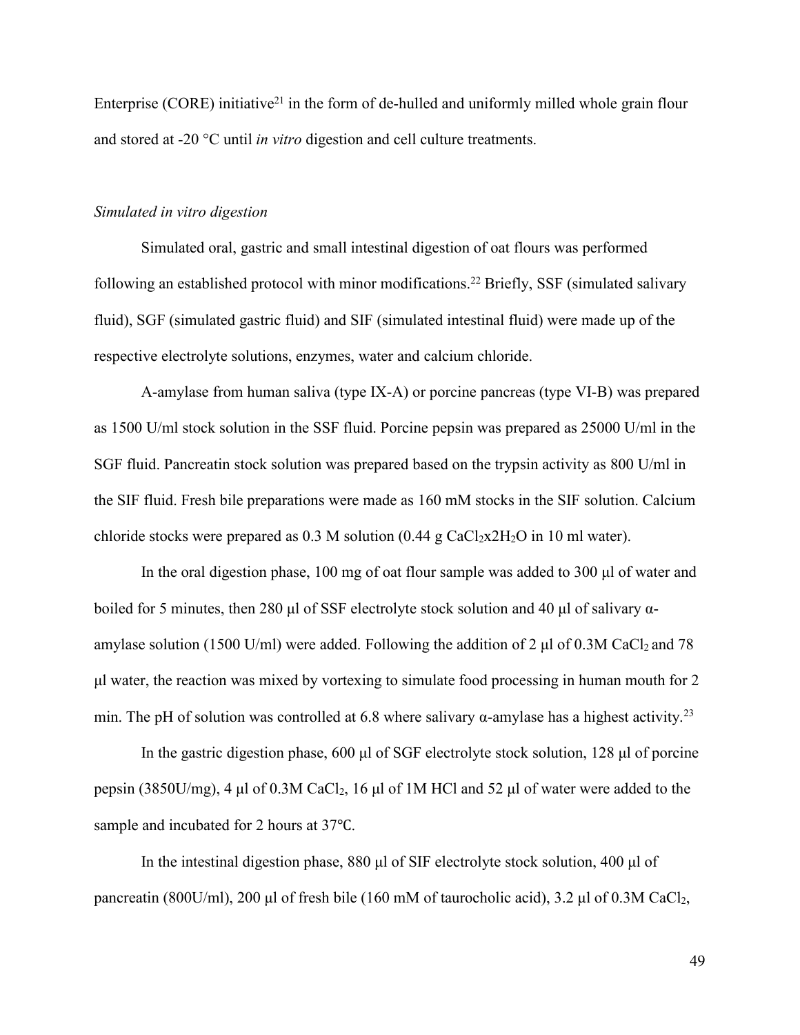Enterprise (CORE) initiative[21] in the form of de-hulled and uniformly milled whole grain flour and stored at -20 °C until *in vitro* digestion and cell culture treatments.

*Simulated in vitro digestion*

Simulated oral, gastric and small intestinal digestion of oat flours was performed following an established protocol with minor modifications.[22] Briefly, SSF (simulated salivary fluid), SGF (simulated gastric fluid) and SIF (simulated intestinal fluid) were made up of the respective electrolyte solutions, enzymes, water and calcium chloride.

A-amylase from human saliva (type IX-A) or porcine pancreas (type VI-B) was prepared as 1500 U/ml stock solution in the SSF fluid. Porcine pepsin was prepared as 25000 U/ml in the SGF fluid. Pancreatin stock solution was prepared based on the trypsin activity as 800 U/ml in the SIF fluid. Fresh bile preparations were made as 160 mM stocks in the SIF solution. Calcium chloride stocks were prepared as 0.3 M solution (0.44 g $CaCl_2x2H_2O$ in 10 ml water).

In the oral digestion phase, 100 mg of oat flour sample was added to 300 μl of water and boiled for 5 minutes, then 280 μl of SSF electrolyte stock solution and 40 μl of salivary α-amylase solution (1500 U/ml) were added. Following the addition of 2 μl of 0.3M $CaCl_2$ and 78 μl water, the reaction was mixed by vortexing to simulate food processing in human mouth for 2 min. The pH of solution was controlled at 6.8 where salivary α-amylase has a highest activity.[23]

In the gastric digestion phase, 600 μl of SGF electrolyte stock solution, 128 μl of porcine pepsin (3850U/mg), 4 μl of 0.3M $CaCl_2$, 16 μl of 1M HCl and 52 μl of water were added to the sample and incubated for 2 hours at 37℃.

In the intestinal digestion phase, 880 μl of SIF electrolyte stock solution, 400 μl of pancreatin (800U/ml), 200 μl of fresh bile (160 mM of taurocholic acid), 3.2 μl of 0.3M $CaCl_2$,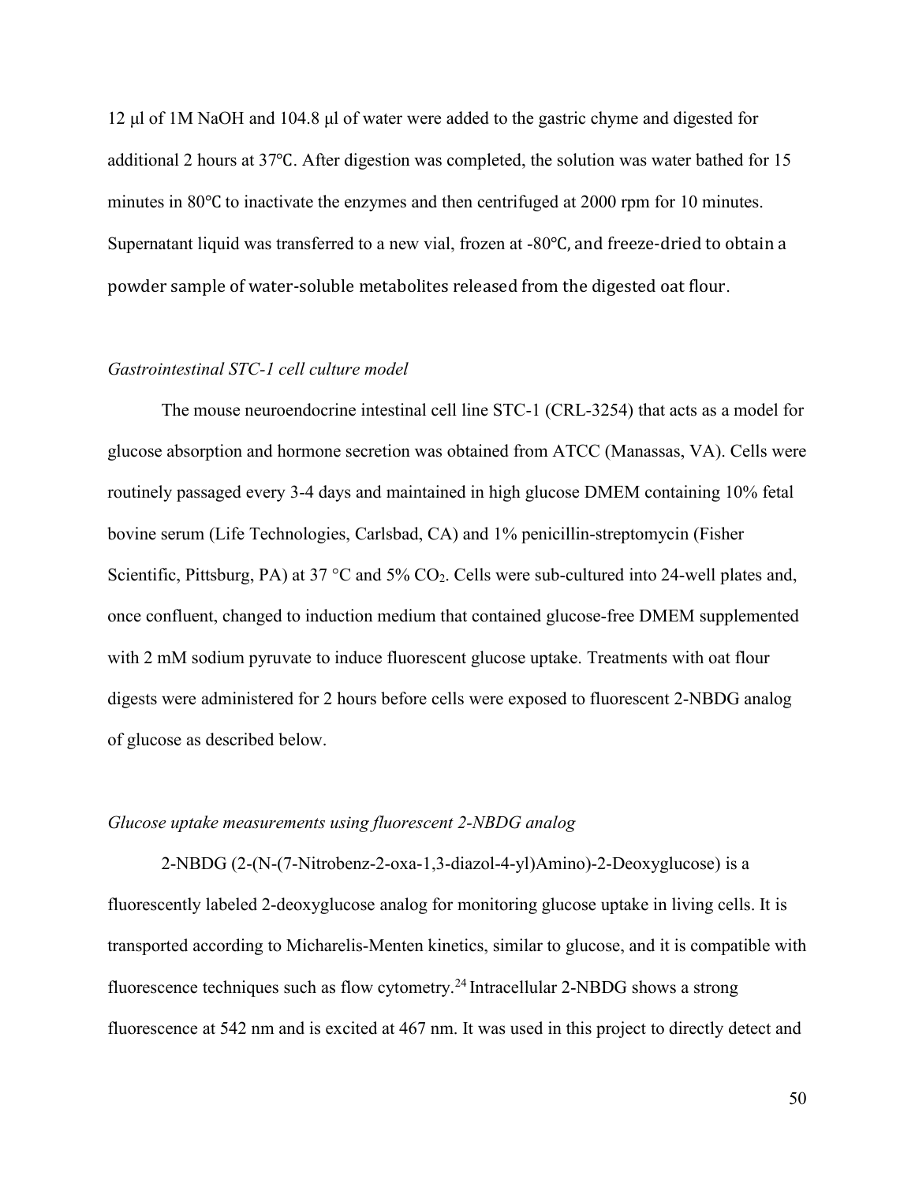12 μl of 1M NaOH and 104.8 μl of water were added to the gastric chyme and digested for additional 2 hours at 37℃. After digestion was completed, the solution was water bathed for 15 minutes in 80℃ to inactivate the enzymes and then centrifuged at 2000 rpm for 10 minutes. Supernatant liquid was transferred to a new vial, frozen at -80℃, and freeze-dried to obtain a powder sample of water-soluble metabolites released from the digested oat flour.

*Gastrointestinal STC-1 cell culture model*

The mouse neuroendocrine intestinal cell line STC-1 (CRL-3254) that acts as a model for glucose absorption and hormone secretion was obtained from ATCC (Manassas, VA). Cells were routinely passaged every 3-4 days and maintained in high glucose DMEM containing 10% fetal bovine serum (Life Technologies, Carlsbad, CA) and 1% penicillin-streptomycin (Fisher Scientific, Pittsburg, PA) at 37 °C and 5% $CO_2$. Cells were sub-cultured into 24-well plates and, once confluent, changed to induction medium that contained glucose-free DMEM supplemented with 2 mM sodium pyruvate to induce fluorescent glucose uptake. Treatments with oat flour digests were administered for 2 hours before cells were exposed to fluorescent 2-NBDG analog of glucose as described below.

*Glucose uptake measurements using fluorescent 2-NBDG analog*

2-NBDG (2-(N-(7-Nitrobenz-2-oxa-1,3-diazol-4-yl)Amino)-2-Deoxyglucose) is a fluorescently labeled 2-deoxyglucose analog for monitoring glucose uptake in living cells. It is transported according to Micharelis-Menten kinetics, similar to glucose, and it is compatible with fluorescence techniques such as flow cytometry.[24] Intracellular 2-NBDG shows a strong fluorescence at 542 nm and is excited at 467 nm. It was used in this project to directly detect and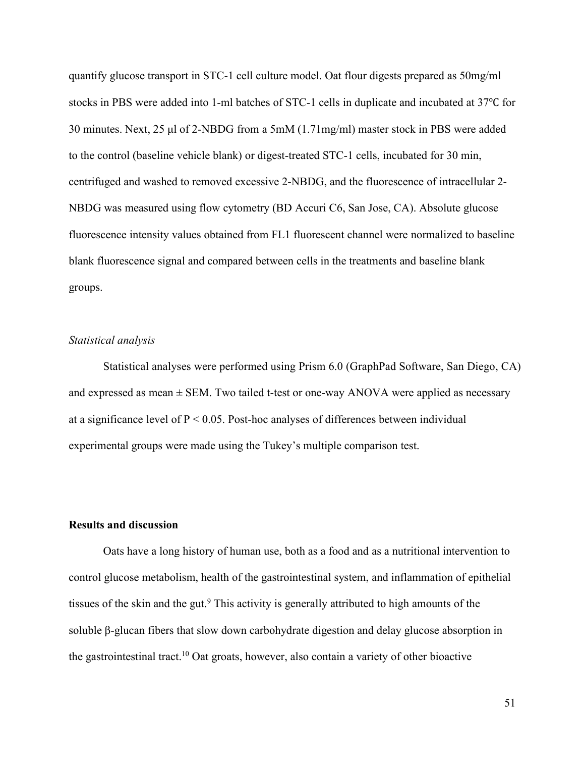quantify glucose transport in STC-1 cell culture model. Oat flour digests prepared as 50mg/ml stocks in PBS were added into 1-ml batches of STC-1 cells in duplicate and incubated at 37℃ for 30 minutes. Next, 25 µl of 2-NBDG from a 5mM (1.71mg/ml) master stock in PBS were added to the control (baseline vehicle blank) or digest-treated STC-1 cells, incubated for 30 min, centrifuged and washed to removed excessive 2-NBDG, and the fluorescence of intracellular 2-NBDG was measured using flow cytometry (BD Accuri C6, San Jose, CA). Absolute glucose fluorescence intensity values obtained from FL1 fluorescent channel were normalized to baseline blank fluorescence signal and compared between cells in the treatments and baseline blank groups.

*Statistical analysis*

Statistical analyses were performed using Prism 6.0 (GraphPad Software, San Diego, CA) and expressed as mean ± SEM. Two tailed t-test or one-way ANOVA were applied as necessary at a significance level of $P < 0.05$. Post-hoc analyses of differences between individual experimental groups were made using the Tukey's multiple comparison test.

**Results and discussion**

Oats have a long history of human use, both as a food and as a nutritional intervention to control glucose metabolism, health of the gastrointestinal system, and inflammation of epithelial tissues of the skin and the gut.[9] This activity is generally attributed to high amounts of the soluble β-glucan fibers that slow down carbohydrate digestion and delay glucose absorption in the gastrointestinal tract.[10] Oat groats, however, also contain a variety of other bioactive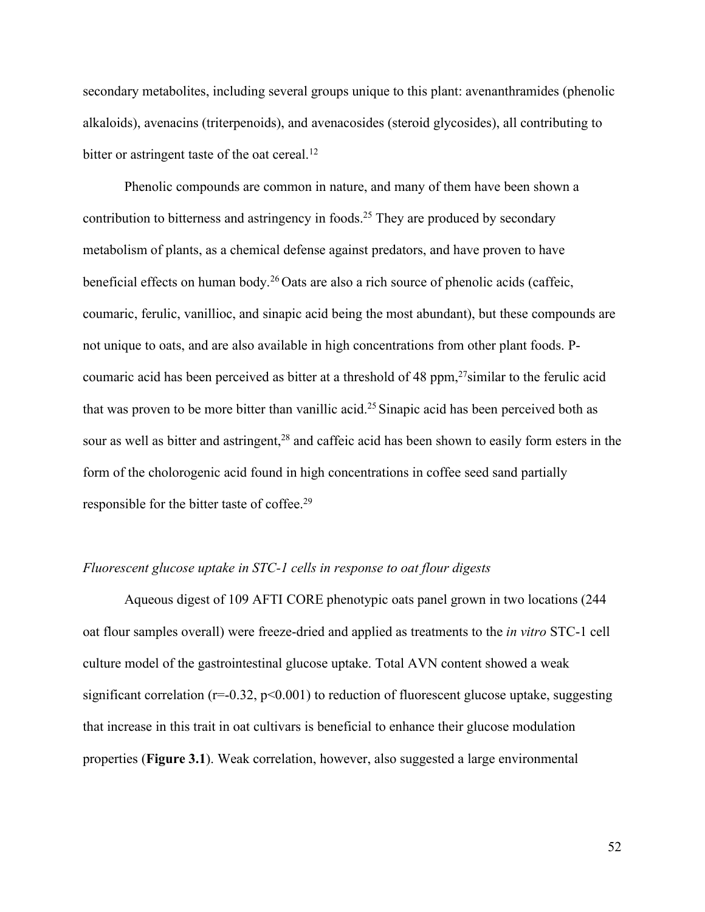secondary metabolites, including several groups unique to this plant: avenanthramides (phenolic alkaloids), avenacins (triterpenoids), and avenacosides (steroid glycosides), all contributing to bitter or astringent taste of the oat cereal.[12]

Phenolic compounds are common in nature, and many of them have been shown a contribution to bitterness and astringency in foods.[25] They are produced by secondary metabolism of plants, as a chemical defense against predators, and have proven to have beneficial effects on human body.[26] Oats are also a rich source of phenolic acids (caffeic, coumaric, ferulic, vanillioc, and sinapic acid being the most abundant), but these compounds are not unique to oats, and are also available in high concentrations from other plant foods. P-coumaric acid has been perceived as bitter at a threshold of 48 ppm,[27]similar to the ferulic acid that was proven to be more bitter than vanillic acid.[25] Sinapic acid has been perceived both as sour as well as bitter and astringent,[28] and caffeic acid has been shown to easily form esters in the form of the cholorogenic acid found in high concentrations in coffee seed sand partially responsible for the bitter taste of coffee.[29]

*Fluorescent glucose uptake in STC-1 cells in response to oat flour digests*

Aqueous digest of 109 AFTI CORE phenotypic oats panel grown in two locations (244 oat flour samples overall) were freeze-dried and applied as treatments to the *in vitro* STC-1 cell culture model of the gastrointestinal glucose uptake. Total AVN content showed a weak significant correlation ($r=-0.32$, $p<0.001$) to reduction of fluorescent glucose uptake, suggesting that increase in this trait in oat cultivars is beneficial to enhance their glucose modulation properties (**Figure 3.1**). Weak correlation, however, also suggested a large environmental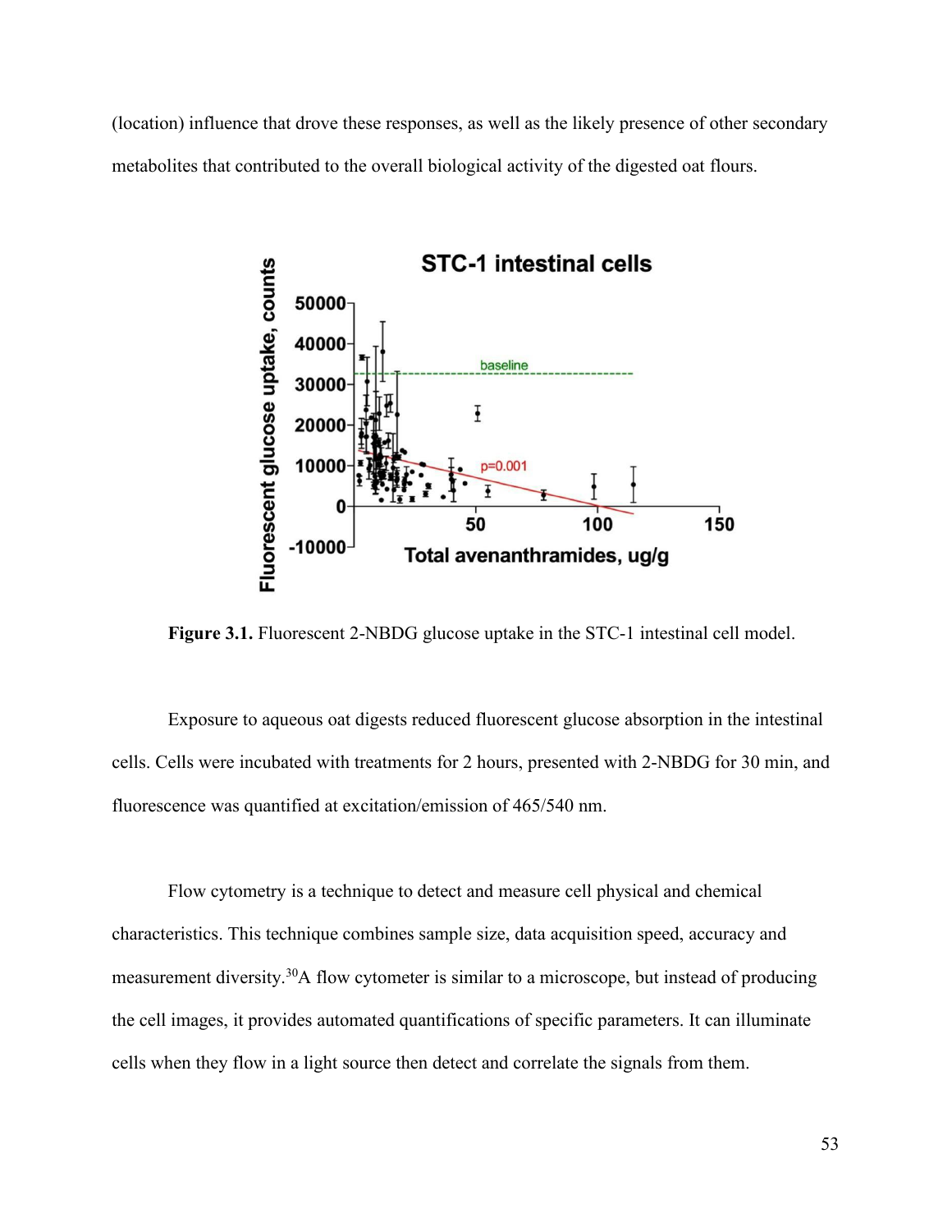(location) influence that drove these responses, as well as the likely presence of other secondary metabolites that contributed to the overall biological activity of the digested oat flours.

**Figure 3.1.** Fluorescent 2-NBDG glucose uptake in the STC-1 intestinal cell model.

Exposure to aqueous oat digests reduced fluorescent glucose absorption in the intestinal cells. Cells were incubated with treatments for 2 hours, presented with 2-NBDG for 30 min, and fluorescence was quantified at excitation/emission of 465/540 nm.

Flow cytometry is a technique to detect and measure cell physical and chemical characteristics. This technique combines sample size, data acquisition speed, accuracy and measurement diversity.[30] A flow cytometer is similar to a microscope, but instead of producing the cell images, it provides automated quantifications of specific parameters. It can illuminate cells when they flow in a light source then detect and correlate the signals from them.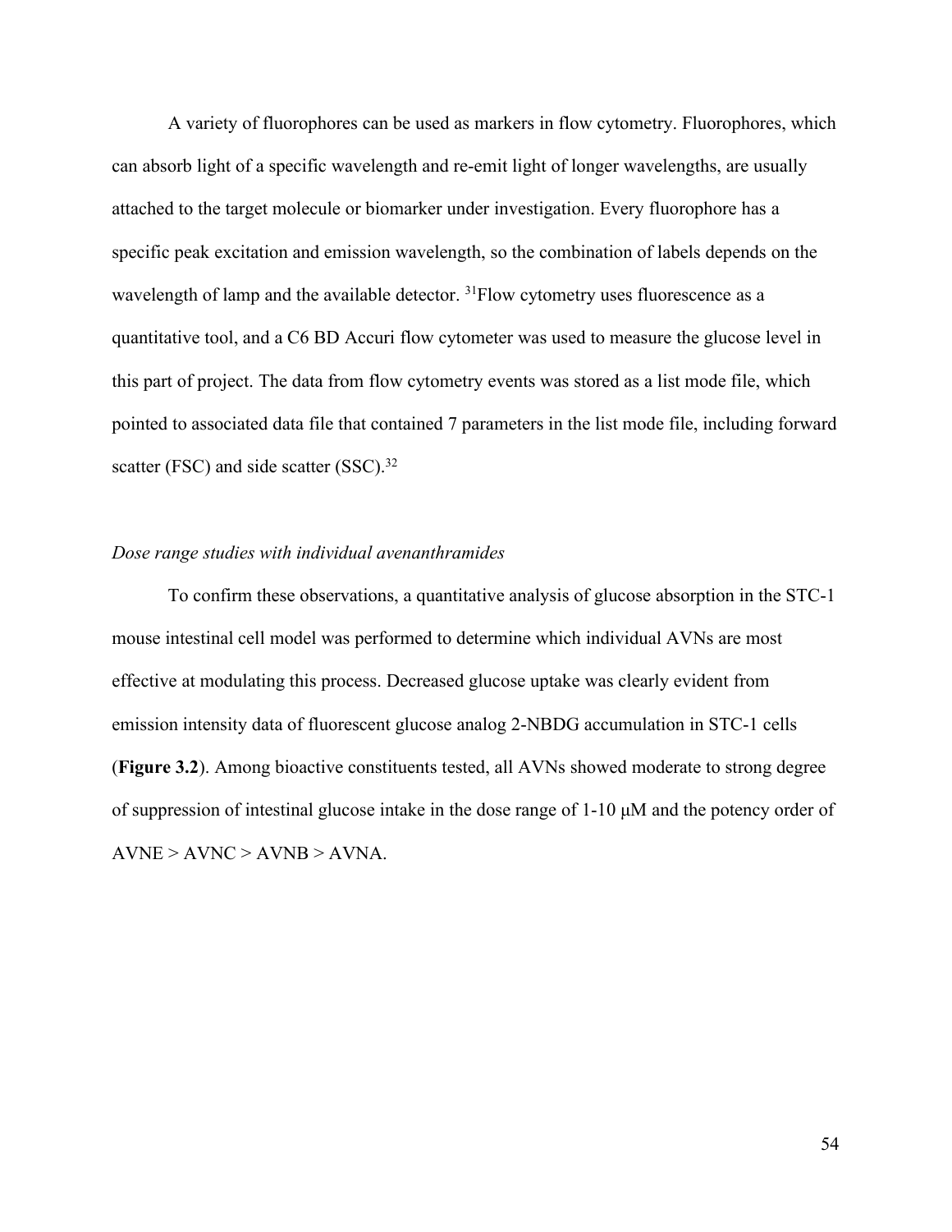A variety of fluorophores can be used as markers in flow cytometry. Fluorophores, which can absorb light of a specific wavelength and re-emit light of longer wavelengths, are usually attached to the target molecule or biomarker under investigation. Every fluorophore has a specific peak excitation and emission wavelength, so the combination of labels depends on the wavelength of lamp and the available detector. [31]Flow cytometry uses fluorescence as a quantitative tool, and a C6 BD Accuri flow cytometer was used to measure the glucose level in this part of project. The data from flow cytometry events was stored as a list mode file, which pointed to associated data file that contained 7 parameters in the list mode file, including forward scatter (FSC) and side scatter (SSC).[32]

*Dose range studies with individual avenanthramides*

To confirm these observations, a quantitative analysis of glucose absorption in the STC-1 mouse intestinal cell model was performed to determine which individual AVNs are most effective at modulating this process. Decreased glucose uptake was clearly evident from emission intensity data of fluorescent glucose analog 2-NBDG accumulation in STC-1 cells (**Figure 3.2**). Among bioactive constituents tested, all AVNs showed moderate to strong degree of suppression of intestinal glucose intake in the dose range of 1-10 μM and the potency order of AVNE > AVNC > AVNB > AVNA.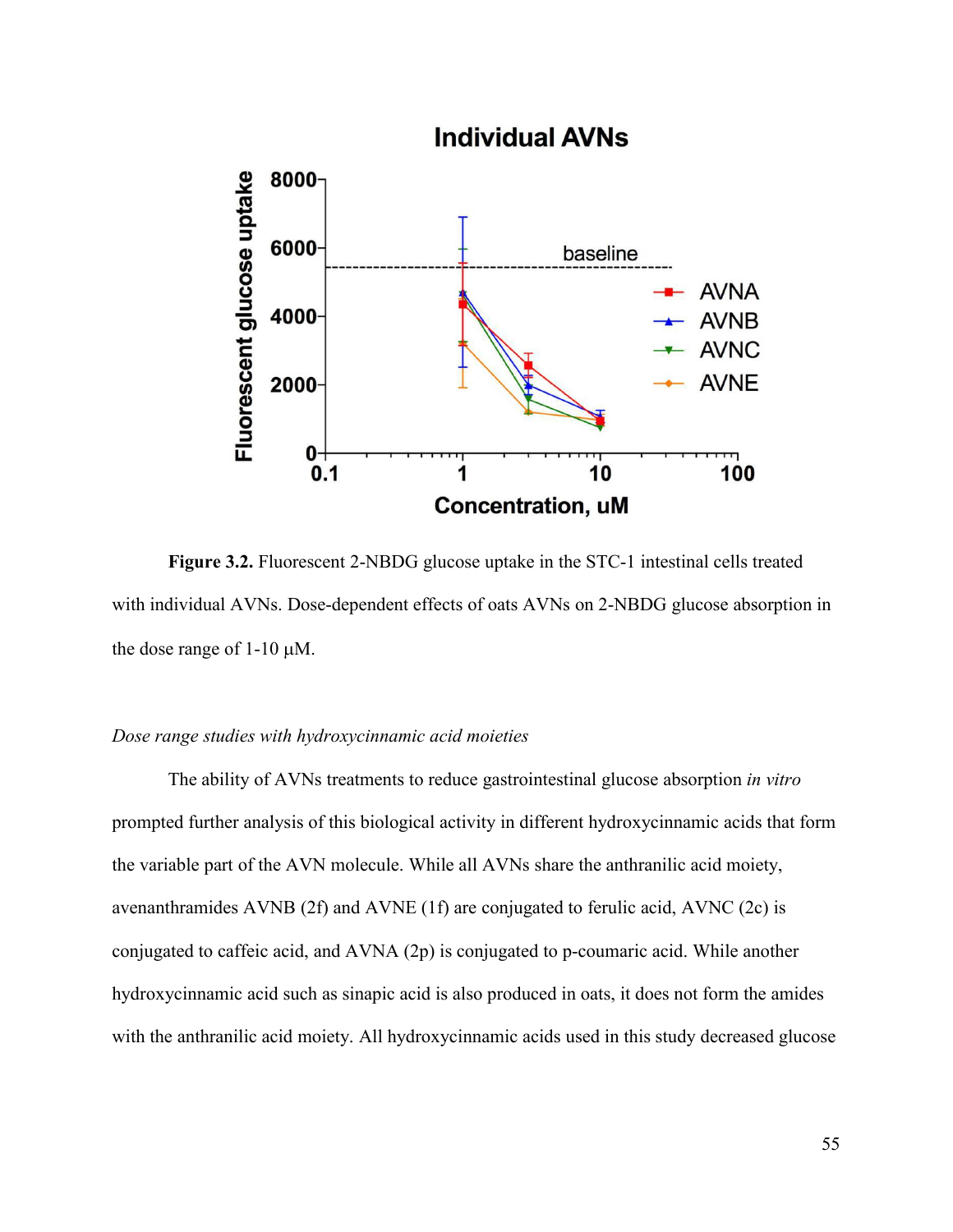**Figure 3.2.** Fluorescent 2-NBDG glucose uptake in the STC-1 intestinal cells treated with individual AVNs. Dose-dependent effects of oats AVNs on 2-NBDG glucose absorption in the dose range of 1-10 μM.

*Dose range studies with hydroxycinnamic acid moieties*

The ability of AVNs treatments to reduce gastrointestinal glucose absorption *in vitro* prompted further analysis of this biological activity in different hydroxycinnamic acids that form the variable part of the AVN molecule. While all AVNs share the anthranilic acid moiety, avenanthramides AVNB (2f) and AVNE (1f) are conjugated to ferulic acid, AVNC (2c) is conjugated to caffeic acid, and AVNA (2p) is conjugated to p-coumaric acid. While another hydroxycinnamic acid such as sinapic acid is also produced in oats, it does not form the amides with the anthranilic acid moiety. All hydroxycinnamic acids used in this study decreased glucose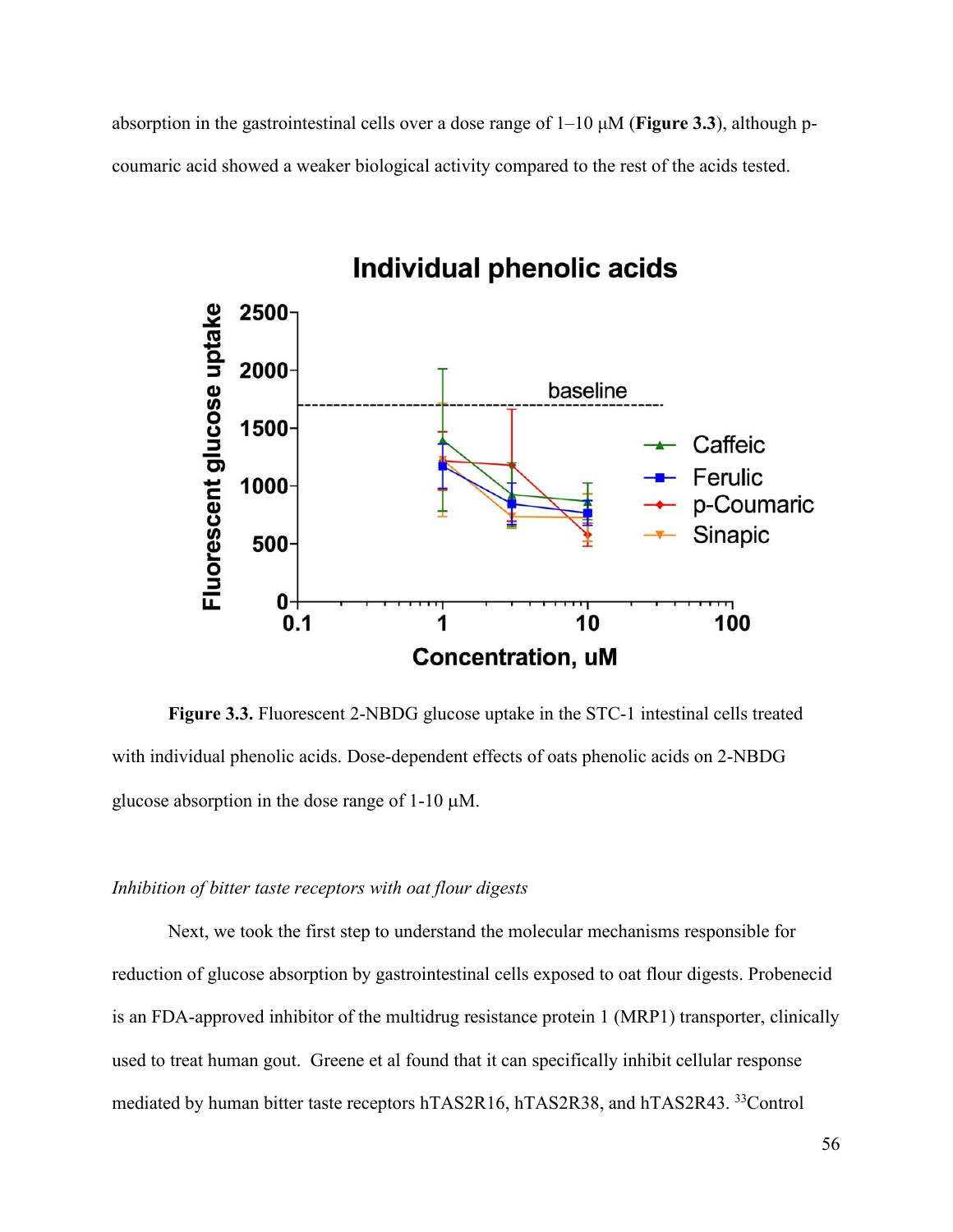absorption in the gastrointestinal cells over a dose range of 1–10 μM (**Figure 3.3**), although p-coumaric acid showed a weaker biological activity compared to the rest of the acids tested.

**Figure 3.3.** Fluorescent 2-NBDG glucose uptake in the STC-1 intestinal cells treated with individual phenolic acids. Dose-dependent effects of oats phenolic acids on 2-NBDG glucose absorption in the dose range of 1-10 μM.

*Inhibition of bitter taste receptors with oat flour digests*

Next, we took the first step to understand the molecular mechanisms responsible for reduction of glucose absorption by gastrointestinal cells exposed to oat flour digests. Probenecid is an FDA-approved inhibitor of the multidrug resistance protein 1 (MRP1) transporter, clinically used to treat human gout. Greene et al found that it can specifically inhibit cellular response mediated by human bitter taste receptors hTAS2R16, hTAS2R38, and hTAS2R43. [33]Control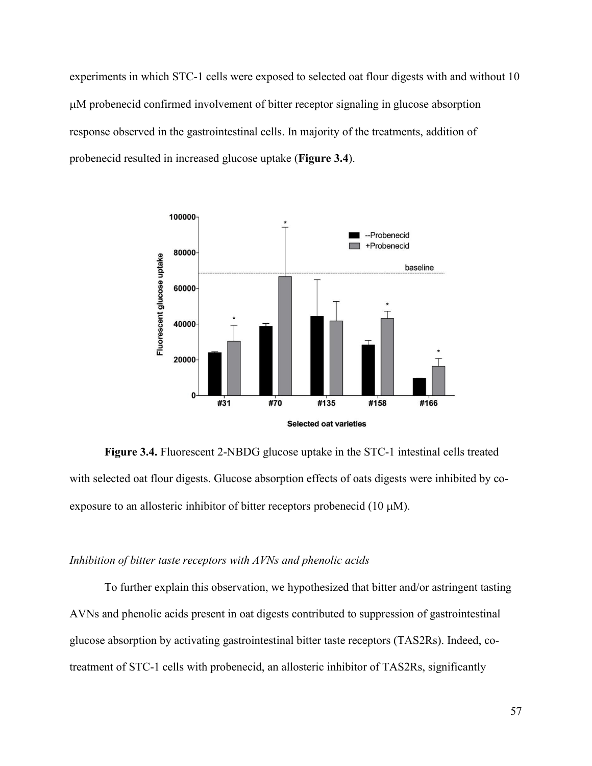experiments in which STC-1 cells were exposed to selected oat flour digests with and without 10 μM probenecid confirmed involvement of bitter receptor signaling in glucose absorption response observed in the gastrointestinal cells. In majority of the treatments, addition of probenecid resulted in increased glucose uptake (**Figure 3.4**).

**Figure 3.4.** Fluorescent 2-NBDG glucose uptake in the STC-1 intestinal cells treated with selected oat flour digests. Glucose absorption effects of oats digests were inhibited by co-exposure to an allosteric inhibitor of bitter receptors probenecid (10 μM).

*Inhibition of bitter taste receptors with AVNs and phenolic acids*

To further explain this observation, we hypothesized that bitter and/or astringent tasting AVNs and phenolic acids present in oat digests contributed to suppression of gastrointestinal glucose absorption by activating gastrointestinal bitter taste receptors (TAS2Rs). Indeed, co-treatment of STC-1 cells with probenecid, an allosteric inhibitor of TAS2Rs, significantly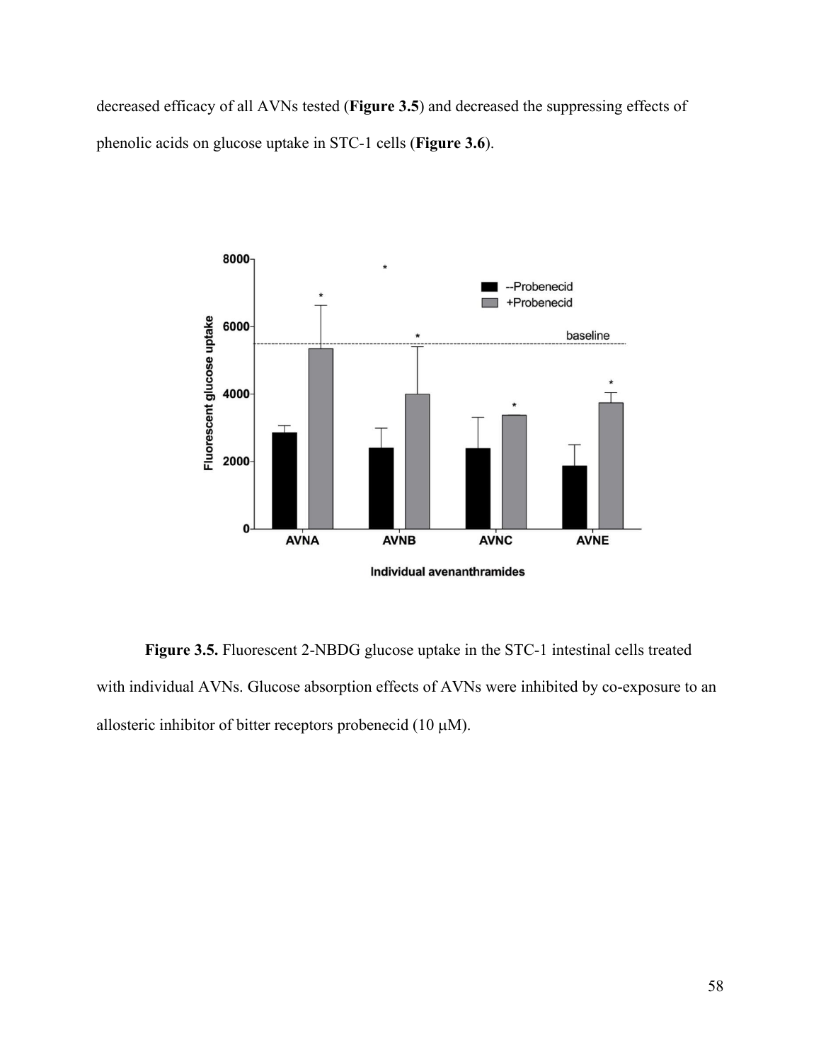decreased efficacy of all AVNs tested (**Figure 3.5**) and decreased the suppressing effects of phenolic acids on glucose uptake in STC-1 cells (**Figure 3.6**).

**Figure 3.5.** Fluorescent 2-NBDG glucose uptake in the STC-1 intestinal cells treated with individual AVNs. Glucose absorption effects of AVNs were inhibited by co-exposure to an allosteric inhibitor of bitter receptors probenecid (10 μM).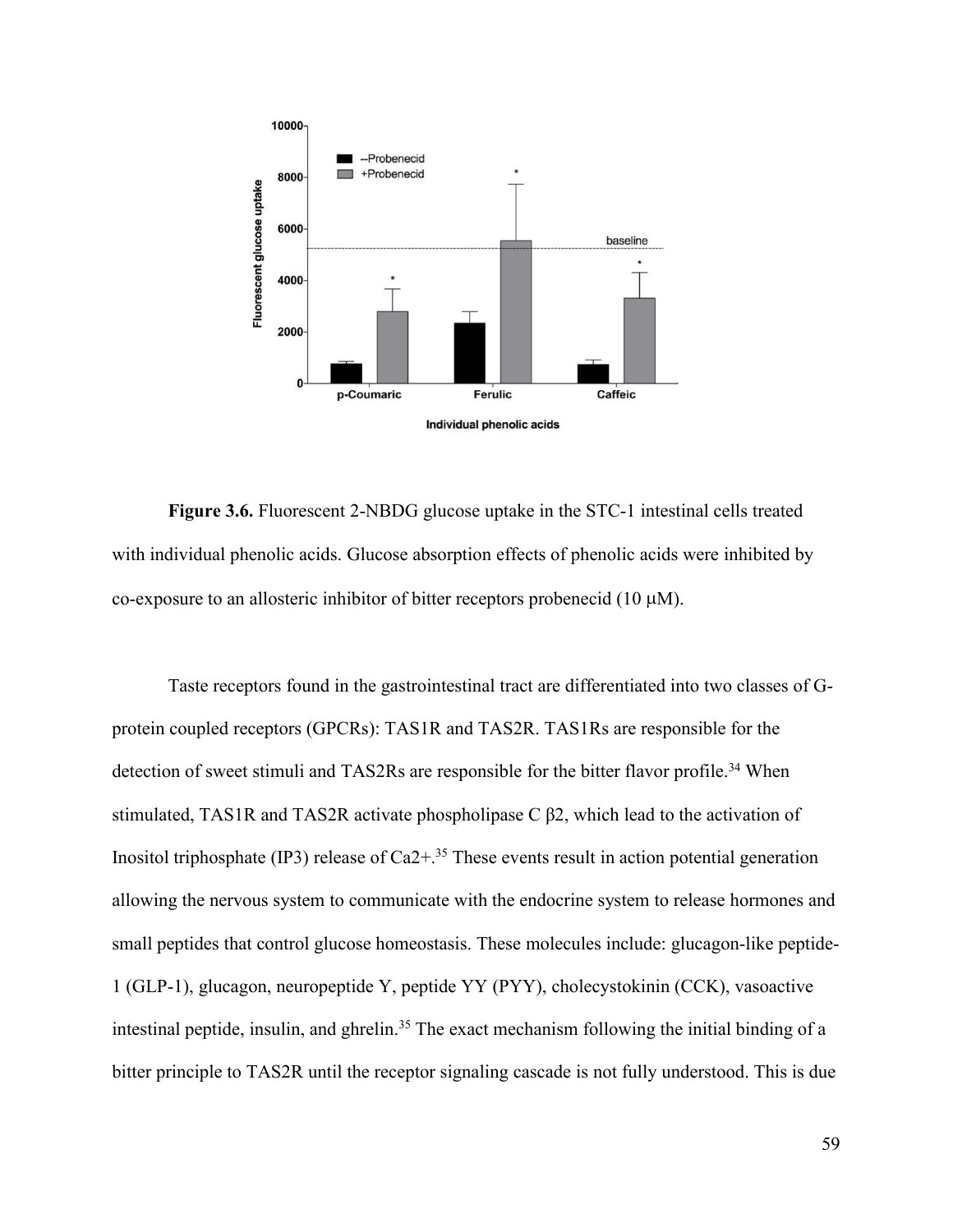**Figure 3.6.** Fluorescent 2-NBDG glucose uptake in the STC-1 intestinal cells treated with individual phenolic acids. Glucose absorption effects of phenolic acids were inhibited by co-exposure to an allosteric inhibitor of bitter receptors probenecid (10 μM).

Taste receptors found in the gastrointestinal tract are differentiated into two classes of G-protein coupled receptors (GPCRs): TAS1R and TAS2R. TAS1Rs are responsible for the detection of sweet stimuli and TAS2Rs are responsible for the bitter flavor profile.[34] When stimulated, TAS1R and TAS2R activate phospholipase C β2, which lead to the activation of Inositol triphosphate (IP3) release of $Ca2+$.[35] These events result in action potential generation allowing the nervous system to communicate with the endocrine system to release hormones and small peptides that control glucose homeostasis. These molecules include: glucagon-like peptide-1 (GLP-1), glucagon, neuropeptide Y, peptide YY (PYY), cholecystokinin (CCK), vasoactive intestinal peptide, insulin, and ghrelin.[35] The exact mechanism following the initial binding of a bitter principle to TAS2R until the receptor signaling cascade is not fully understood. This is due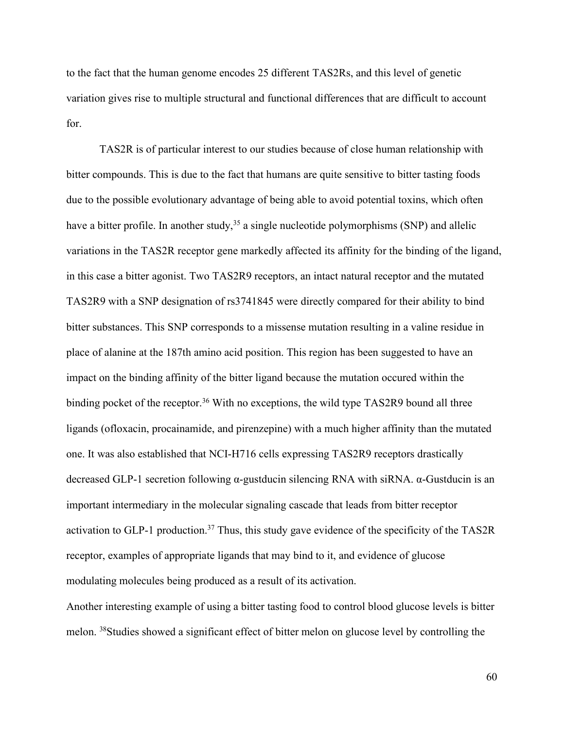to the fact that the human genome encodes 25 different TAS2Rs, and this level of genetic variation gives rise to multiple structural and functional differences that are difficult to account for.

TAS2R is of particular interest to our studies because of close human relationship with bitter compounds. This is due to the fact that humans are quite sensitive to bitter tasting foods due to the possible evolutionary advantage of being able to avoid potential toxins, which often have a bitter profile. In another study,[35] a single nucleotide polymorphisms (SNP) and allelic variations in the TAS2R receptor gene markedly affected its affinity for the binding of the ligand, in this case a bitter agonist. Two TAS2R9 receptors, an intact natural receptor and the mutated TAS2R9 with a SNP designation of rs3741845 were directly compared for their ability to bind bitter substances. This SNP corresponds to a missense mutation resulting in a valine residue in place of alanine at the 187th amino acid position. This region has been suggested to have an impact on the binding affinity of the bitter ligand because the mutation occured within the binding pocket of the receptor.[36] With no exceptions, the wild type TAS2R9 bound all three ligands (ofloxacin, procainamide, and pirenzepine) with a much higher affinity than the mutated one. It was also established that NCI-H716 cells expressing TAS2R9 receptors drastically decreased GLP-1 secretion following α-gustducin silencing RNA with siRNA. α-Gustducin is an important intermediary in the molecular signaling cascade that leads from bitter receptor activation to GLP-1 production.[37] Thus, this study gave evidence of the specificity of the TAS2R receptor, examples of appropriate ligands that may bind to it, and evidence of glucose modulating molecules being produced as a result of its activation.

Another interesting example of using a bitter tasting food to control blood glucose levels is bitter melon. [38]Studies showed a significant effect of bitter melon on glucose level by controlling the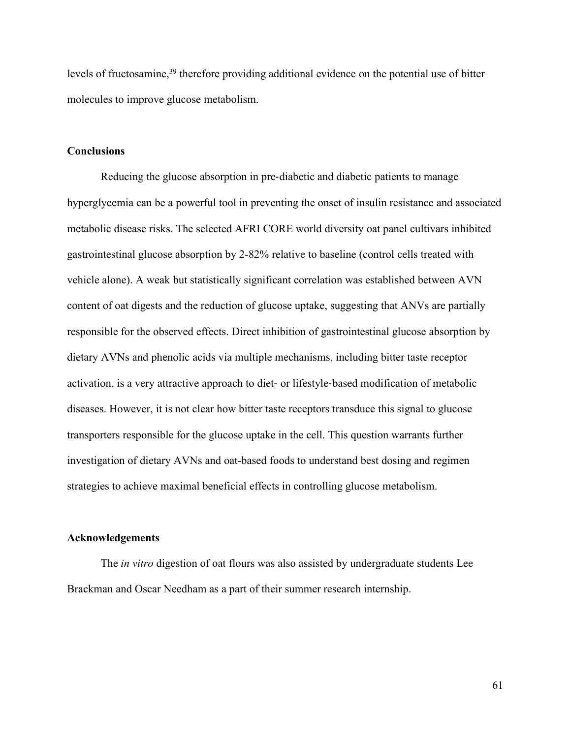levels of fructosamine,[39] therefore providing additional evidence on the potential use of bitter molecules to improve glucose metabolism.

## Conclusions

Reducing the glucose absorption in pre-diabetic and diabetic patients to manage hyperglycemia can be a powerful tool in preventing the onset of insulin resistance and associated metabolic disease risks. The selected AFRI CORE world diversity oat panel cultivars inhibited gastrointestinal glucose absorption by 2-82% relative to baseline (control cells treated with vehicle alone). A weak but statistically significant correlation was established between AVN content of oat digests and the reduction of glucose uptake, suggesting that ANVs are partially responsible for the observed effects. Direct inhibition of gastrointestinal glucose absorption by dietary AVNs and phenolic acids via multiple mechanisms, including bitter taste receptor activation, is a very attractive approach to diet- or lifestyle-based modification of metabolic diseases. However, it is not clear how bitter taste receptors transduce this signal to glucose transporters responsible for the glucose uptake in the cell. This question warrants further investigation of dietary AVNs and oat-based foods to understand best dosing and regimen strategies to achieve maximal beneficial effects in controlling glucose metabolism.

## Acknowledgements

The *in vitro* digestion of oat flours was also assisted by undergraduate students Lee Brackman and Oscar Needham as a part of their summer research internship.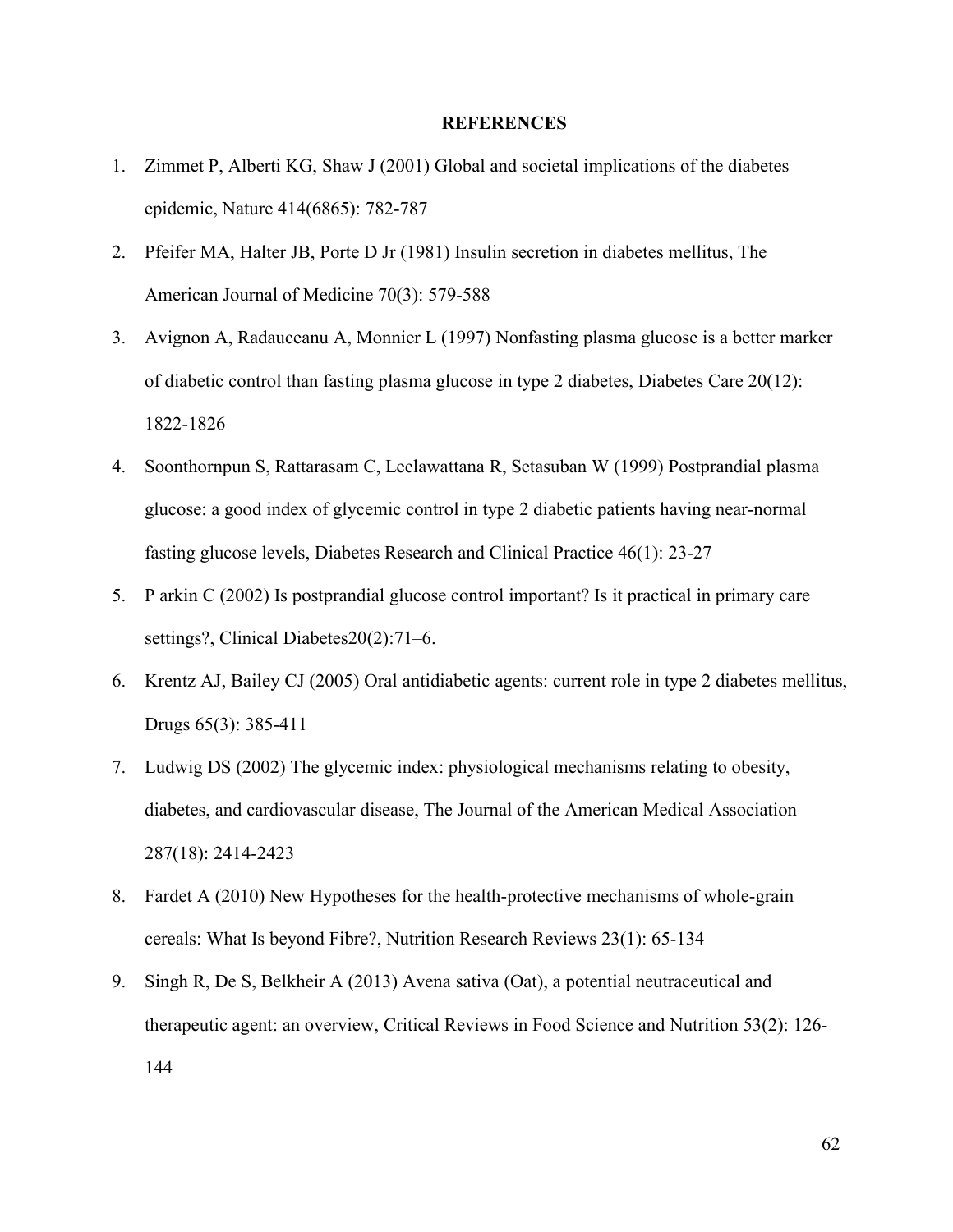## REFERENCES

1. Zimmet P, Alberti KG, Shaw J (2001) Global and societal implications of the diabetes epidemic, Nature 414(6865): 782-787
2. Pfeifer MA, Halter JB, Porte D Jr (1981) Insulin secretion in diabetes mellitus, The American Journal of Medicine 70(3): 579-588
3. Avignon A, Radauceanu A, Monnier L (1997) Nonfasting plasma glucose is a better marker of diabetic control than fasting plasma glucose in type 2 diabetes, Diabetes Care 20(12): 1822-1826
4. Soonthornpun S, Rattarasam C, Leelawattana R, Setasuban W (1999) Postprandial plasma glucose: a good index of glycemic control in type 2 diabetic patients having near-normal fasting glucose levels, Diabetes Research and Clinical Practice 46(1): 23-27
5. P arkin C (2002) Is postprandial glucose control important? Is it practical in primary care settings?, Clinical Diabetes20(2):71–6.
6. Krentz AJ, Bailey CJ (2005) Oral antidiabetic agents: current role in type 2 diabetes mellitus, Drugs 65(3): 385-411
7. Ludwig DS (2002) The glycemic index: physiological mechanisms relating to obesity, diabetes, and cardiovascular disease, The Journal of the American Medical Association 287(18): 2414-2423
8. Fardet A (2010) New Hypotheses for the health-protective mechanisms of whole-grain cereals: What Is beyond Fibre?, Nutrition Research Reviews 23(1): 65-134
9. Singh R, De S, Belkheir A (2013) Avena sativa (Oat), a potential neutraceutical and therapeutic agent: an overview, Critical Reviews in Food Science and Nutrition 53(2): 126-144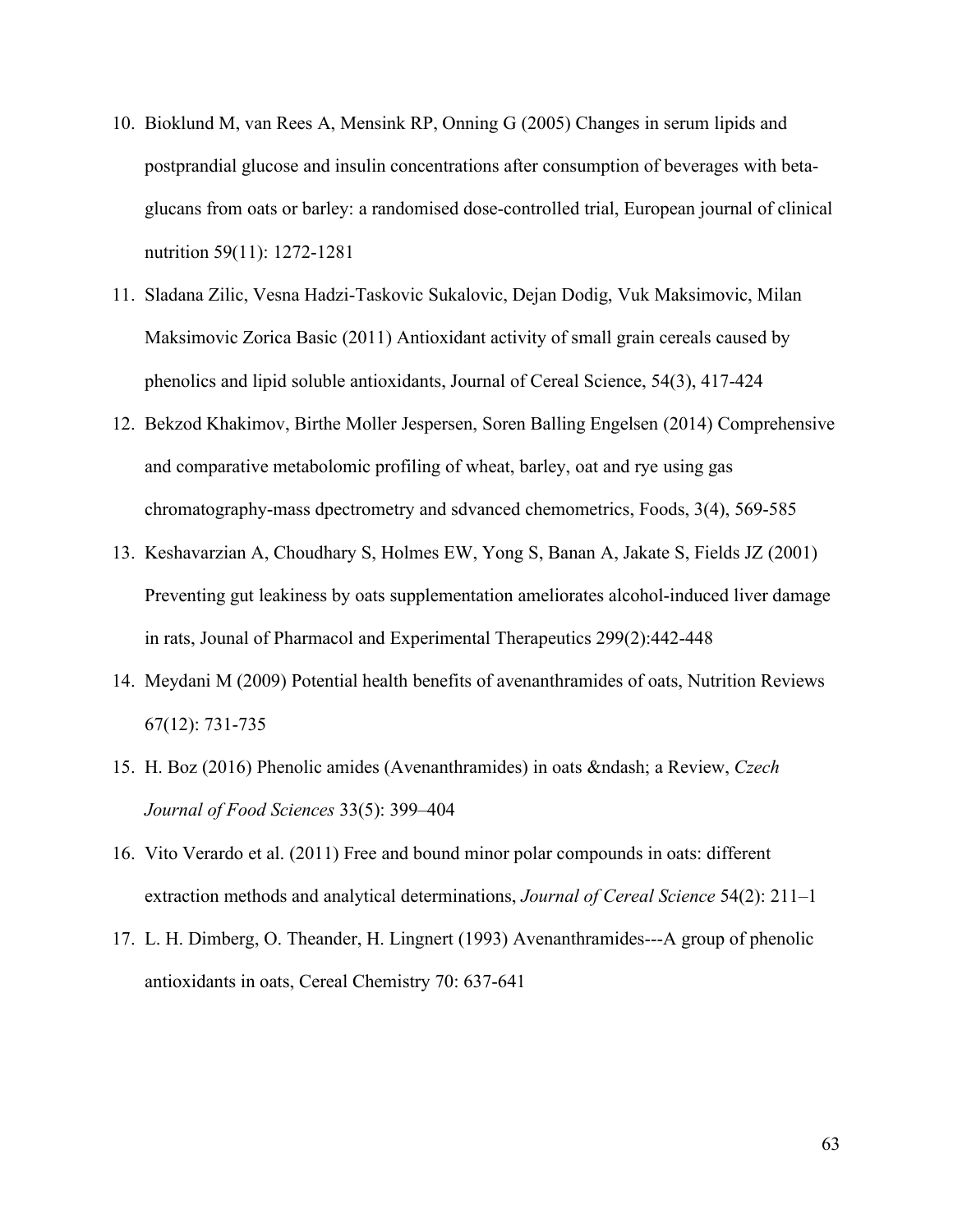10. Bioklund M, van Rees A, Mensink RP, Onning G (2005) Changes in serum lipids and postprandial glucose and insulin concentrations after consumption of beverages with beta-glucans from oats or barley: a randomised dose-controlled trial, European journal of clinical nutrition 59(11): 1272-1281
11. Sladana Zilic, Vesna Hadzi-Taskovic Sukalovic, Dejan Dodig, Vuk Maksimovic, Milan Maksimovic Zorica Basic (2011) Antioxidant activity of small grain cereals caused by phenolics and lipid soluble antioxidants, Journal of Cereal Science, 54(3), 417-424
12. Bekzod Khakimov, Birthe Moller Jespersen, Soren Balling Engelsen (2014) Comprehensive and comparative metabolomic profiling of wheat, barley, oat and rye using gas chromatography-mass dpectrometry and sdvanced chemometrics, Foods, 3(4), 569-585
13. Keshavarzian A, Choudhary S, Holmes EW, Yong S, Banan A, Jakate S, Fields JZ (2001) Preventing gut leakiness by oats supplementation ameliorates alcohol-induced liver damage in rats, Jounal of Pharmacol and Experimental Therapeutics 299(2):442-448
14. Meydani M (2009) Potential health benefits of avenanthramides of oats, Nutrition Reviews 67(12): 731-735
15. H. Boz (2016) Phenolic amides (Avenanthramides) in oats &ndash; a Review, *Czech Journal of Food Sciences* 33(5): 399–404
16. Vito Verardo et al. (2011) Free and bound minor polar compounds in oats: different extraction methods and analytical determinations, *Journal of Cereal Science* 54(2): 211–1
17. L. H. Dimberg, O. Theander, H. Lingnert (1993) Avenanthramides---A group of phenolic antioxidants in oats, Cereal Chemistry 70: 637-641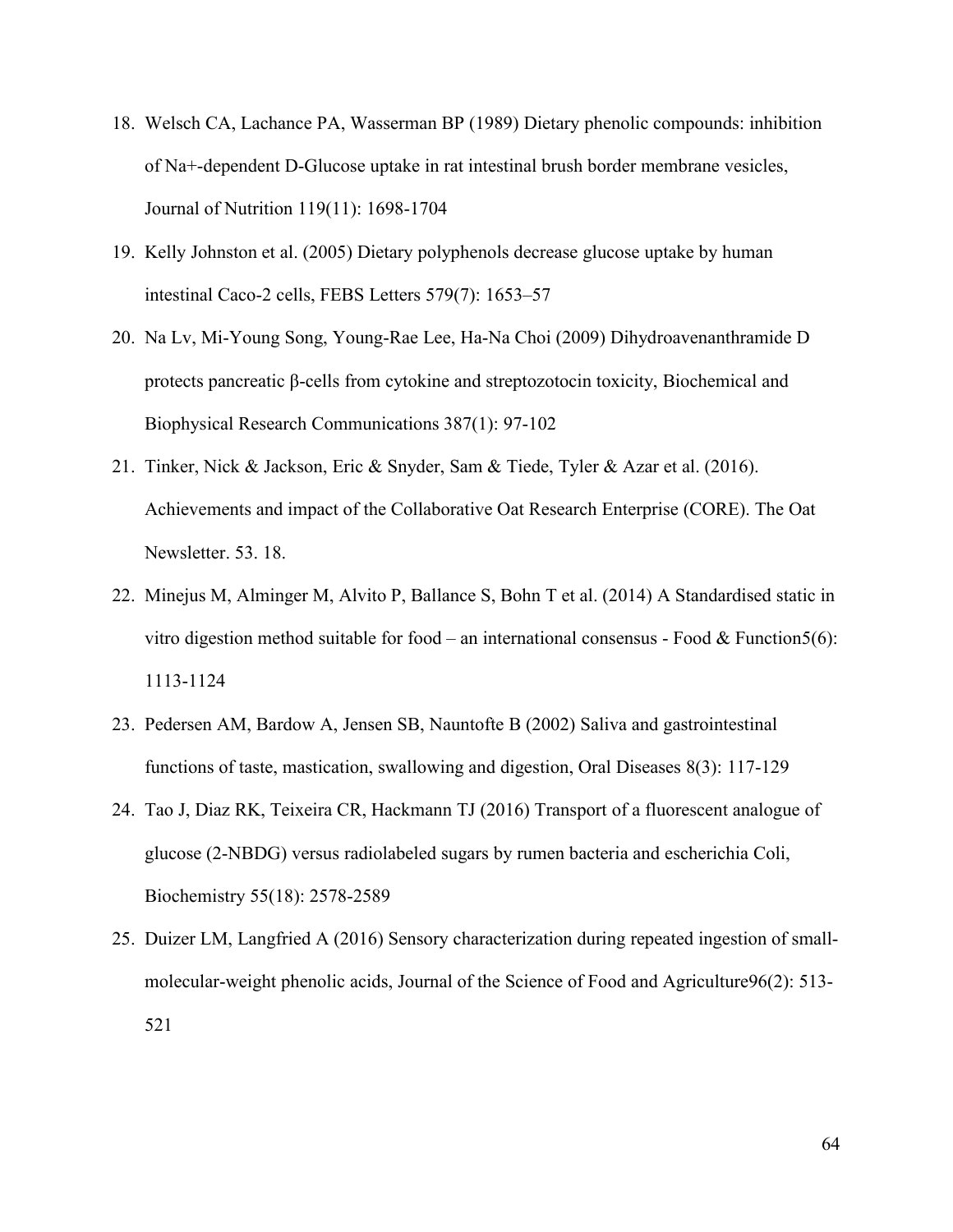18. Welsch CA, Lachance PA, Wasserman BP (1989) Dietary phenolic compounds: inhibition of Na+-dependent D-Glucose uptake in rat intestinal brush border membrane vesicles, Journal of Nutrition 119(11): 1698-1704
19. Kelly Johnston et al. (2005) Dietary polyphenols decrease glucose uptake by human intestinal Caco-2 cells, FEBS Letters 579(7): 1653–57
20. Na Lv, Mi-Young Song, Young-Rae Lee, Ha-Na Choi (2009) Dihydroavenanthramide D protects pancreatic β-cells from cytokine and streptozotocin toxicity, Biochemical and Biophysical Research Communications 387(1): 97-102
21. Tinker, Nick & Jackson, Eric & Snyder, Sam & Tiede, Tyler & Azar et al. (2016). Achievements and impact of the Collaborative Oat Research Enterprise (CORE). The Oat Newsletter. 53. 18.
22. Minejus M, Alminger M, Alvito P, Ballance S, Bohn T et al. (2014) A Standardised static in vitro digestion method suitable for food – an international consensus - Food & Function5(6): 1113-1124
23. Pedersen AM, Bardow A, Jensen SB, Nauntofte B (2002) Saliva and gastrointestinal functions of taste, mastication, swallowing and digestion, Oral Diseases 8(3): 117-129
24. Tao J, Diaz RK, Teixeira CR, Hackmann TJ (2016) Transport of a fluorescent analogue of glucose (2-NBDG) versus radiolabeled sugars by rumen bacteria and escherichia Coli, Biochemistry 55(18): 2578-2589
25. Duizer LM, Langfried A (2016) Sensory characterization during repeated ingestion of small-molecular-weight phenolic acids, Journal of the Science of Food and Agriculture96(2): 513-521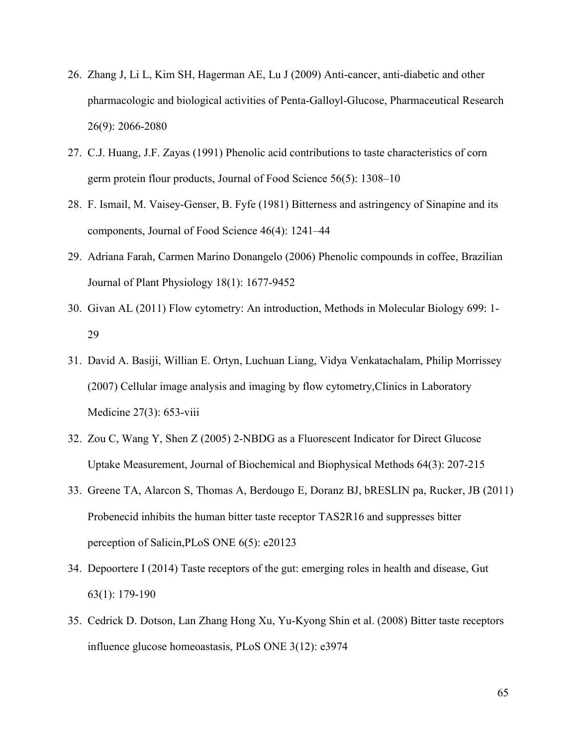26. Zhang J, Li L, Kim SH, Hagerman AE, Lu J (2009) Anti-cancer, anti-diabetic and other pharmacologic and biological activities of Penta-Galloyl-Glucose, Pharmaceutical Research 26(9): 2066-2080
27. C.J. Huang, J.F. Zayas (1991) Phenolic acid contributions to taste characteristics of corn germ protein flour products, Journal of Food Science 56(5): 1308–10
28. F. Ismail, M. Vaisey-Genser, B. Fyfe (1981) Bitterness and astringency of Sinapine and its components, Journal of Food Science 46(4): 1241–44
29. Adriana Farah, Carmen Marino Donangelo (2006) Phenolic compounds in coffee, Brazilian Journal of Plant Physiology 18(1): 1677-9452
30. Givan AL (2011) Flow cytometry: An introduction, Methods in Molecular Biology 699: 1-29
31. David A. Basiji, Willian E. Ortyn, Luchuan Liang, Vidya Venkatachalam, Philip Morrissey (2007) Cellular image analysis and imaging by flow cytometry,Clinics in Laboratory Medicine 27(3): 653-viii
32. Zou C, Wang Y, Shen Z (2005) 2-NBDG as a Fluorescent Indicator for Direct Glucose Uptake Measurement, Journal of Biochemical and Biophysical Methods 64(3): 207-215
33. Greene TA, Alarcon S, Thomas A, Berdougo E, Doranz BJ, bRESLIN pa, Rucker, JB (2011) Probenecid inhibits the human bitter taste receptor TAS2R16 and suppresses bitter perception of Salicin,PLoS ONE 6(5): e20123
34. Depoortere I (2014) Taste receptors of the gut: emerging roles in health and disease, Gut 63(1): 179-190
35. Cedrick D. Dotson, Lan Zhang Hong Xu, Yu-Kyong Shin et al. (2008) Bitter taste receptors influence glucose homeoastasis, PLoS ONE 3(12): e3974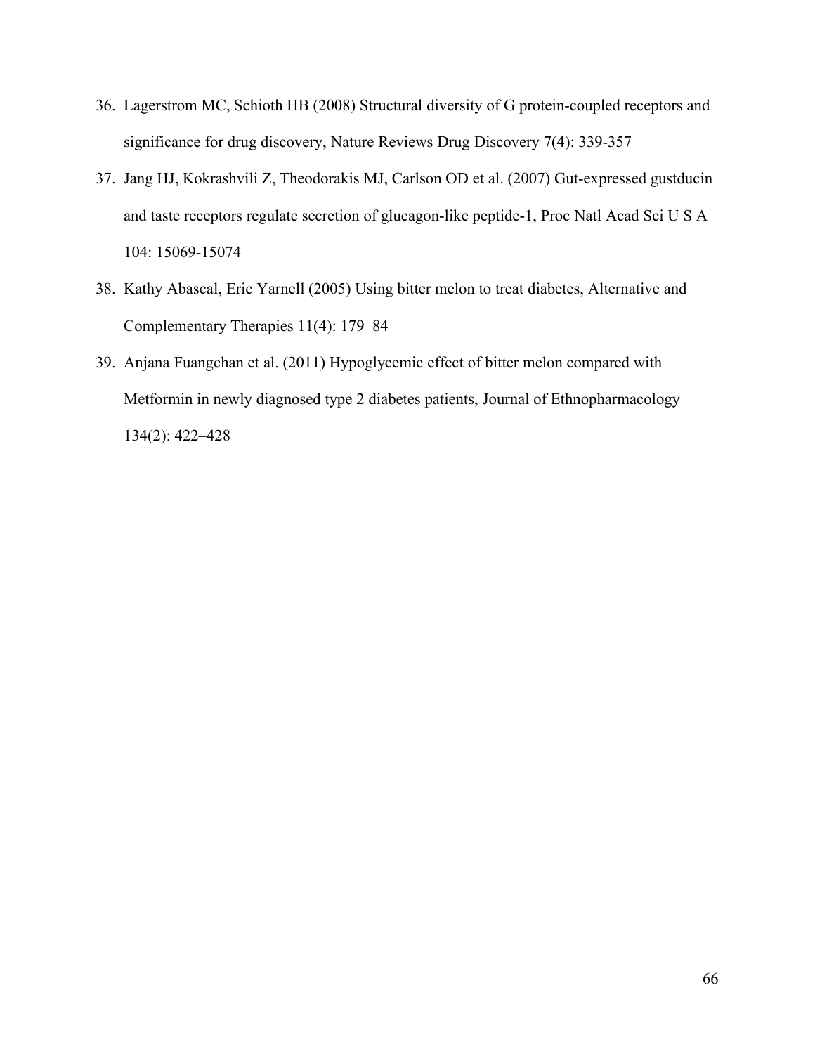36. Lagerstrom MC, Schioth HB (2008) Structural diversity of G protein-coupled receptors and significance for drug discovery, Nature Reviews Drug Discovery 7(4): 339-357
37. Jang HJ, Kokrashvili Z, Theodorakis MJ, Carlson OD et al. (2007) Gut-expressed gustducin and taste receptors regulate secretion of glucagon-like peptide-1, Proc Natl Acad Sci U S A 104: 15069-15074
38. Kathy Abascal, Eric Yarnell (2005) Using bitter melon to treat diabetes, Alternative and Complementary Therapies 11(4): 179–84
39. Anjana Fuangchan et al. (2011) Hypoglycemic effect of bitter melon compared with Metformin in newly diagnosed type 2 diabetes patients, Journal of Ethnopharmacology 134(2): 422–428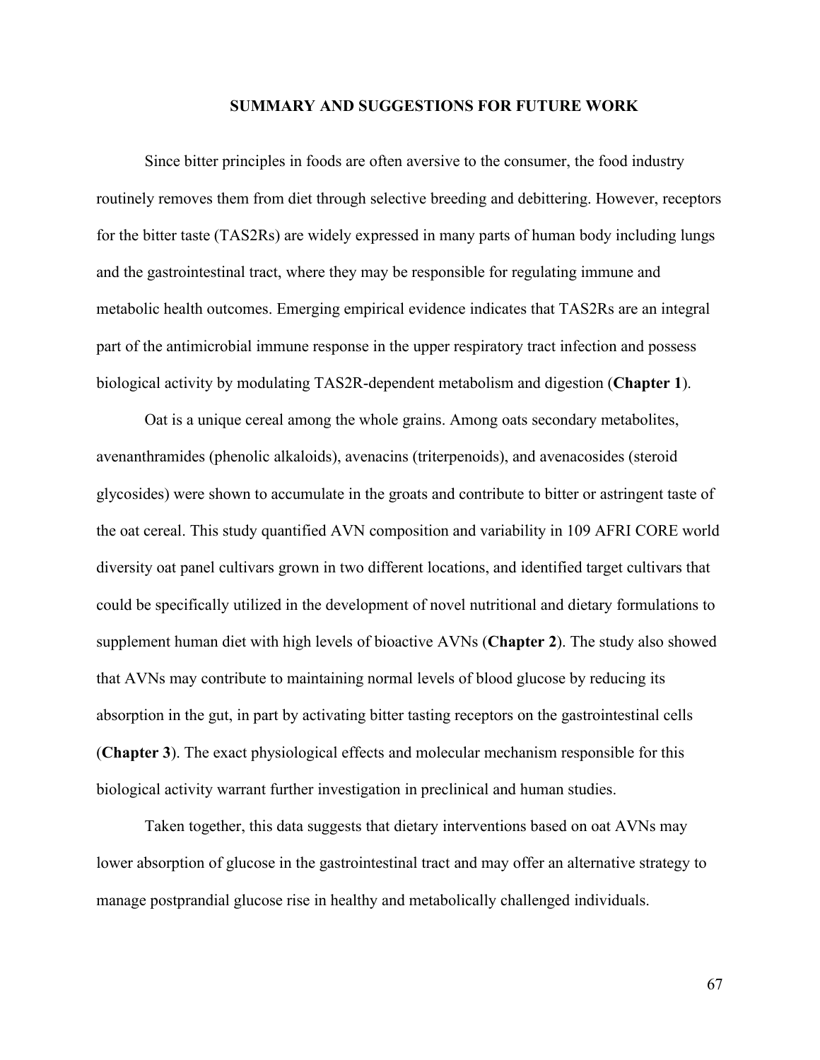# SUMMARY AND SUGGESTIONS FOR FUTURE WORK

Since bitter principles in foods are often aversive to the consumer, the food industry routinely removes them from diet through selective breeding and debittering. However, receptors for the bitter taste (TAS2Rs) are widely expressed in many parts of human body including lungs and the gastrointestinal tract, where they may be responsible for regulating immune and metabolic health outcomes. Emerging empirical evidence indicates that TAS2Rs are an integral part of the antimicrobial immune response in the upper respiratory tract infection and possess biological activity by modulating TAS2R-dependent metabolism and digestion (**Chapter 1**).

Oat is a unique cereal among the whole grains. Among oats secondary metabolites, avenanthramides (phenolic alkaloids), avenacins (triterpenoids), and avenacosides (steroid glycosides) were shown to accumulate in the groats and contribute to bitter or astringent taste of the oat cereal. This study quantified AVN composition and variability in 109 AFRI CORE world diversity oat panel cultivars grown in two different locations, and identified target cultivars that could be specifically utilized in the development of novel nutritional and dietary formulations to supplement human diet with high levels of bioactive AVNs (**Chapter 2**). The study also showed that AVNs may contribute to maintaining normal levels of blood glucose by reducing its absorption in the gut, in part by activating bitter tasting receptors on the gastrointestinal cells (**Chapter 3**). The exact physiological effects and molecular mechanism responsible for this biological activity warrant further investigation in preclinical and human studies.

Taken together, this data suggests that dietary interventions based on oat AVNs may lower absorption of glucose in the gastrointestinal tract and may offer an alternative strategy to manage postprandial glucose rise in healthy and metabolically challenged individuals.